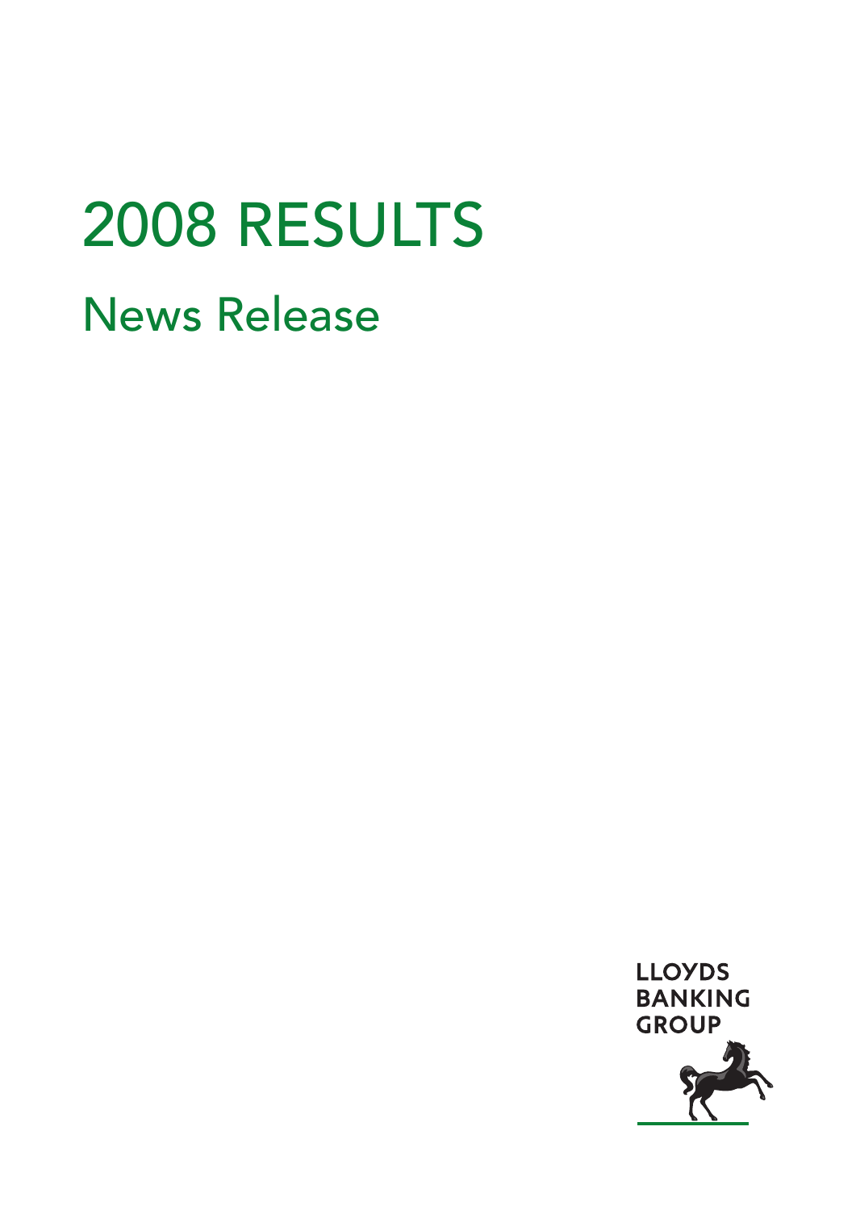# 2008 RESULTS

## News Release

LLOYDS
BANKING
GROUP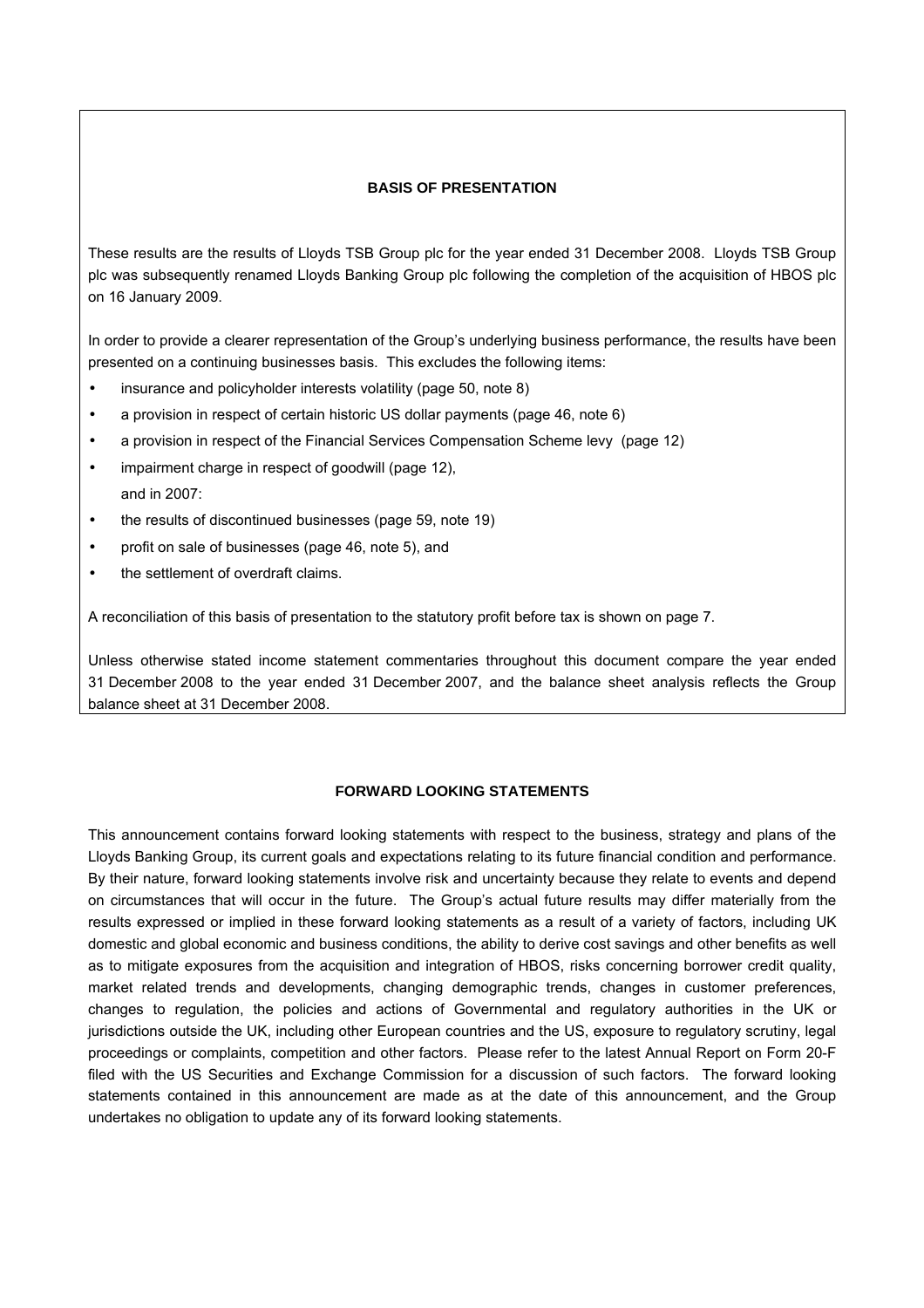## BASIS OF PRESENTATION

These results are the results of Lloyds TSB Group plc for the year ended 31 December 2008. Lloyds TSB Group plc was subsequently renamed Lloyds Banking Group plc following the completion of the acquisition of HBOS plc on 16 January 2009.

In order to provide a clearer representation of the Group's underlying business performance, the results have been presented on a continuing businesses basis. This excludes the following items:

- insurance and policyholder interests volatility (page 50, note 8)
- a provision in respect of certain historic US dollar payments (page 46, note 6)
- a provision in respect of the Financial Services Compensation Scheme levy (page 12)
- impairment charge in respect of goodwill (page 12),

  and in 2007:
- the results of discontinued businesses (page 59, note 19)
- profit on sale of businesses (page 46, note 5), and
- the settlement of overdraft claims.

A reconciliation of this basis of presentation to the statutory profit before tax is shown on page 7.

Unless otherwise stated income statement commentaries throughout this document compare the year ended 31 December 2008 to the year ended 31 December 2007, and the balance sheet analysis reflects the Group balance sheet at 31 December 2008.

## FORWARD LOOKING STATEMENTS

This announcement contains forward looking statements with respect to the business, strategy and plans of the Lloyds Banking Group, its current goals and expectations relating to its future financial condition and performance. By their nature, forward looking statements involve risk and uncertainty because they relate to events and depend on circumstances that will occur in the future. The Group's actual future results may differ materially from the results expressed or implied in these forward looking statements as a result of a variety of factors, including UK domestic and global economic and business conditions, the ability to derive cost savings and other benefits as well as to mitigate exposures from the acquisition and integration of HBOS, risks concerning borrower credit quality, market related trends and developments, changing demographic trends, changes in customer preferences, changes to regulation, the policies and actions of Governmental and regulatory authorities in the UK or jurisdictions outside the UK, including other European countries and the US, exposure to regulatory scrutiny, legal proceedings or complaints, competition and other factors. Please refer to the latest Annual Report on Form 20-F filed with the US Securities and Exchange Commission for a discussion of such factors. The forward looking statements contained in this announcement are made as at the date of this announcement, and the Group undertakes no obligation to update any of its forward looking statements.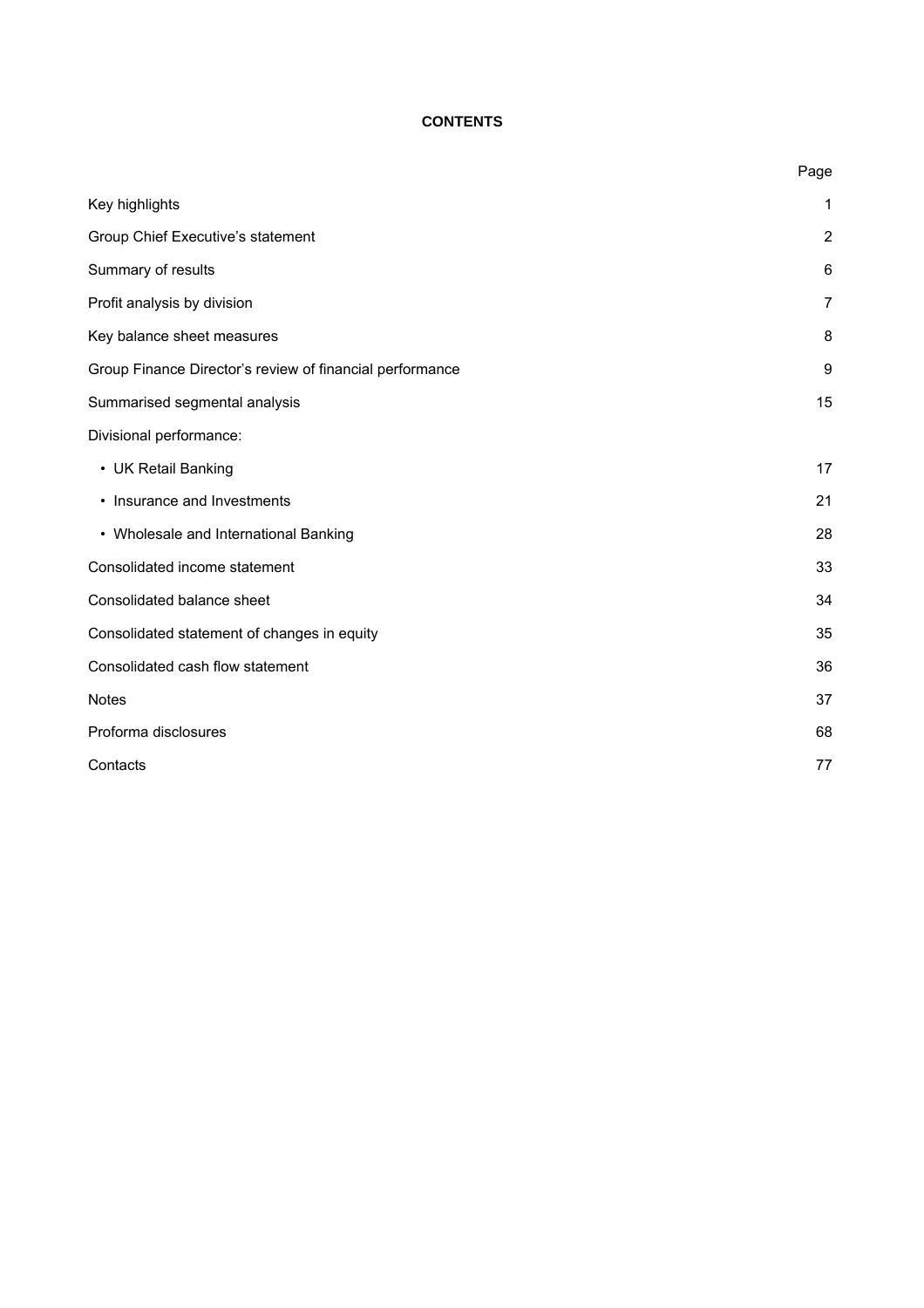# CONTENTS

| | Page |
|---|---|
| Key highlights | 1 |
| Group Chief Executive's statement | 2 |
| Summary of results | 6 |
| Profit analysis by division | 7 |
| Key balance sheet measures | 8 |
| Group Finance Director's review of financial performance | 9 |
| Summarised segmental analysis | 15 |
| Divisional performance: | |
| • UK Retail Banking | 17 |
| • Insurance and Investments | 21 |
| • Wholesale and International Banking | 28 |
| Consolidated income statement | 33 |
| Consolidated balance sheet | 34 |
| Consolidated statement of changes in equity | 35 |
| Consolidated cash flow statement | 36 |
| Notes | 37 |
| Proforma disclosures | 68 |
| Contacts | 77 |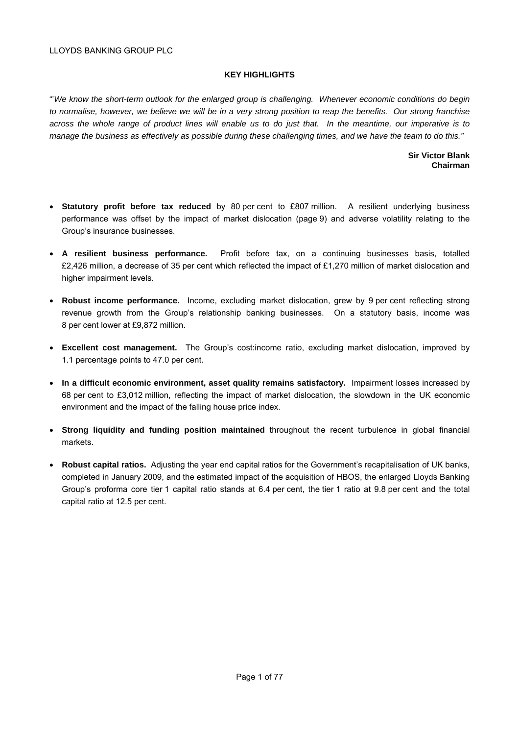LLOYDS BANKING GROUP PLC

## KEY HIGHLIGHTS

"'*We know the short-term outlook for the enlarged group is challenging. Whenever economic conditions do begin to normalise, however, we believe we will be in a very strong position to reap the benefits. Our strong franchise across the whole range of product lines will enable us to do just that. In the meantime, our imperative is to manage the business as effectively as possible during these challenging times, and we have the team to do this."*

**Sir Victor Blank**
**Chairman**

- **Statutory profit before tax reduced** by 80 per cent to £807 million. A resilient underlying business performance was offset by the impact of market dislocation (page 9) and adverse volatility relating to the Group's insurance businesses.

- **A resilient business performance.** Profit before tax, on a continuing businesses basis, totalled £2,426 million, a decrease of 35 per cent which reflected the impact of £1,270 million of market dislocation and higher impairment levels.

- **Robust income performance.** Income, excluding market dislocation, grew by 9 per cent reflecting strong revenue growth from the Group's relationship banking businesses. On a statutory basis, income was 8 per cent lower at £9,872 million.

- **Excellent cost management.** The Group's cost:income ratio, excluding market dislocation, improved by 1.1 percentage points to 47.0 per cent.

- **In a difficult economic environment, asset quality remains satisfactory.** Impairment losses increased by 68 per cent to £3,012 million, reflecting the impact of market dislocation, the slowdown in the UK economic environment and the impact of the falling house price index.

- **Strong liquidity and funding position maintained** throughout the recent turbulence in global financial markets.

- **Robust capital ratios.** Adjusting the year end capital ratios for the Government's recapitalisation of UK banks, completed in January 2009, and the estimated impact of the acquisition of HBOS, the enlarged Lloyds Banking Group's proforma core tier 1 capital ratio stands at 6.4 per cent, the tier 1 ratio at 9.8 per cent and the total capital ratio at 12.5 per cent.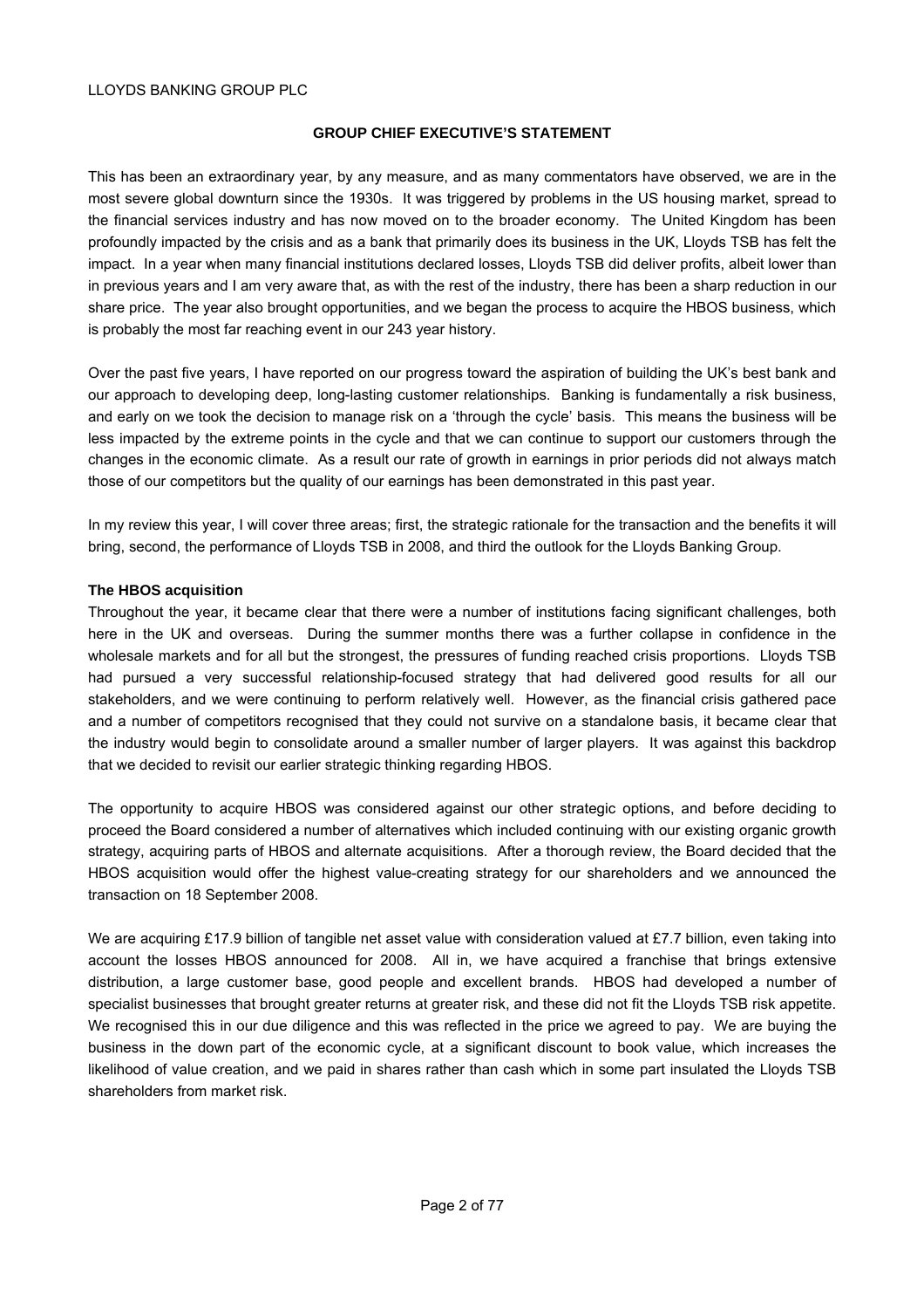## GROUP CHIEF EXECUTIVE'S STATEMENT

This has been an extraordinary year, by any measure, and as many commentators have observed, we are in the most severe global downturn since the 1930s. It was triggered by problems in the US housing market, spread to the financial services industry and has now moved on to the broader economy. The United Kingdom has been profoundly impacted by the crisis and as a bank that primarily does its business in the UK, Lloyds TSB has felt the impact. In a year when many financial institutions declared losses, Lloyds TSB did deliver profits, albeit lower than in previous years and I am very aware that, as with the rest of the industry, there has been a sharp reduction in our share price. The year also brought opportunities, and we began the process to acquire the HBOS business, which is probably the most far reaching event in our 243 year history.

Over the past five years, I have reported on our progress toward the aspiration of building the UK's best bank and our approach to developing deep, long-lasting customer relationships. Banking is fundamentally a risk business, and early on we took the decision to manage risk on a 'through the cycle' basis. This means the business will be less impacted by the extreme points in the cycle and that we can continue to support our customers through the changes in the economic climate. As a result our rate of growth in earnings in prior periods did not always match those of our competitors but the quality of our earnings has been demonstrated in this past year.

In my review this year, I will cover three areas; first, the strategic rationale for the transaction and the benefits it will bring, second, the performance of Lloyds TSB in 2008, and third the outlook for the Lloyds Banking Group.

### The HBOS acquisition

Throughout the year, it became clear that there were a number of institutions facing significant challenges, both here in the UK and overseas. During the summer months there was a further collapse in confidence in the wholesale markets and for all but the strongest, the pressures of funding reached crisis proportions. Lloyds TSB had pursued a very successful relationship-focused strategy that had delivered good results for all our stakeholders, and we were continuing to perform relatively well. However, as the financial crisis gathered pace and a number of competitors recognised that they could not survive on a standalone basis, it became clear that the industry would begin to consolidate around a smaller number of larger players. It was against this backdrop that we decided to revisit our earlier strategic thinking regarding HBOS.

The opportunity to acquire HBOS was considered against our other strategic options, and before deciding to proceed the Board considered a number of alternatives which included continuing with our existing organic growth strategy, acquiring parts of HBOS and alternate acquisitions. After a thorough review, the Board decided that the HBOS acquisition would offer the highest value-creating strategy for our shareholders and we announced the transaction on 18 September 2008.

We are acquiring £17.9 billion of tangible net asset value with consideration valued at £7.7 billion, even taking into account the losses HBOS announced for 2008. All in, we have acquired a franchise that brings extensive distribution, a large customer base, good people and excellent brands. HBOS had developed a number of specialist businesses that brought greater returns at greater risk, and these did not fit the Lloyds TSB risk appetite. We recognised this in our due diligence and this was reflected in the price we agreed to pay. We are buying the business in the down part of the economic cycle, at a significant discount to book value, which increases the likelihood of value creation, and we paid in shares rather than cash which in some part insulated the Lloyds TSB shareholders from market risk.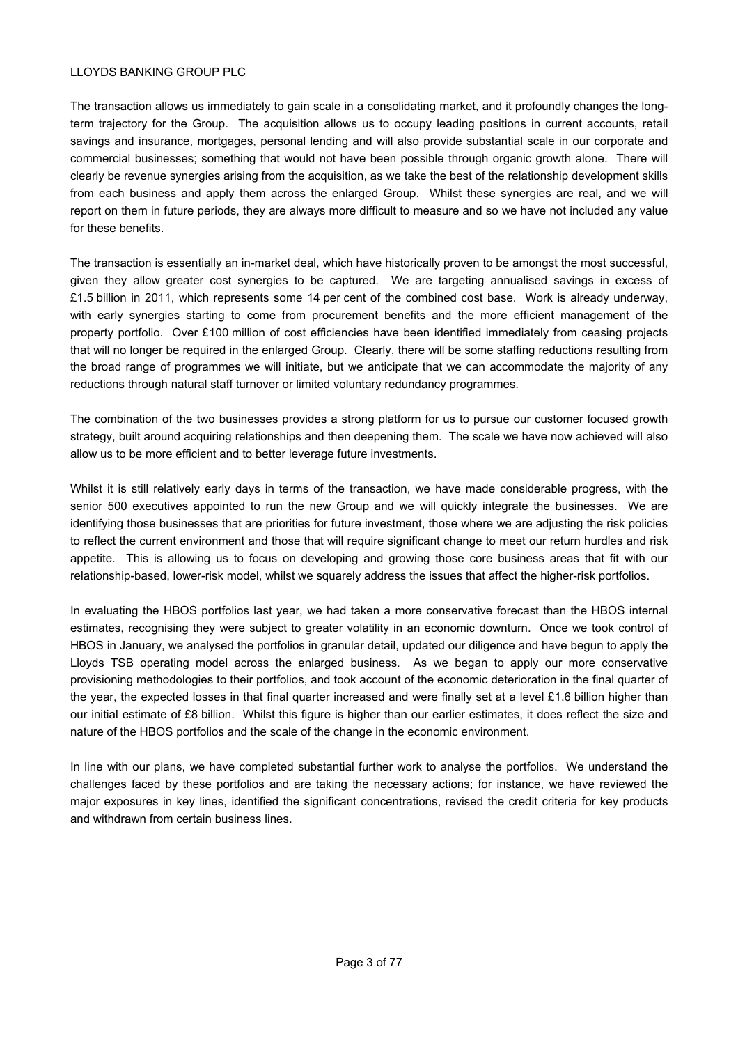The transaction allows us immediately to gain scale in a consolidating market, and it profoundly changes the long-term trajectory for the Group. The acquisition allows us to occupy leading positions in current accounts, retail savings and insurance, mortgages, personal lending and will also provide substantial scale in our corporate and commercial businesses; something that would not have been possible through organic growth alone. There will clearly be revenue synergies arising from the acquisition, as we take the best of the relationship development skills from each business and apply them across the enlarged Group. Whilst these synergies are real, and we will report on them in future periods, they are always more difficult to measure and so we have not included any value for these benefits.

The transaction is essentially an in-market deal, which have historically proven to be amongst the most successful, given they allow greater cost synergies to be captured. We are targeting annualised savings in excess of £1.5 billion in 2011, which represents some 14 per cent of the combined cost base. Work is already underway, with early synergies starting to come from procurement benefits and the more efficient management of the property portfolio. Over £100 million of cost efficiencies have been identified immediately from ceasing projects that will no longer be required in the enlarged Group. Clearly, there will be some staffing reductions resulting from the broad range of programmes we will initiate, but we anticipate that we can accommodate the majority of any reductions through natural staff turnover or limited voluntary redundancy programmes.

The combination of the two businesses provides a strong platform for us to pursue our customer focused growth strategy, built around acquiring relationships and then deepening them. The scale we have now achieved will also allow us to be more efficient and to better leverage future investments.

Whilst it is still relatively early days in terms of the transaction, we have made considerable progress, with the senior 500 executives appointed to run the new Group and we will quickly integrate the businesses. We are identifying those businesses that are priorities for future investment, those where we are adjusting the risk policies to reflect the current environment and those that will require significant change to meet our return hurdles and risk appetite. This is allowing us to focus on developing and growing those core business areas that fit with our relationship-based, lower-risk model, whilst we squarely address the issues that affect the higher-risk portfolios.

In evaluating the HBOS portfolios last year, we had taken a more conservative forecast than the HBOS internal estimates, recognising they were subject to greater volatility in an economic downturn. Once we took control of HBOS in January, we analysed the portfolios in granular detail, updated our diligence and have begun to apply the Lloyds TSB operating model across the enlarged business. As we began to apply our more conservative provisioning methodologies to their portfolios, and took account of the economic deterioration in the final quarter of the year, the expected losses in that final quarter increased and were finally set at a level £1.6 billion higher than our initial estimate of £8 billion. Whilst this figure is higher than our earlier estimates, it does reflect the size and nature of the HBOS portfolios and the scale of the change in the economic environment.

In line with our plans, we have completed substantial further work to analyse the portfolios. We understand the challenges faced by these portfolios and are taking the necessary actions; for instance, we have reviewed the major exposures in key lines, identified the significant concentrations, revised the credit criteria for key products and withdrawn from certain business lines.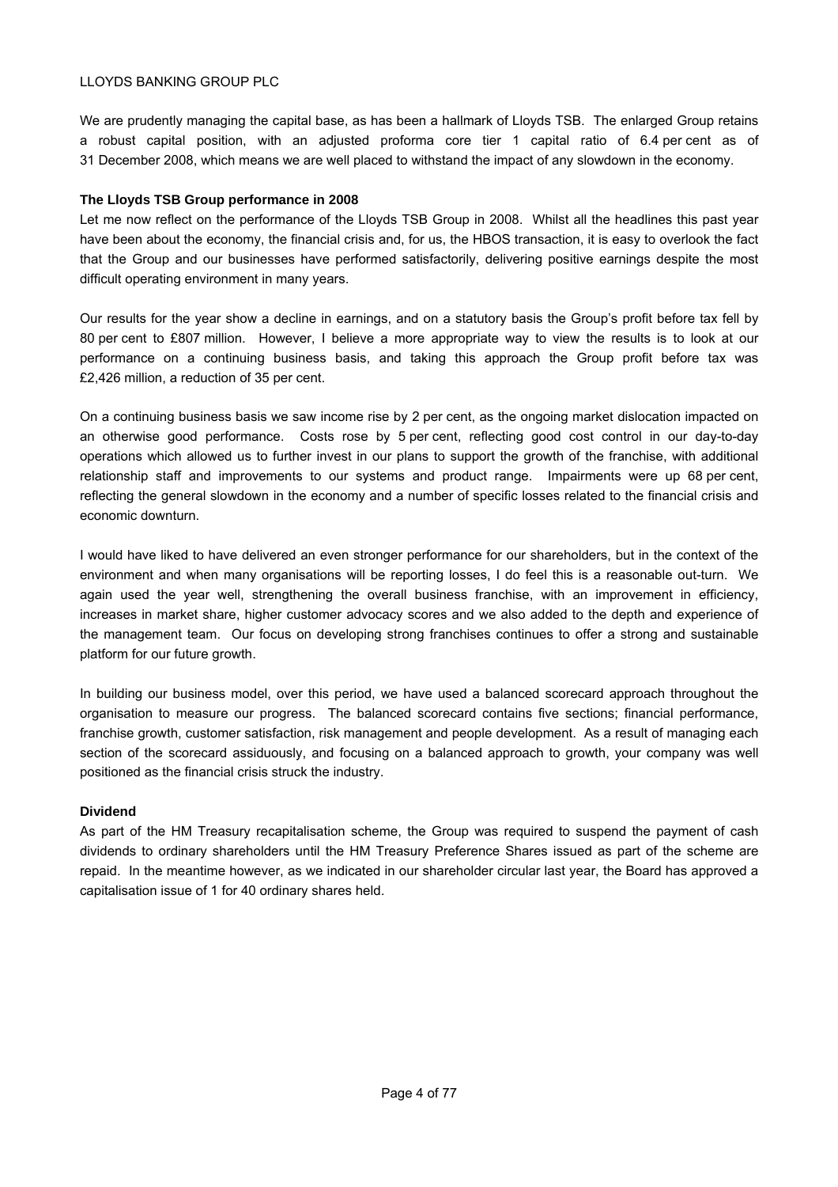We are prudently managing the capital base, as has been a hallmark of Lloyds TSB. The enlarged Group retains a robust capital position, with an adjusted proforma core tier 1 capital ratio of 6.4 per cent as of 31 December 2008, which means we are well placed to withstand the impact of any slowdown in the economy.

**The Lloyds TSB Group performance in 2008**

Let me now reflect on the performance of the Lloyds TSB Group in 2008. Whilst all the headlines this past year have been about the economy, the financial crisis and, for us, the HBOS transaction, it is easy to overlook the fact that the Group and our businesses have performed satisfactorily, delivering positive earnings despite the most difficult operating environment in many years.

Our results for the year show a decline in earnings, and on a statutory basis the Group's profit before tax fell by 80 per cent to £807 million. However, I believe a more appropriate way to view the results is to look at our performance on a continuing business basis, and taking this approach the Group profit before tax was £2,426 million, a reduction of 35 per cent.

On a continuing business basis we saw income rise by 2 per cent, as the ongoing market dislocation impacted on an otherwise good performance. Costs rose by 5 per cent, reflecting good cost control in our day-to-day operations which allowed us to further invest in our plans to support the growth of the franchise, with additional relationship staff and improvements to our systems and product range. Impairments were up 68 per cent, reflecting the general slowdown in the economy and a number of specific losses related to the financial crisis and economic downturn.

I would have liked to have delivered an even stronger performance for our shareholders, but in the context of the environment and when many organisations will be reporting losses, I do feel this is a reasonable out-turn. We again used the year well, strengthening the overall business franchise, with an improvement in efficiency, increases in market share, higher customer advocacy scores and we also added to the depth and experience of the management team. Our focus on developing strong franchises continues to offer a strong and sustainable platform for our future growth.

In building our business model, over this period, we have used a balanced scorecard approach throughout the organisation to measure our progress. The balanced scorecard contains five sections; financial performance, franchise growth, customer satisfaction, risk management and people development. As a result of managing each section of the scorecard assiduously, and focusing on a balanced approach to growth, your company was well positioned as the financial crisis struck the industry.

**Dividend**

As part of the HM Treasury recapitalisation scheme, the Group was required to suspend the payment of cash dividends to ordinary shareholders until the HM Treasury Preference Shares issued as part of the scheme are repaid. In the meantime however, as we indicated in our shareholder circular last year, the Board has approved a capitalisation issue of 1 for 40 ordinary shares held.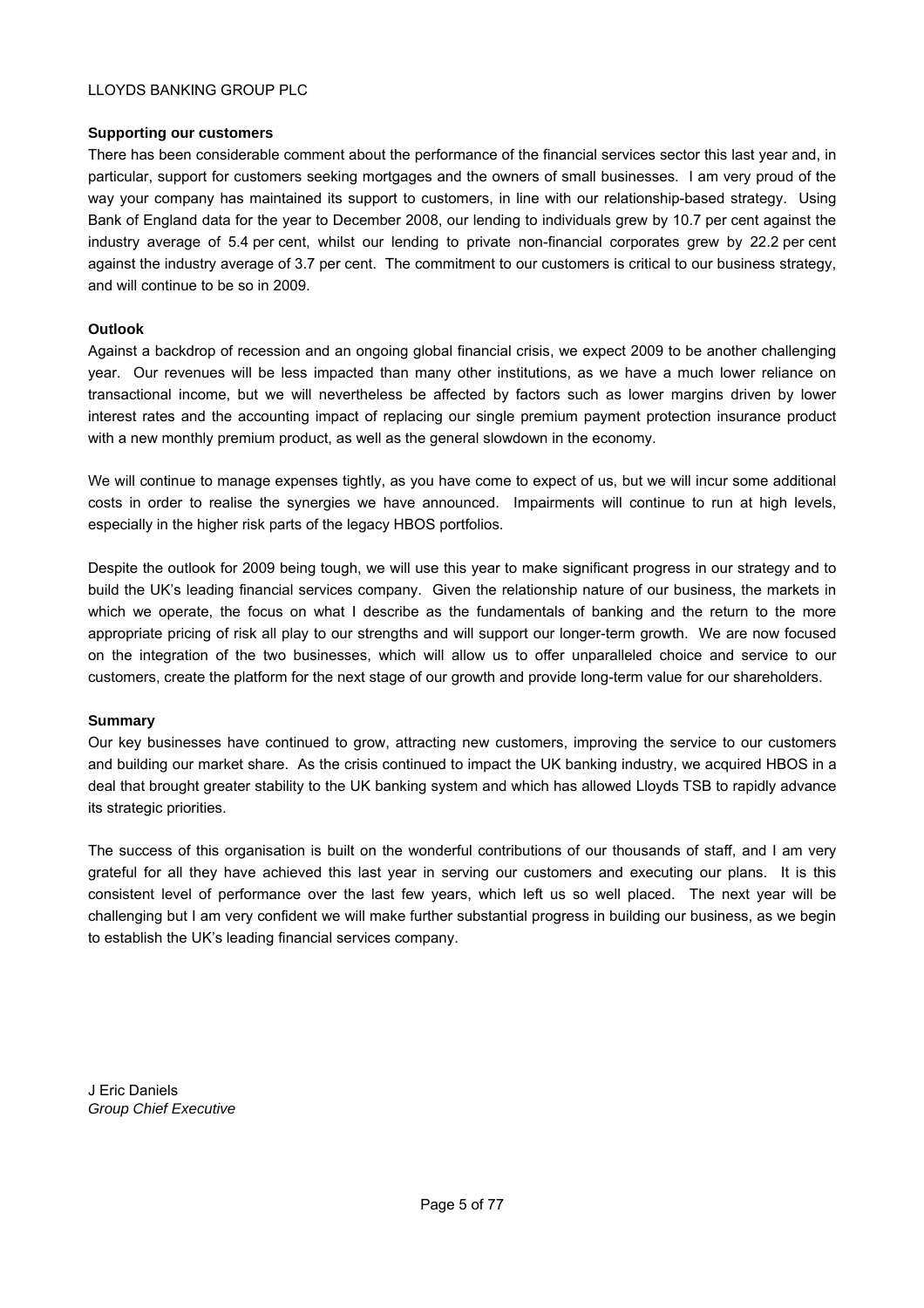**Supporting our customers**

There has been considerable comment about the performance of the financial services sector this last year and, in particular, support for customers seeking mortgages and the owners of small businesses. I am very proud of the way your company has maintained its support to customers, in line with our relationship-based strategy. Using Bank of England data for the year to December 2008, our lending to individuals grew by 10.7 per cent against the industry average of 5.4 per cent, whilst our lending to private non-financial corporates grew by 22.2 per cent against the industry average of 3.7 per cent. The commitment to our customers is critical to our business strategy, and will continue to be so in 2009.

**Outlook**

Against a backdrop of recession and an ongoing global financial crisis, we expect 2009 to be another challenging year. Our revenues will be less impacted than many other institutions, as we have a much lower reliance on transactional income, but we will nevertheless be affected by factors such as lower margins driven by lower interest rates and the accounting impact of replacing our single premium payment protection insurance product with a new monthly premium product, as well as the general slowdown in the economy.

We will continue to manage expenses tightly, as you have come to expect of us, but we will incur some additional costs in order to realise the synergies we have announced. Impairments will continue to run at high levels, especially in the higher risk parts of the legacy HBOS portfolios.

Despite the outlook for 2009 being tough, we will use this year to make significant progress in our strategy and to build the UK's leading financial services company. Given the relationship nature of our business, the markets in which we operate, the focus on what I describe as the fundamentals of banking and the return to the more appropriate pricing of risk all play to our strengths and will support our longer-term growth. We are now focused on the integration of the two businesses, which will allow us to offer unparalleled choice and service to our customers, create the platform for the next stage of our growth and provide long-term value for our shareholders.

**Summary**

Our key businesses have continued to grow, attracting new customers, improving the service to our customers and building our market share. As the crisis continued to impact the UK banking industry, we acquired HBOS in a deal that brought greater stability to the UK banking system and which has allowed Lloyds TSB to rapidly advance its strategic priorities.

The success of this organisation is built on the wonderful contributions of our thousands of staff, and I am very grateful for all they have achieved this last year in serving our customers and executing our plans. It is this consistent level of performance over the last few years, which left us so well placed. The next year will be challenging but I am very confident we will make further substantial progress in building our business, as we begin to establish the UK's leading financial services company.

J Eric Daniels
*Group Chief Executive*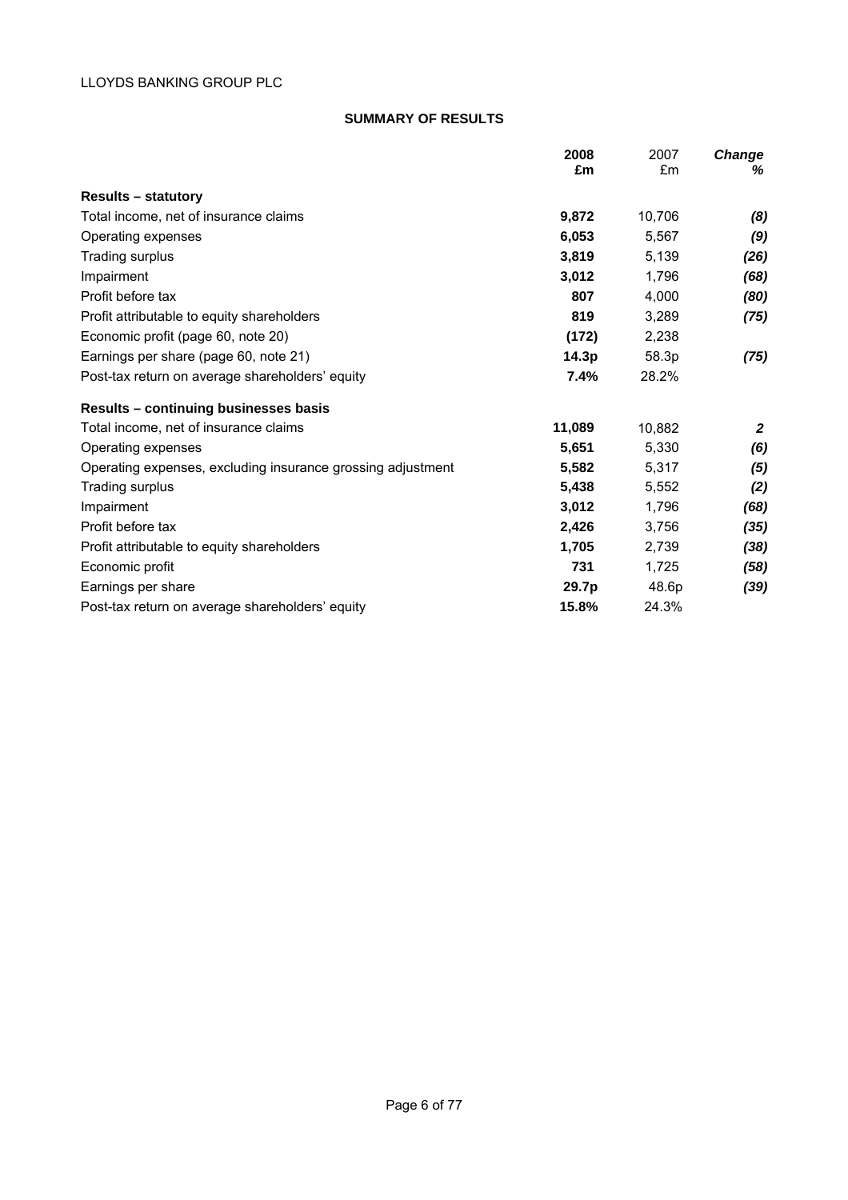LLOYDS BANKING GROUP PLC

## SUMMARY OF RESULTS

| | 2008 £m | 2007 £m | *Change %* |
|---|---|---|---|
| **Results – statutory** | | | |
| Total income, net of insurance claims | **9,872** | 10,706 | ***(8)*** |
| Operating expenses | **6,053** | 5,567 | ***(9)*** |
| Trading surplus | **3,819** | 5,139 | ***(26)*** |
| Impairment | **3,012** | 1,796 | ***(68)*** |
| Profit before tax | **807** | 4,000 | ***(80)*** |
| Profit attributable to equity shareholders | **819** | 3,289 | ***(75)*** |
| Economic profit (page 60, note 20) | **(172)** | 2,238 | |
| Earnings per share (page 60, note 21) | **14.3p** | 58.3p | ***(75)*** |
| Post-tax return on average shareholders' equity | **7.4%** | 28.2% | |
| **Results – continuing businesses basis** | | | |
| Total income, net of insurance claims | **11,089** | 10,882 | ***2*** |
| Operating expenses | **5,651** | 5,330 | ***(6)*** |
| Operating expenses, excluding insurance grossing adjustment | **5,582** | 5,317 | ***(5)*** |
| Trading surplus | **5,438** | 5,552 | ***(2)*** |
| Impairment | **3,012** | 1,796 | ***(68)*** |
| Profit before tax | **2,426** | 3,756 | ***(35)*** |
| Profit attributable to equity shareholders | **1,705** | 2,739 | ***(38)*** |
| Economic profit | **731** | 1,725 | ***(58)*** |
| Earnings per share | **29.7p** | 48.6p | ***(39)*** |
| Post-tax return on average shareholders' equity | **15.8%** | 24.3% | |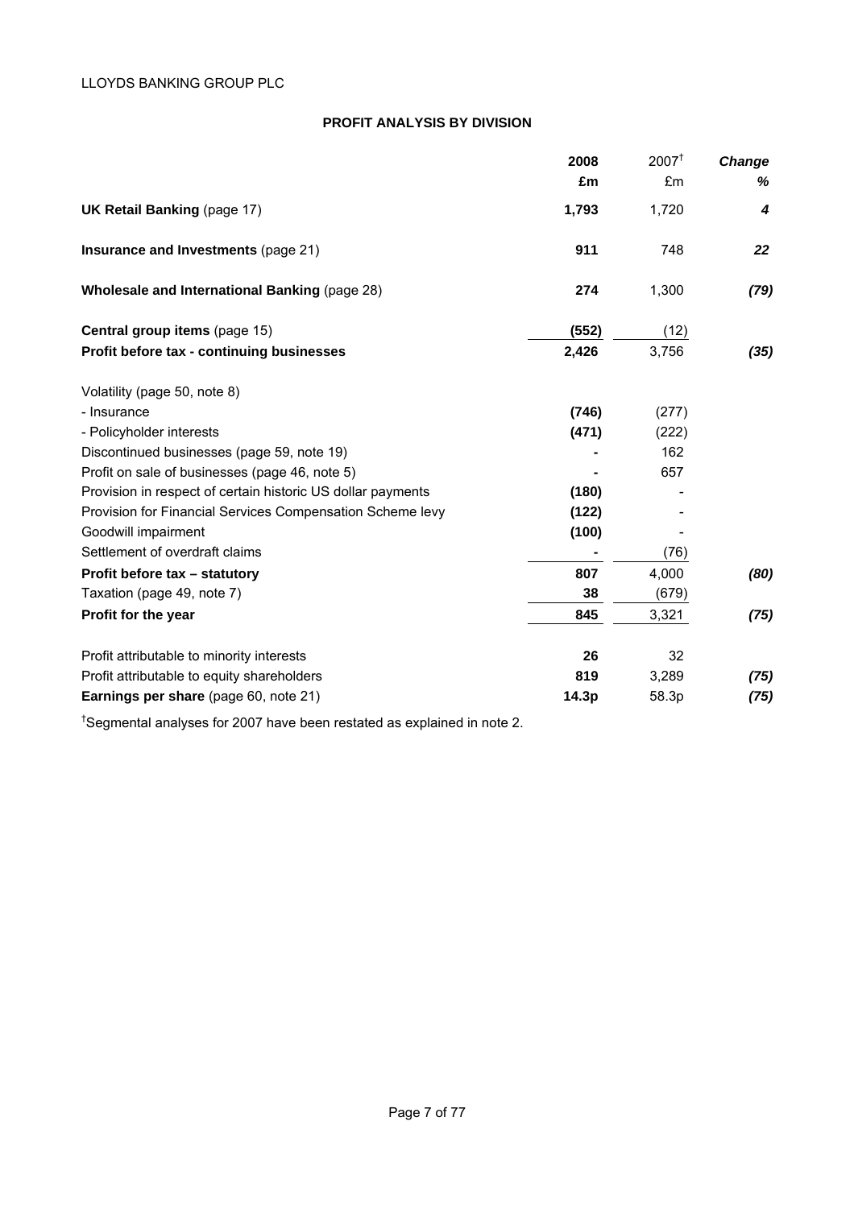LLOYDS BANKING GROUP PLC

## PROFIT ANALYSIS BY DIVISION

| | 2008 £m | 2007[†] £m | Change % |
|---|---|---|---|
| **UK Retail Banking** (page 17) | **1,793** | 1,720 | ***4*** |
| **Insurance and Investments** (page 21) | **911** | 748 | ***22*** |
| **Wholesale and International Banking** (page 28) | **274** | 1,300 | ***(79)*** |
| **Central group items** (page 15) | **(552)** | (12) | |
| **Profit before tax - continuing businesses** | **2,426** | 3,756 | ***(35)*** |
| Volatility (page 50, note 8) | | | |
| - Insurance | **(746)** | (277) | |
| - Policyholder interests | **(471)** | (222) | |
| Discontinued businesses (page 59, note 19) | **-** | 162 | |
| Profit on sale of businesses (page 46, note 5) | **-** | 657 | |
| Provision in respect of certain historic US dollar payments | **(180)** | - | |
| Provision for Financial Services Compensation Scheme levy | **(122)** | - | |
| Goodwill impairment | **(100)** | - | |
| Settlement of overdraft claims | **-** | (76) | |
| **Profit before tax – statutory** | **807** | 4,000 | ***(80)*** |
| Taxation (page 49, note 7) | **38** | (679) | |
| **Profit for the year** | **845** | 3,321 | ***(75)*** |
| Profit attributable to minority interests | **26** | 32 | |
| Profit attributable to equity shareholders | **819** | 3,289 | ***(75)*** |
| **Earnings per share** (page 60, note 21) | **14.3p** | 58.3p | ***(75)*** |

[†]Segmental analyses for 2007 have been restated as explained in note 2.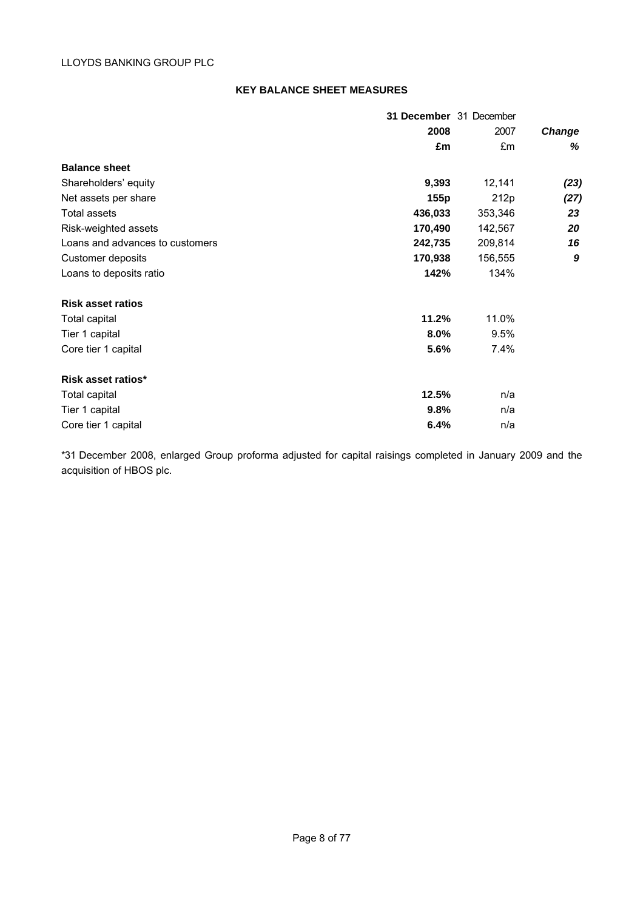LLOYDS BANKING GROUP PLC

## KEY BALANCE SHEET MEASURES

| | 31 December 2008 £m | 31 December 2007 £m | Change % |
|---|---|---|---|
| **Balance sheet** | | | |
| Shareholders' equity | **9,393** | 12,141 | *(23)* |
| Net assets per share | **155p** | 212p | *(27)* |
| Total assets | **436,033** | 353,346 | *23* |
| Risk-weighted assets | **170,490** | 142,567 | *20* |
| Loans and advances to customers | **242,735** | 209,814 | *16* |
| Customer deposits | **170,938** | 156,555 | *9* |
| Loans to deposits ratio | **142%** | 134% | |
| **Risk asset ratios** | | | |
| Total capital | **11.2%** | 11.0% | |
| Tier 1 capital | **8.0%** | 9.5% | |
| Core tier 1 capital | **5.6%** | 7.4% | |
| **Risk asset ratios*** | | | |
| Total capital | **12.5%** | n/a | |
| Tier 1 capital | **9.8%** | n/a | |
| Core tier 1 capital | **6.4%** | n/a | |

*31 December 2008, enlarged Group proforma adjusted for capital raisings completed in January 2009 and the acquisition of HBOS plc.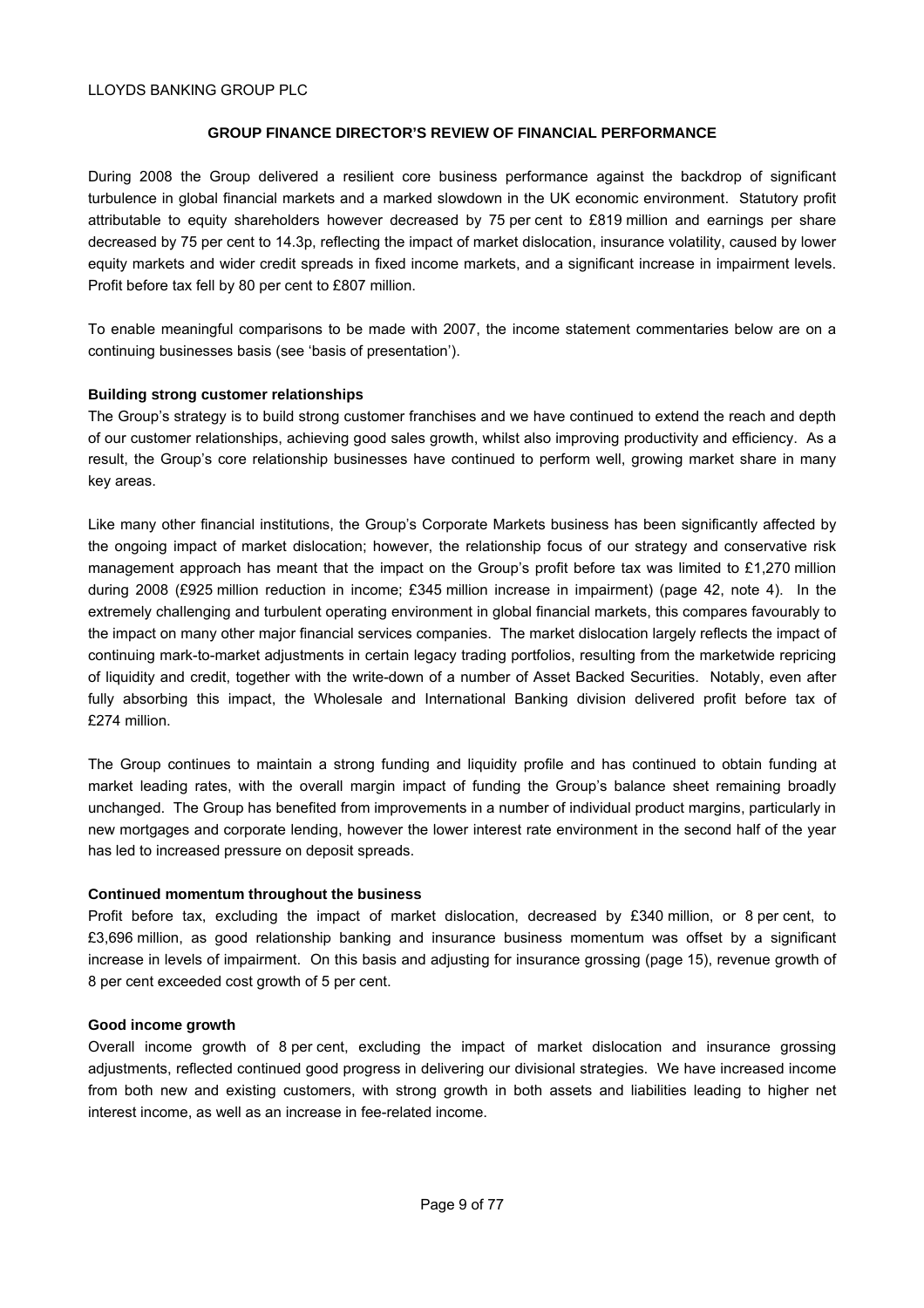LLOYDS BANKING GROUP PLC

## GROUP FINANCE DIRECTOR'S REVIEW OF FINANCIAL PERFORMANCE

During 2008 the Group delivered a resilient core business performance against the backdrop of significant turbulence in global financial markets and a marked slowdown in the UK economic environment. Statutory profit attributable to equity shareholders however decreased by 75 per cent to £819 million and earnings per share decreased by 75 per cent to 14.3p, reflecting the impact of market dislocation, insurance volatility, caused by lower equity markets and wider credit spreads in fixed income markets, and a significant increase in impairment levels. Profit before tax fell by 80 per cent to £807 million.

To enable meaningful comparisons to be made with 2007, the income statement commentaries below are on a continuing businesses basis (see 'basis of presentation').

**Building strong customer relationships**

The Group's strategy is to build strong customer franchises and we have continued to extend the reach and depth of our customer relationships, achieving good sales growth, whilst also improving productivity and efficiency. As a result, the Group's core relationship businesses have continued to perform well, growing market share in many key areas.

Like many other financial institutions, the Group's Corporate Markets business has been significantly affected by the ongoing impact of market dislocation; however, the relationship focus of our strategy and conservative risk management approach has meant that the impact on the Group's profit before tax was limited to £1,270 million during 2008 (£925 million reduction in income; £345 million increase in impairment) (page 42, note 4). In the extremely challenging and turbulent operating environment in global financial markets, this compares favourably to the impact on many other major financial services companies. The market dislocation largely reflects the impact of continuing mark-to-market adjustments in certain legacy trading portfolios, resulting from the marketwide repricing of liquidity and credit, together with the write-down of a number of Asset Backed Securities. Notably, even after fully absorbing this impact, the Wholesale and International Banking division delivered profit before tax of £274 million.

The Group continues to maintain a strong funding and liquidity profile and has continued to obtain funding at market leading rates, with the overall margin impact of funding the Group's balance sheet remaining broadly unchanged. The Group has benefited from improvements in a number of individual product margins, particularly in new mortgages and corporate lending, however the lower interest rate environment in the second half of the year has led to increased pressure on deposit spreads.

**Continued momentum throughout the business**

Profit before tax, excluding the impact of market dislocation, decreased by £340 million, or 8 per cent, to £3,696 million, as good relationship banking and insurance business momentum was offset by a significant increase in levels of impairment. On this basis and adjusting for insurance grossing (page 15), revenue growth of 8 per cent exceeded cost growth of 5 per cent.

**Good income growth**

Overall income growth of 8 per cent, excluding the impact of market dislocation and insurance grossing adjustments, reflected continued good progress in delivering our divisional strategies. We have increased income from both new and existing customers, with strong growth in both assets and liabilities leading to higher net interest income, as well as an increase in fee-related income.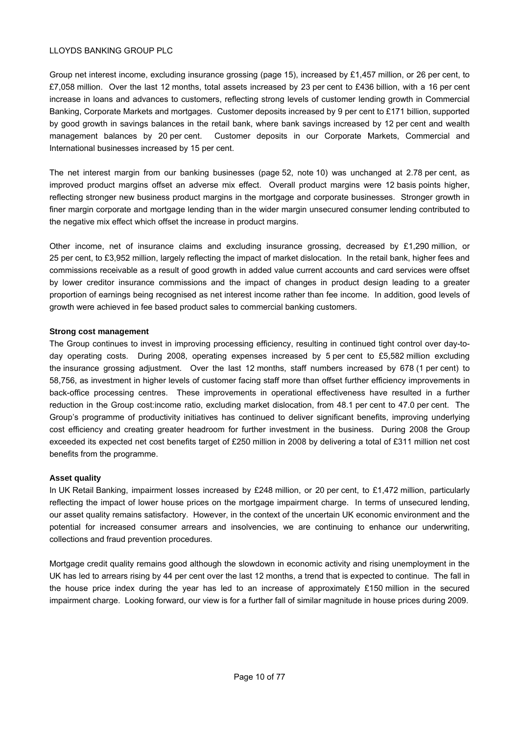Group net interest income, excluding insurance grossing (page 15), increased by £1,457 million, or 26 per cent, to £7,058 million. Over the last 12 months, total assets increased by 23 per cent to £436 billion, with a 16 per cent increase in loans and advances to customers, reflecting strong levels of customer lending growth in Commercial Banking, Corporate Markets and mortgages. Customer deposits increased by 9 per cent to £171 billion, supported by good growth in savings balances in the retail bank, where bank savings increased by 12 per cent and wealth management balances by 20 per cent. Customer deposits in our Corporate Markets, Commercial and International businesses increased by 15 per cent.

The net interest margin from our banking businesses (page 52, note 10) was unchanged at 2.78 per cent, as improved product margins offset an adverse mix effect. Overall product margins were 12 basis points higher, reflecting stronger new business product margins in the mortgage and corporate businesses. Stronger growth in finer margin corporate and mortgage lending than in the wider margin unsecured consumer lending contributed to the negative mix effect which offset the increase in product margins.

Other income, net of insurance claims and excluding insurance grossing, decreased by £1,290 million, or 25 per cent, to £3,952 million, largely reflecting the impact of market dislocation. In the retail bank, higher fees and commissions receivable as a result of good growth in added value current accounts and card services were offset by lower creditor insurance commissions and the impact of changes in product design leading to a greater proportion of earnings being recognised as net interest income rather than fee income. In addition, good levels of growth were achieved in fee based product sales to commercial banking customers.

**Strong cost management**

The Group continues to invest in improving processing efficiency, resulting in continued tight control over day-to-day operating costs. During 2008, operating expenses increased by 5 per cent to £5,582 million excluding the insurance grossing adjustment. Over the last 12 months, staff numbers increased by 678 (1 per cent) to 58,756, as investment in higher levels of customer facing staff more than offset further efficiency improvements in back-office processing centres. These improvements in operational effectiveness have resulted in a further reduction in the Group cost:income ratio, excluding market dislocation, from 48.1 per cent to 47.0 per cent. The Group's programme of productivity initiatives has continued to deliver significant benefits, improving underlying cost efficiency and creating greater headroom for further investment in the business. During 2008 the Group exceeded its expected net cost benefits target of £250 million in 2008 by delivering a total of £311 million net cost benefits from the programme.

**Asset quality**

In UK Retail Banking, impairment losses increased by £248 million, or 20 per cent, to £1,472 million, particularly reflecting the impact of lower house prices on the mortgage impairment charge. In terms of unsecured lending, our asset quality remains satisfactory. However, in the context of the uncertain UK economic environment and the potential for increased consumer arrears and insolvencies, we are continuing to enhance our underwriting, collections and fraud prevention procedures.

Mortgage credit quality remains good although the slowdown in economic activity and rising unemployment in the UK has led to arrears rising by 44 per cent over the last 12 months, a trend that is expected to continue. The fall in the house price index during the year has led to an increase of approximately £150 million in the secured impairment charge. Looking forward, our view is for a further fall of similar magnitude in house prices during 2009.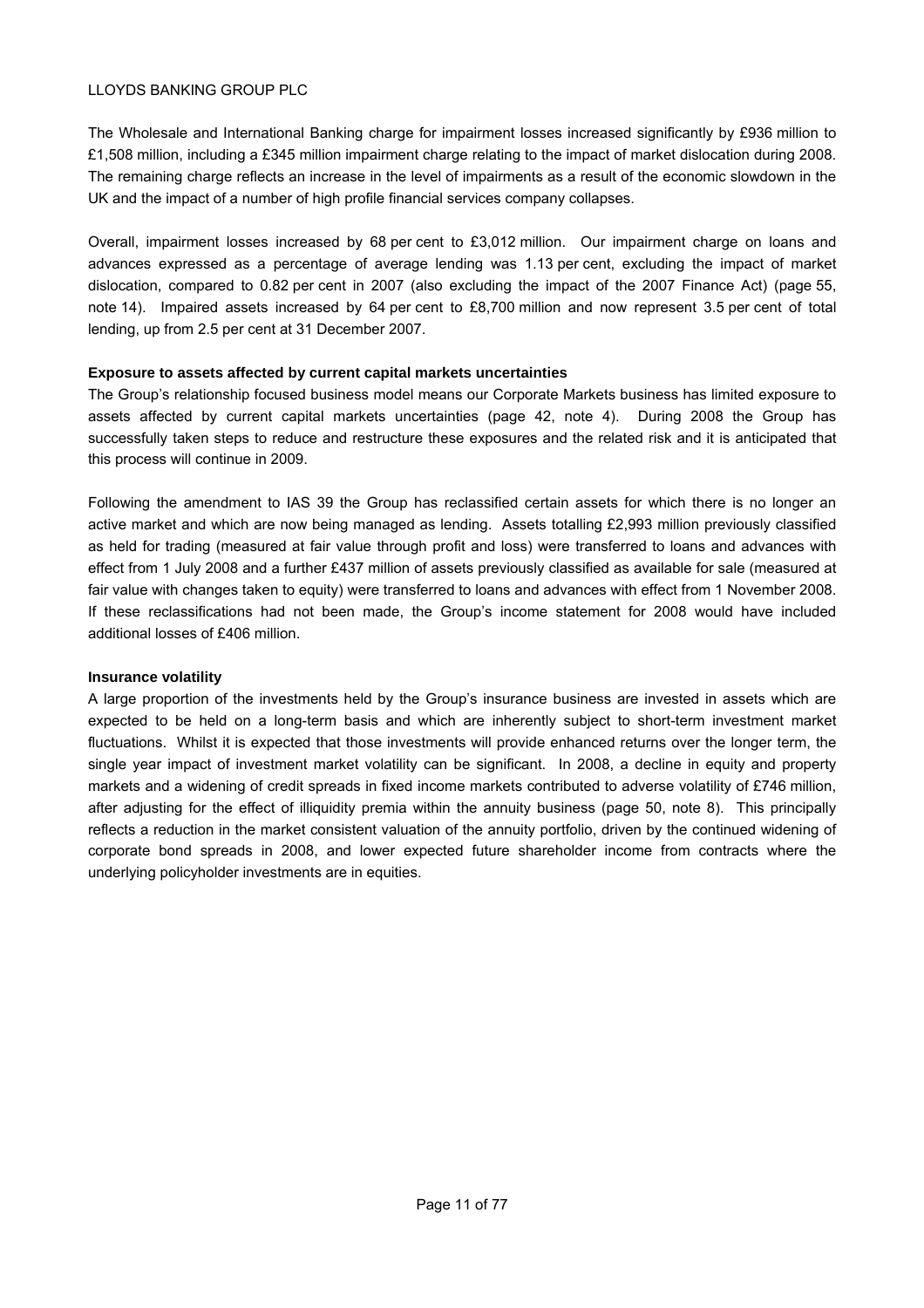The Wholesale and International Banking charge for impairment losses increased significantly by £936 million to £1,508 million, including a £345 million impairment charge relating to the impact of market dislocation during 2008. The remaining charge reflects an increase in the level of impairments as a result of the economic slowdown in the UK and the impact of a number of high profile financial services company collapses.

Overall, impairment losses increased by 68 per cent to £3,012 million. Our impairment charge on loans and advances expressed as a percentage of average lending was 1.13 per cent, excluding the impact of market dislocation, compared to 0.82 per cent in 2007 (also excluding the impact of the 2007 Finance Act) (page 55, note 14). Impaired assets increased by 64 per cent to £8,700 million and now represent 3.5 per cent of total lending, up from 2.5 per cent at 31 December 2007.

**Exposure to assets affected by current capital markets uncertainties**

The Group's relationship focused business model means our Corporate Markets business has limited exposure to assets affected by current capital markets uncertainties (page 42, note 4). During 2008 the Group has successfully taken steps to reduce and restructure these exposures and the related risk and it is anticipated that this process will continue in 2009.

Following the amendment to IAS 39 the Group has reclassified certain assets for which there is no longer an active market and which are now being managed as lending. Assets totalling £2,993 million previously classified as held for trading (measured at fair value through profit and loss) were transferred to loans and advances with effect from 1 July 2008 and a further £437 million of assets previously classified as available for sale (measured at fair value with changes taken to equity) were transferred to loans and advances with effect from 1 November 2008. If these reclassifications had not been made, the Group's income statement for 2008 would have included additional losses of £406 million.

**Insurance volatility**

A large proportion of the investments held by the Group's insurance business are invested in assets which are expected to be held on a long-term basis and which are inherently subject to short-term investment market fluctuations. Whilst it is expected that those investments will provide enhanced returns over the longer term, the single year impact of investment market volatility can be significant. In 2008, a decline in equity and property markets and a widening of credit spreads in fixed income markets contributed to adverse volatility of £746 million, after adjusting for the effect of illiquidity premia within the annuity business (page 50, note 8). This principally reflects a reduction in the market consistent valuation of the annuity portfolio, driven by the continued widening of corporate bond spreads in 2008, and lower expected future shareholder income from contracts where the underlying policyholder investments are in equities.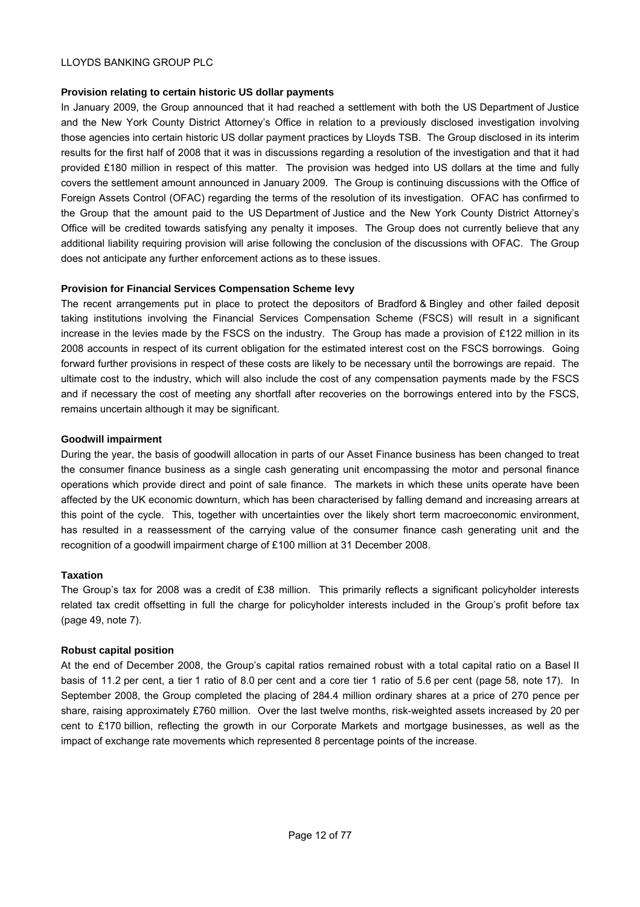**Provision relating to certain historic US dollar payments**

In January 2009, the Group announced that it had reached a settlement with both the US Department of Justice and the New York County District Attorney's Office in relation to a previously disclosed investigation involving those agencies into certain historic US dollar payment practices by Lloyds TSB. The Group disclosed in its interim results for the first half of 2008 that it was in discussions regarding a resolution of the investigation and that it had provided £180 million in respect of this matter. The provision was hedged into US dollars at the time and fully covers the settlement amount announced in January 2009. The Group is continuing discussions with the Office of Foreign Assets Control (OFAC) regarding the terms of the resolution of its investigation. OFAC has confirmed to the Group that the amount paid to the US Department of Justice and the New York County District Attorney's Office will be credited towards satisfying any penalty it imposes. The Group does not currently believe that any additional liability requiring provision will arise following the conclusion of the discussions with OFAC. The Group does not anticipate any further enforcement actions as to these issues.

**Provision for Financial Services Compensation Scheme levy**

The recent arrangements put in place to protect the depositors of Bradford & Bingley and other failed deposit taking institutions involving the Financial Services Compensation Scheme (FSCS) will result in a significant increase in the levies made by the FSCS on the industry. The Group has made a provision of £122 million in its 2008 accounts in respect of its current obligation for the estimated interest cost on the FSCS borrowings. Going forward further provisions in respect of these costs are likely to be necessary until the borrowings are repaid. The ultimate cost to the industry, which will also include the cost of any compensation payments made by the FSCS and if necessary the cost of meeting any shortfall after recoveries on the borrowings entered into by the FSCS, remains uncertain although it may be significant.

**Goodwill impairment**

During the year, the basis of goodwill allocation in parts of our Asset Finance business has been changed to treat the consumer finance business as a single cash generating unit encompassing the motor and personal finance operations which provide direct and point of sale finance. The markets in which these units operate have been affected by the UK economic downturn, which has been characterised by falling demand and increasing arrears at this point of the cycle. This, together with uncertainties over the likely short term macroeconomic environment, has resulted in a reassessment of the carrying value of the consumer finance cash generating unit and the recognition of a goodwill impairment charge of £100 million at 31 December 2008.

**Taxation**

The Group's tax for 2008 was a credit of £38 million. This primarily reflects a significant policyholder interests related tax credit offsetting in full the charge for policyholder interests included in the Group's profit before tax (page 49, note 7).

**Robust capital position**

At the end of December 2008, the Group's capital ratios remained robust with a total capital ratio on a Basel II basis of 11.2 per cent, a tier 1 ratio of 8.0 per cent and a core tier 1 ratio of 5.6 per cent (page 58, note 17). In September 2008, the Group completed the placing of 284.4 million ordinary shares at a price of 270 pence per share, raising approximately £760 million. Over the last twelve months, risk-weighted assets increased by 20 per cent to £170 billion, reflecting the growth in our Corporate Markets and mortgage businesses, as well as the impact of exchange rate movements which represented 8 percentage points of the increase.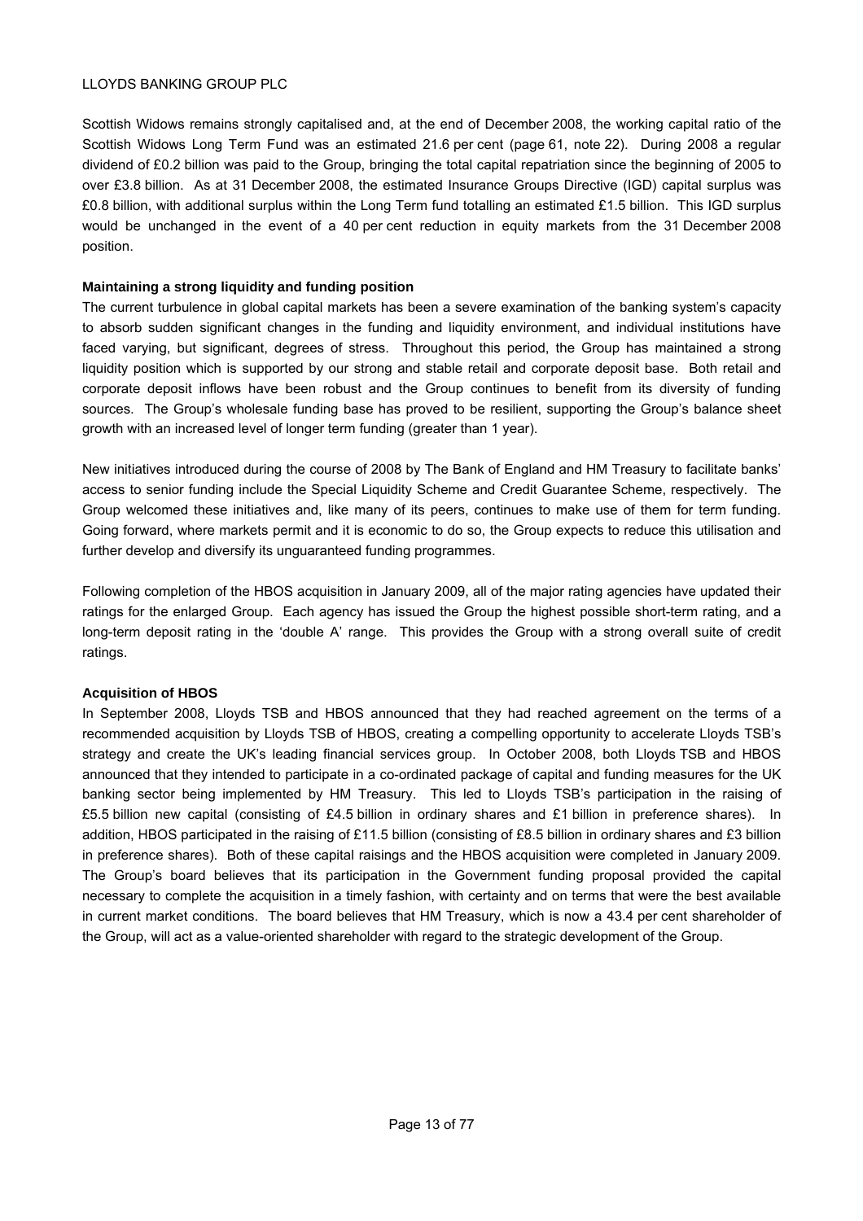Scottish Widows remains strongly capitalised and, at the end of December 2008, the working capital ratio of the Scottish Widows Long Term Fund was an estimated 21.6 per cent (page 61, note 22). During 2008 a regular dividend of £0.2 billion was paid to the Group, bringing the total capital repatriation since the beginning of 2005 to over £3.8 billion. As at 31 December 2008, the estimated Insurance Groups Directive (IGD) capital surplus was £0.8 billion, with additional surplus within the Long Term fund totalling an estimated £1.5 billion. This IGD surplus would be unchanged in the event of a 40 per cent reduction in equity markets from the 31 December 2008 position.

**Maintaining a strong liquidity and funding position**

The current turbulence in global capital markets has been a severe examination of the banking system's capacity to absorb sudden significant changes in the funding and liquidity environment, and individual institutions have faced varying, but significant, degrees of stress. Throughout this period, the Group has maintained a strong liquidity position which is supported by our strong and stable retail and corporate deposit base. Both retail and corporate deposit inflows have been robust and the Group continues to benefit from its diversity of funding sources. The Group's wholesale funding base has proved to be resilient, supporting the Group's balance sheet growth with an increased level of longer term funding (greater than 1 year).

New initiatives introduced during the course of 2008 by The Bank of England and HM Treasury to facilitate banks' access to senior funding include the Special Liquidity Scheme and Credit Guarantee Scheme, respectively. The Group welcomed these initiatives and, like many of its peers, continues to make use of them for term funding. Going forward, where markets permit and it is economic to do so, the Group expects to reduce this utilisation and further develop and diversify its unguaranteed funding programmes.

Following completion of the HBOS acquisition in January 2009, all of the major rating agencies have updated their ratings for the enlarged Group. Each agency has issued the Group the highest possible short-term rating, and a long-term deposit rating in the 'double A' range. This provides the Group with a strong overall suite of credit ratings.

**Acquisition of HBOS**

In September 2008, Lloyds TSB and HBOS announced that they had reached agreement on the terms of a recommended acquisition by Lloyds TSB of HBOS, creating a compelling opportunity to accelerate Lloyds TSB's strategy and create the UK's leading financial services group. In October 2008, both Lloyds TSB and HBOS announced that they intended to participate in a co-ordinated package of capital and funding measures for the UK banking sector being implemented by HM Treasury. This led to Lloyds TSB's participation in the raising of £5.5 billion new capital (consisting of £4.5 billion in ordinary shares and £1 billion in preference shares). In addition, HBOS participated in the raising of £11.5 billion (consisting of £8.5 billion in ordinary shares and £3 billion in preference shares). Both of these capital raisings and the HBOS acquisition were completed in January 2009. The Group's board believes that its participation in the Government funding proposal provided the capital necessary to complete the acquisition in a timely fashion, with certainty and on terms that were the best available in current market conditions. The board believes that HM Treasury, which is now a 43.4 per cent shareholder of the Group, will act as a value-oriented shareholder with regard to the strategic development of the Group.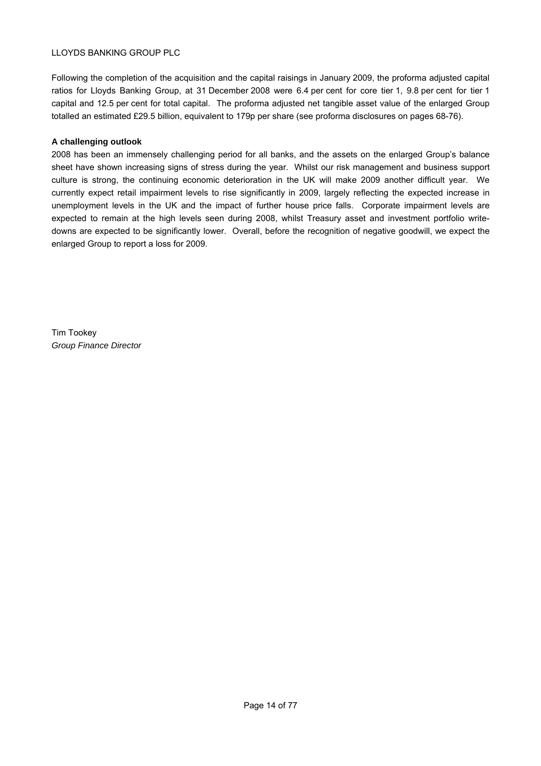Following the completion of the acquisition and the capital raisings in January 2009, the proforma adjusted capital ratios for Lloyds Banking Group, at 31 December 2008 were 6.4 per cent for core tier 1, 9.8 per cent for tier 1 capital and 12.5 per cent for total capital. The proforma adjusted net tangible asset value of the enlarged Group totalled an estimated £29.5 billion, equivalent to 179p per share (see proforma disclosures on pages 68-76).

**A challenging outlook**

2008 has been an immensely challenging period for all banks, and the assets on the enlarged Group's balance sheet have shown increasing signs of stress during the year. Whilst our risk management and business support culture is strong, the continuing economic deterioration in the UK will make 2009 another difficult year. We currently expect retail impairment levels to rise significantly in 2009, largely reflecting the expected increase in unemployment levels in the UK and the impact of further house price falls. Corporate impairment levels are expected to remain at the high levels seen during 2008, whilst Treasury asset and investment portfolio write-downs are expected to be significantly lower. Overall, before the recognition of negative goodwill, we expect the enlarged Group to report a loss for 2009.

Tim Tookey
*Group Finance Director*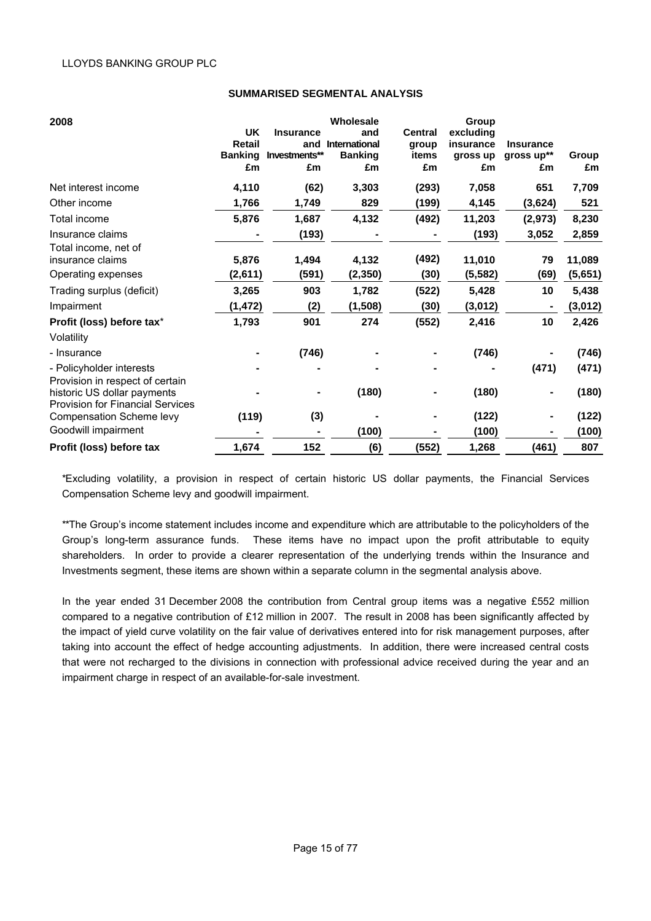LLOYDS BANKING GROUP PLC

## SUMMARISED SEGMENTAL ANALYSIS

| 2008 | UK Retail Banking £m | Insurance and Investments** £m | Wholesale and International Banking £m | Central group items £m | Group excluding insurance gross up £m | Insurance gross up** £m | Group £m |
|---|---|---|---|---|---|---|---|
| Net interest income | 4,110 | (62) | 3,303 | (293) | 7,058 | 651 | 7,709 |
| Other income | 1,766 | 1,749 | 829 | (199) | 4,145 | (3,624) | 521 |
| Total income | 5,876 | 1,687 | 4,132 | (492) | 11,203 | (2,973) | 8,230 |
| Insurance claims | - | (193) | - | - | (193) | 3,052 | 2,859 |
| Total income, net of insurance claims | 5,876 | 1,494 | 4,132 | (492) | 11,010 | 79 | 11,089 |
| Operating expenses | (2,611) | (591) | (2,350) | (30) | (5,582) | (69) | (5,651) |
| Trading surplus (deficit) | 3,265 | 903 | 1,782 | (522) | 5,428 | 10 | 5,438 |
| Impairment | (1,472) | (2) | (1,508) | (30) | (3,012) | - | (3,012) |
| **Profit (loss) before tax*** | **1,793** | **901** | **274** | **(552)** | **2,416** | **10** | **2,426** |
| Volatility | | | | | | | |
| - Insurance | - | (746) | - | - | (746) | - | (746) |
| - Policyholder interests | - | - | - | - | - | (471) | (471) |
| Provision in respect of certain historic US dollar payments | - | - | (180) | - | (180) | - | (180) |
| Provision for Financial Services Compensation Scheme levy | (119) | (3) | - | - | (122) | - | (122) |
| Goodwill impairment | - | - | (100) | - | (100) | - | (100) |
| **Profit (loss) before tax** | **1,674** | **152** | **(6)** | **(552)** | **1,268** | **(461)** | **807** |

*Excluding volatility, a provision in respect of certain historic US dollar payments, the Financial Services Compensation Scheme levy and goodwill impairment.

**The Group's income statement includes income and expenditure which are attributable to the policyholders of the Group's long-term assurance funds. These items have no impact upon the profit attributable to equity shareholders. In order to provide a clearer representation of the underlying trends within the Insurance and Investments segment, these items are shown within a separate column in the segmental analysis above.

In the year ended 31 December 2008 the contribution from Central group items was a negative £552 million compared to a negative contribution of £12 million in 2007. The result in 2008 has been significantly affected by the impact of yield curve volatility on the fair value of derivatives entered into for risk management purposes, after taking into account the effect of hedge accounting adjustments. In addition, there were increased central costs that were not recharged to the divisions in connection with professional advice received during the year and an impairment charge in respect of an available-for-sale investment.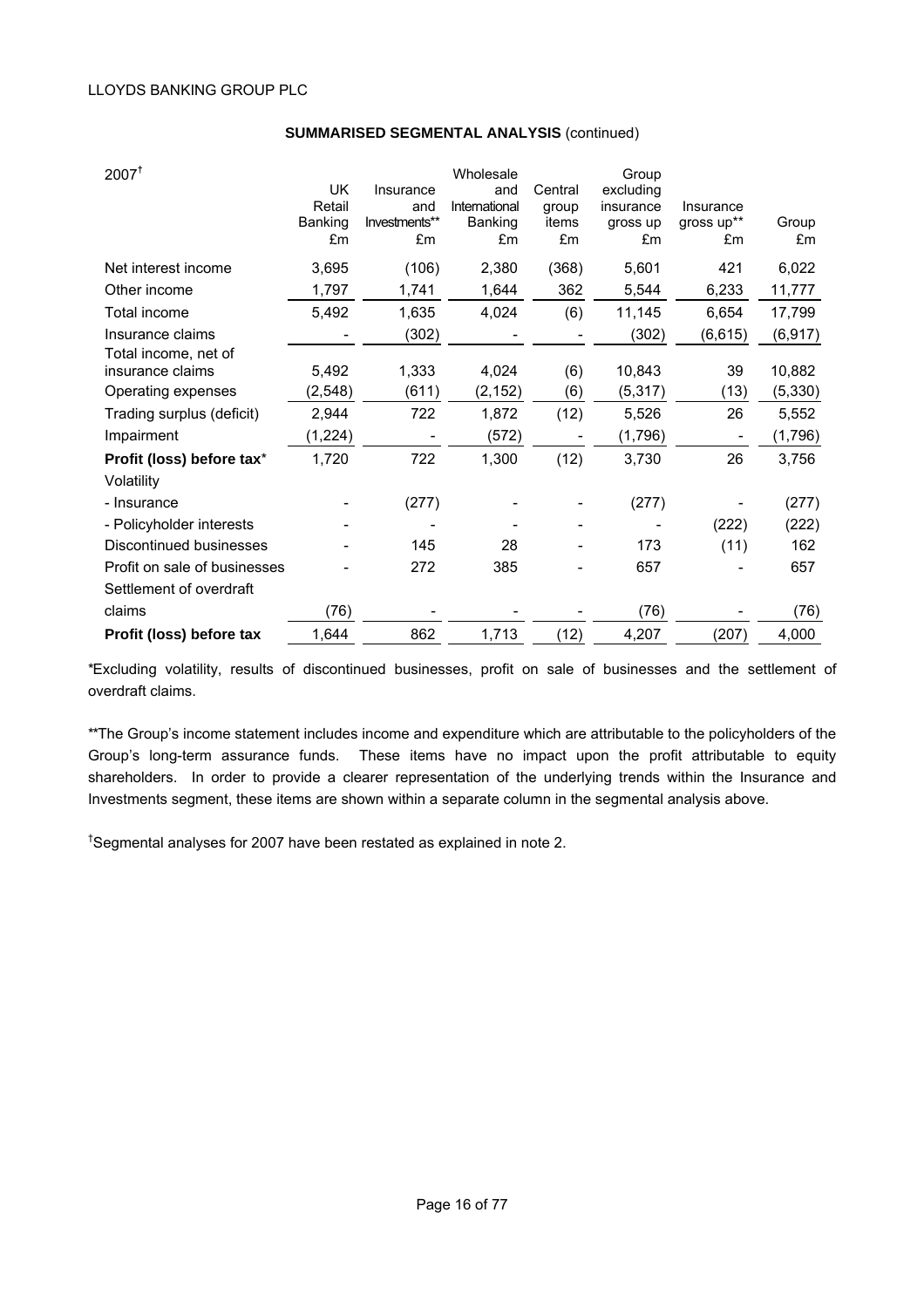LLOYDS BANKING GROUP PLC

## SUMMARISED SEGMENTAL ANALYSIS (continued)

| 2007[†] | UK Retail Banking £m | Insurance and Investments** £m | Wholesale and International Banking £m | Central group items £m | Group excluding insurance gross up £m | Insurance gross up** £m | Group £m |
|---|---|---|---|---|---|---|---|
| Net interest income | 3,695 | (106) | 2,380 | (368) | 5,601 | 421 | 6,022 |
| Other income | 1,797 | 1,741 | 1,644 | 362 | 5,544 | 6,233 | 11,777 |
| Total income | 5,492 | 1,635 | 4,024 | (6) | 11,145 | 6,654 | 17,799 |
| Insurance claims | - | (302) | - | - | (302) | (6,615) | (6,917) |
| Total income, net of insurance claims | 5,492 | 1,333 | 4,024 | (6) | 10,843 | 39 | 10,882 |
| Operating expenses | (2,548) | (611) | (2,152) | (6) | (5,317) | (13) | (5,330) |
| Trading surplus (deficit) | 2,944 | 722 | 1,872 | (12) | 5,526 | 26 | 5,552 |
| Impairment | (1,224) | - | (572) | - | (1,796) | - | (1,796) |
| **Profit (loss) before tax*** | 1,720 | 722 | 1,300 | (12) | 3,730 | 26 | 3,756 |
| Volatility | | | | | | | |
| - Insurance | - | (277) | - | - | (277) | - | (277) |
| - Policyholder interests | - | - | - | - | - | (222) | (222) |
| Discontinued businesses | - | 145 | 28 | - | 173 | (11) | 162 |
| Profit on sale of businesses | - | 272 | 385 | - | 657 | - | 657 |
| Settlement of overdraft claims | (76) | - | - | - | (76) | - | (76) |
| **Profit (loss) before tax** | 1,644 | 862 | 1,713 | (12) | 4,207 | (207) | 4,000 |

*Excluding volatility, results of discontinued businesses, profit on sale of businesses and the settlement of overdraft claims.

**The Group's income statement includes income and expenditure which are attributable to the policyholders of the Group's long-term assurance funds. These items have no impact upon the profit attributable to equity shareholders. In order to provide a clearer representation of the underlying trends within the Insurance and Investments segment, these items are shown within a separate column in the segmental analysis above.

[†]Segmental analyses for 2007 have been restated as explained in note 2.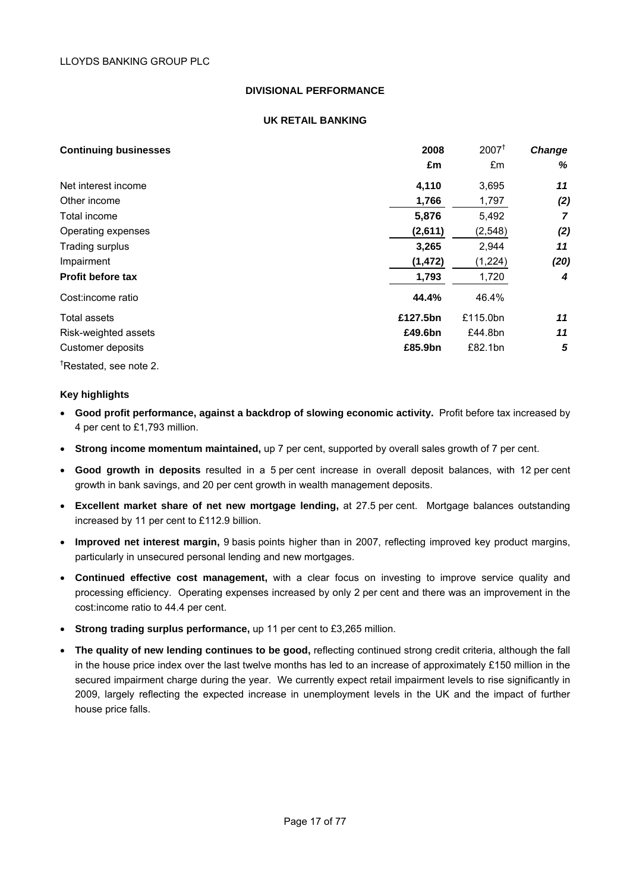LLOYDS BANKING GROUP PLC

## DIVISIONAL PERFORMANCE

### UK RETAIL BANKING

| **Continuing businesses** | **2008** | 2007† | ***Change*** |
|---|---|---|---|
| | **£m** | £m | ***%*** |
| Net interest income | **4,110** | 3,695 | ***11*** |
| Other income | **1,766** | 1,797 | ***(2)*** |
| Total income | **5,876** | 5,492 | ***7*** |
| Operating expenses | **(2,611)** | (2,548) | ***(2)*** |
| Trading surplus | **3,265** | 2,944 | ***11*** |
| Impairment | **(1,472)** | (1,224) | ***(20)*** |
| **Profit before tax** | **1,793** | 1,720 | ***4*** |
| Cost:income ratio | **44.4%** | 46.4% | |
| Total assets | **£127.5bn** | £115.0bn | ***11*** |
| Risk-weighted assets | **£49.6bn** | £44.8bn | ***11*** |
| Customer deposits | **£85.9bn** | £82.1bn | ***5*** |

†Restated, see note 2.

**Key highlights**

- **Good profit performance, against a backdrop of slowing economic activity.** Profit before tax increased by 4 per cent to £1,793 million.
- **Strong income momentum maintained,** up 7 per cent, supported by overall sales growth of 7 per cent.
- **Good growth in deposits** resulted in a 5 per cent increase in overall deposit balances, with 12 per cent growth in bank savings, and 20 per cent growth in wealth management deposits.
- **Excellent market share of net new mortgage lending,** at 27.5 per cent. Mortgage balances outstanding increased by 11 per cent to £112.9 billion.
- **Improved net interest margin,** 9 basis points higher than in 2007, reflecting improved key product margins, particularly in unsecured personal lending and new mortgages.
- **Continued effective cost management,** with a clear focus on investing to improve service quality and processing efficiency. Operating expenses increased by only 2 per cent and there was an improvement in the cost:income ratio to 44.4 per cent.
- **Strong trading surplus performance,** up 11 per cent to £3,265 million.
- **The quality of new lending continues to be good,** reflecting continued strong credit criteria, although the fall in the house price index over the last twelve months has led to an increase of approximately £150 million in the secured impairment charge during the year. We currently expect retail impairment levels to rise significantly in 2009, largely reflecting the expected increase in unemployment levels in the UK and the impact of further house price falls.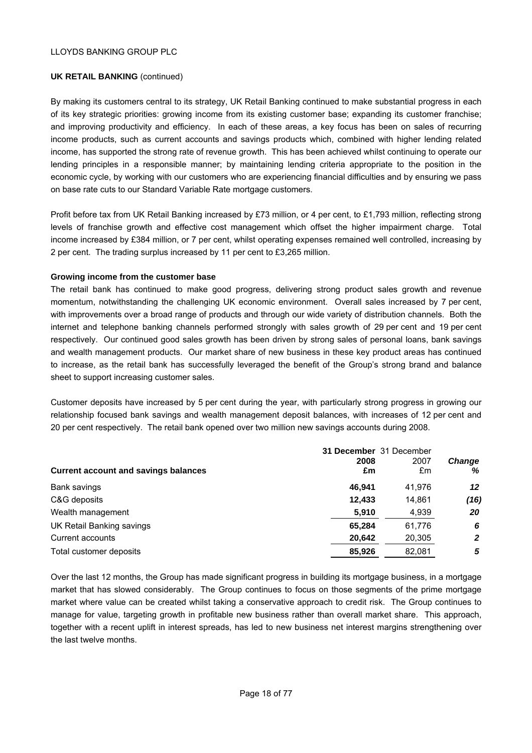**UK RETAIL BANKING** (continued)

By making its customers central to its strategy, UK Retail Banking continued to make substantial progress in each of its key strategic priorities: growing income from its existing customer base; expanding its customer franchise; and improving productivity and efficiency. In each of these areas, a key focus has been on sales of recurring income products, such as current accounts and savings products which, combined with higher lending related income, has supported the strong rate of revenue growth. This has been achieved whilst continuing to operate our lending principles in a responsible manner; by maintaining lending criteria appropriate to the position in the economic cycle, by working with our customers who are experiencing financial difficulties and by ensuring we pass on base rate cuts to our Standard Variable Rate mortgage customers.

Profit before tax from UK Retail Banking increased by £73 million, or 4 per cent, to £1,793 million, reflecting strong levels of franchise growth and effective cost management which offset the higher impairment charge. Total income increased by £384 million, or 7 per cent, whilst operating expenses remained well controlled, increasing by 2 per cent. The trading surplus increased by 11 per cent to £3,265 million.

**Growing income from the customer base**

The retail bank has continued to make good progress, delivering strong product sales growth and revenue momentum, notwithstanding the challenging UK economic environment. Overall sales increased by 7 per cent, with improvements over a broad range of products and through our wide variety of distribution channels. Both the internet and telephone banking channels performed strongly with sales growth of 29 per cent and 19 per cent respectively. Our continued good sales growth has been driven by strong sales of personal loans, bank savings and wealth management products. Our market share of new business in these key product areas has continued to increase, as the retail bank has successfully leveraged the benefit of the Group's strong brand and balance sheet to support increasing customer sales.

Customer deposits have increased by 5 per cent during the year, with particularly strong progress in growing our relationship focused bank savings and wealth management deposit balances, with increases of 12 per cent and 20 per cent respectively. The retail bank opened over two million new savings accounts during 2008.

| **Current account and savings balances** | **31 December 2008 £m** | 31 December 2007 £m | ***Change %*** |
|---|---|---|---|
| Bank savings | **46,941** | 41,976 | ***12*** |
| C&G deposits | **12,433** | 14,861 | ***(16)*** |
| Wealth management | **5,910** | 4,939 | ***20*** |
| UK Retail Banking savings | **65,284** | 61,776 | ***6*** |
| Current accounts | **20,642** | 20,305 | ***2*** |
| Total customer deposits | **85,926** | 82,081 | ***5*** |

Over the last 12 months, the Group has made significant progress in building its mortgage business, in a mortgage market that has slowed considerably. The Group continues to focus on those segments of the prime mortgage market where value can be created whilst taking a conservative approach to credit risk. The Group continues to manage for value, targeting growth in profitable new business rather than overall market share. This approach, together with a recent uplift in interest spreads, has led to new business net interest margins strengthening over the last twelve months.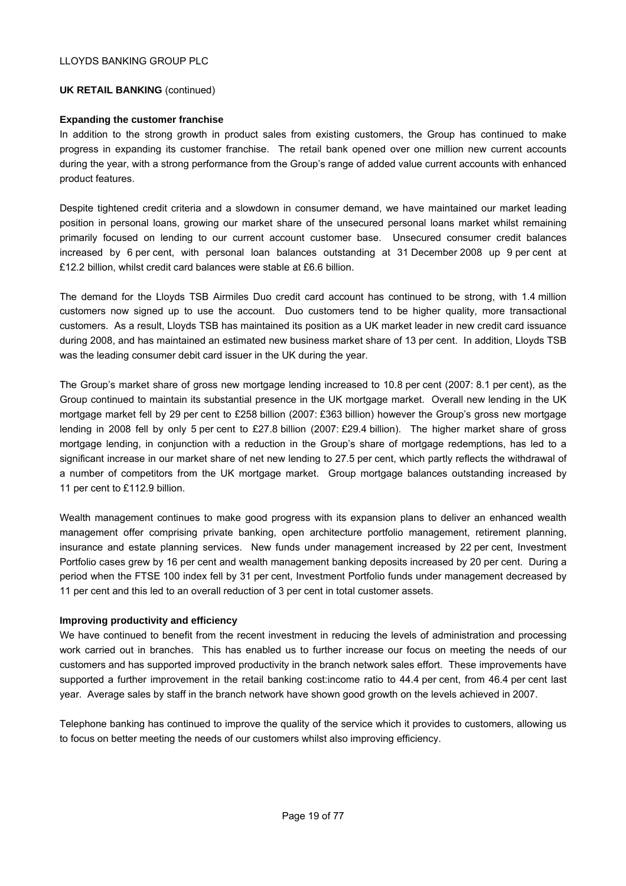**UK RETAIL BANKING** (continued)

**Expanding the customer franchise**

In addition to the strong growth in product sales from existing customers, the Group has continued to make progress in expanding its customer franchise. The retail bank opened over one million new current accounts during the year, with a strong performance from the Group's range of added value current accounts with enhanced product features.

Despite tightened credit criteria and a slowdown in consumer demand, we have maintained our market leading position in personal loans, growing our market share of the unsecured personal loans market whilst remaining primarily focused on lending to our current account customer base. Unsecured consumer credit balances increased by 6 per cent, with personal loan balances outstanding at 31 December 2008 up 9 per cent at £12.2 billion, whilst credit card balances were stable at £6.6 billion.

The demand for the Lloyds TSB Airmiles Duo credit card account has continued to be strong, with 1.4 million customers now signed up to use the account. Duo customers tend to be higher quality, more transactional customers. As a result, Lloyds TSB has maintained its position as a UK market leader in new credit card issuance during 2008, and has maintained an estimated new business market share of 13 per cent. In addition, Lloyds TSB was the leading consumer debit card issuer in the UK during the year.

The Group's market share of gross new mortgage lending increased to 10.8 per cent (2007: 8.1 per cent), as the Group continued to maintain its substantial presence in the UK mortgage market. Overall new lending in the UK mortgage market fell by 29 per cent to £258 billion (2007: £363 billion) however the Group's gross new mortgage lending in 2008 fell by only 5 per cent to £27.8 billion (2007: £29.4 billion). The higher market share of gross mortgage lending, in conjunction with a reduction in the Group's share of mortgage redemptions, has led to a significant increase in our market share of net new lending to 27.5 per cent, which partly reflects the withdrawal of a number of competitors from the UK mortgage market. Group mortgage balances outstanding increased by 11 per cent to £112.9 billion.

Wealth management continues to make good progress with its expansion plans to deliver an enhanced wealth management offer comprising private banking, open architecture portfolio management, retirement planning, insurance and estate planning services. New funds under management increased by 22 per cent, Investment Portfolio cases grew by 16 per cent and wealth management banking deposits increased by 20 per cent. During a period when the FTSE 100 index fell by 31 per cent, Investment Portfolio funds under management decreased by 11 per cent and this led to an overall reduction of 3 per cent in total customer assets.

**Improving productivity and efficiency**

We have continued to benefit from the recent investment in reducing the levels of administration and processing work carried out in branches. This has enabled us to further increase our focus on meeting the needs of our customers and has supported improved productivity in the branch network sales effort. These improvements have supported a further improvement in the retail banking cost:income ratio to 44.4 per cent, from 46.4 per cent last year. Average sales by staff in the branch network have shown good growth on the levels achieved in 2007.

Telephone banking has continued to improve the quality of the service which it provides to customers, allowing us to focus on better meeting the needs of our customers whilst also improving efficiency.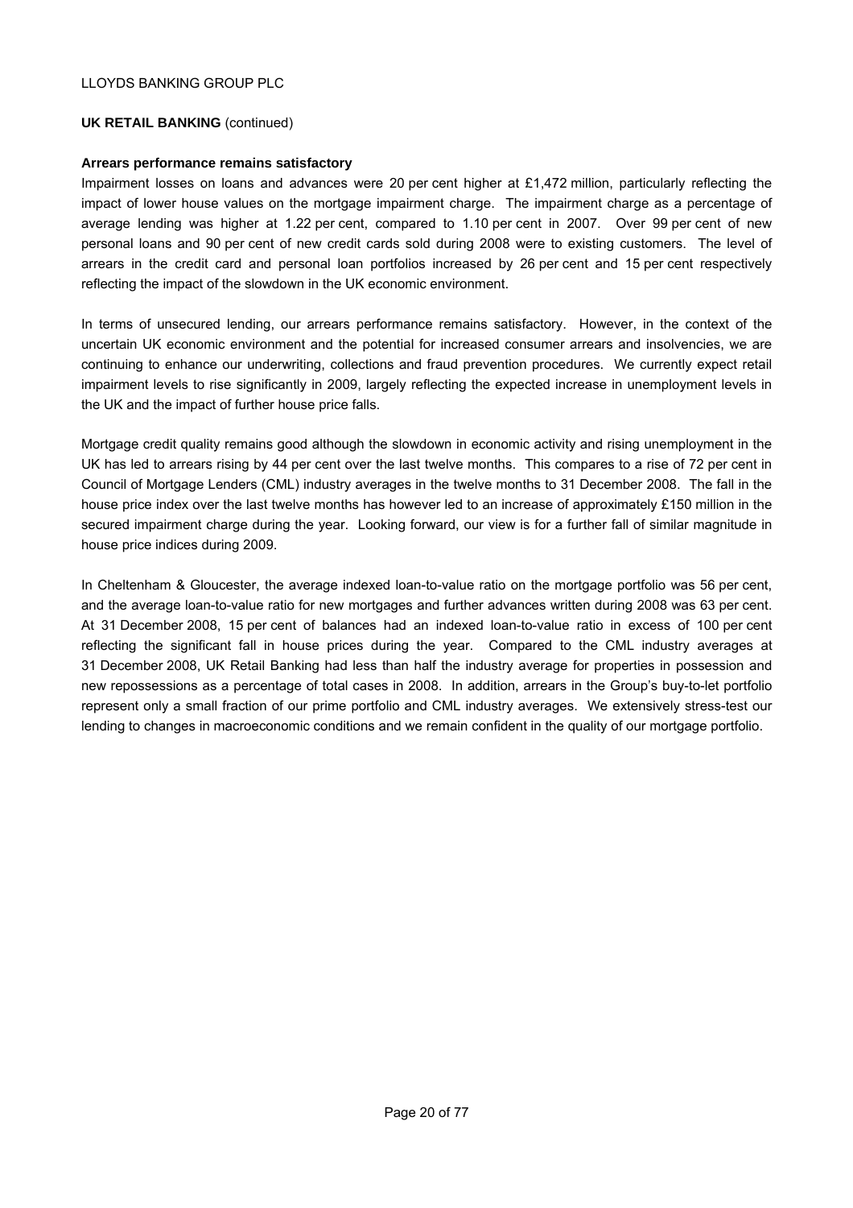LLOYDS BANKING GROUP PLC

**UK RETAIL BANKING** (continued)

**Arrears performance remains satisfactory**

Impairment losses on loans and advances were 20 per cent higher at £1,472 million, particularly reflecting the impact of lower house values on the mortgage impairment charge. The impairment charge as a percentage of average lending was higher at 1.22 per cent, compared to 1.10 per cent in 2007. Over 99 per cent of new personal loans and 90 per cent of new credit cards sold during 2008 were to existing customers. The level of arrears in the credit card and personal loan portfolios increased by 26 per cent and 15 per cent respectively reflecting the impact of the slowdown in the UK economic environment.

In terms of unsecured lending, our arrears performance remains satisfactory. However, in the context of the uncertain UK economic environment and the potential for increased consumer arrears and insolvencies, we are continuing to enhance our underwriting, collections and fraud prevention procedures. We currently expect retail impairment levels to rise significantly in 2009, largely reflecting the expected increase in unemployment levels in the UK and the impact of further house price falls.

Mortgage credit quality remains good although the slowdown in economic activity and rising unemployment in the UK has led to arrears rising by 44 per cent over the last twelve months. This compares to a rise of 72 per cent in Council of Mortgage Lenders (CML) industry averages in the twelve months to 31 December 2008. The fall in the house price index over the last twelve months has however led to an increase of approximately £150 million in the secured impairment charge during the year. Looking forward, our view is for a further fall of similar magnitude in house price indices during 2009.

In Cheltenham & Gloucester, the average indexed loan-to-value ratio on the mortgage portfolio was 56 per cent, and the average loan-to-value ratio for new mortgages and further advances written during 2008 was 63 per cent. At 31 December 2008, 15 per cent of balances had an indexed loan-to-value ratio in excess of 100 per cent reflecting the significant fall in house prices during the year. Compared to the CML industry averages at 31 December 2008, UK Retail Banking had less than half the industry average for properties in possession and new repossessions as a percentage of total cases in 2008. In addition, arrears in the Group's buy-to-let portfolio represent only a small fraction of our prime portfolio and CML industry averages. We extensively stress-test our lending to changes in macroeconomic conditions and we remain confident in the quality of our mortgage portfolio.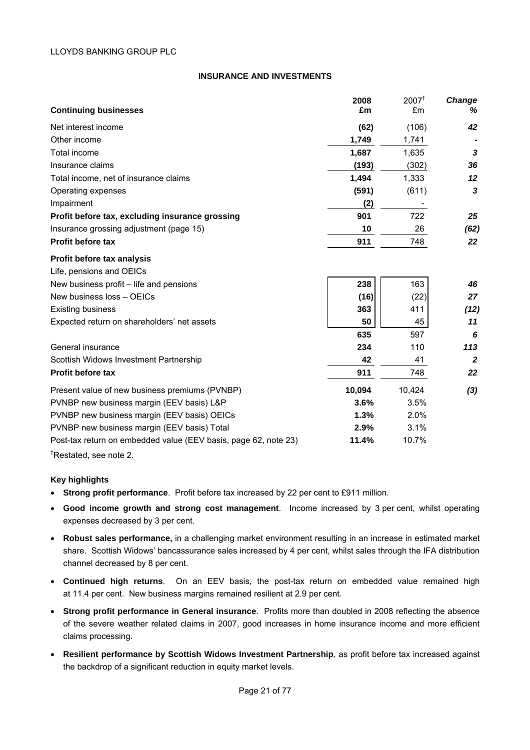LLOYDS BANKING GROUP PLC

## INSURANCE AND INVESTMENTS

| **Continuing businesses** | **2008 £m** | 2007[†] £m | ***Change %*** |
|---|---|---|---|
| Net interest income | **(62)** | (106) | ***42*** |
| Other income | **1,749** | 1,741 | ***-*** |
| Total income | **1,687** | 1,635 | ***3*** |
| Insurance claims | **(193)** | (302) | ***36*** |
| Total income, net of insurance claims | **1,494** | 1,333 | ***12*** |
| Operating expenses | **(591)** | (611) | ***3*** |
| Impairment | **(2)** | - | |
| **Profit before tax, excluding insurance grossing** | **901** | 722 | ***25*** |
| Insurance grossing adjustment (page 15) | **10** | 26 | ***(62)*** |
| **Profit before tax** | **911** | 748 | ***22*** |
| **Profit before tax analysis** | | | |
| Life, pensions and OEICs | | | |
| New business profit – life and pensions | **238** | 163 | ***46*** |
| New business loss – OEICs | **(16)** | (22) | ***27*** |
| Existing business | **363** | 411 | ***(12)*** |
| Expected return on shareholders' net assets | **50** | 45 | ***11*** |
| | **635** | 597 | ***6*** |
| General insurance | **234** | 110 | ***113*** |
| Scottish Widows Investment Partnership | **42** | 41 | ***2*** |
| **Profit before tax** | **911** | 748 | ***22*** |
| Present value of new business premiums (PVNBP) | **10,094** | 10,424 | ***(3)*** |
| PVNBP new business margin (EEV basis) L&P | **3.6%** | 3.5% | |
| PVNBP new business margin (EEV basis) OEICs | **1.3%** | 2.0% | |
| PVNBP new business margin (EEV basis) Total | **2.9%** | 3.1% | |
| Post-tax return on embedded value (EEV basis, page 62, note 23) | **11.4%** | 10.7% | |

[†]Restated, see note 2.

### Key highlights

- **Strong profit performance**. Profit before tax increased by 22 per cent to £911 million.
- **Good income growth and strong cost management**. Income increased by 3 per cent, whilst operating expenses decreased by 3 per cent.
- **Robust sales performance,** in a challenging market environment resulting in an increase in estimated market share. Scottish Widows' bancassurance sales increased by 4 per cent, whilst sales through the IFA distribution channel decreased by 8 per cent.
- **Continued high returns**. On an EEV basis, the post-tax return on embedded value remained high at 11.4 per cent. New business margins remained resilient at 2.9 per cent.
- **Strong profit performance in General insurance**. Profits more than doubled in 2008 reflecting the absence of the severe weather related claims in 2007, good increases in home insurance income and more efficient claims processing.
- **Resilient performance by Scottish Widows Investment Partnership**, as profit before tax increased against the backdrop of a significant reduction in equity market levels.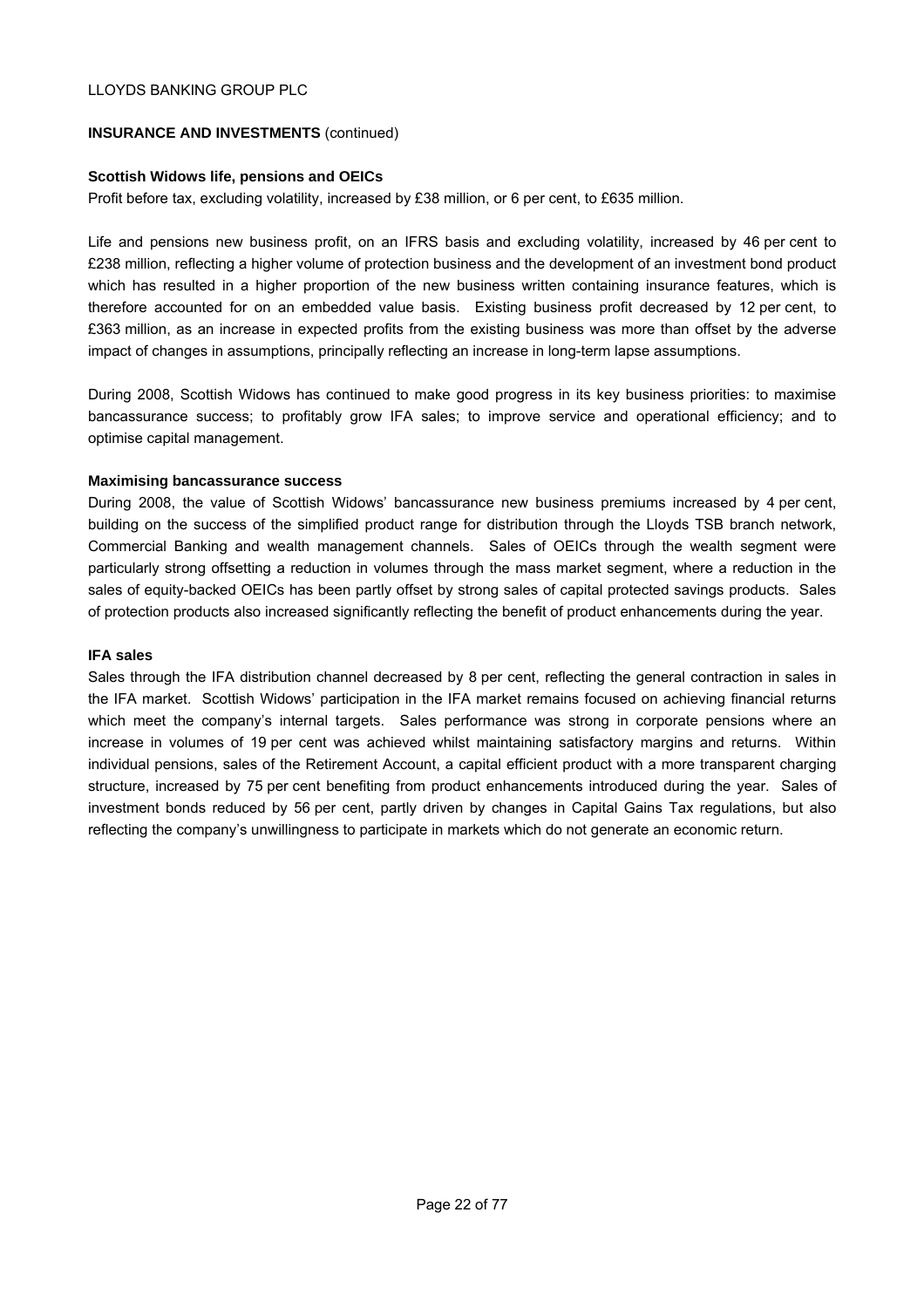**INSURANCE AND INVESTMENTS** (continued)

**Scottish Widows life, pensions and OEICs**

Profit before tax, excluding volatility, increased by £38 million, or 6 per cent, to £635 million.

Life and pensions new business profit, on an IFRS basis and excluding volatility, increased by 46 per cent to £238 million, reflecting a higher volume of protection business and the development of an investment bond product which has resulted in a higher proportion of the new business written containing insurance features, which is therefore accounted for on an embedded value basis. Existing business profit decreased by 12 per cent, to £363 million, as an increase in expected profits from the existing business was more than offset by the adverse impact of changes in assumptions, principally reflecting an increase in long-term lapse assumptions.

During 2008, Scottish Widows has continued to make good progress in its key business priorities: to maximise bancassurance success; to profitably grow IFA sales; to improve service and operational efficiency; and to optimise capital management.

**Maximising bancassurance success**

During 2008, the value of Scottish Widows' bancassurance new business premiums increased by 4 per cent, building on the success of the simplified product range for distribution through the Lloyds TSB branch network, Commercial Banking and wealth management channels. Sales of OEICs through the wealth segment were particularly strong offsetting a reduction in volumes through the mass market segment, where a reduction in the sales of equity-backed OEICs has been partly offset by strong sales of capital protected savings products. Sales of protection products also increased significantly reflecting the benefit of product enhancements during the year.

**IFA sales**

Sales through the IFA distribution channel decreased by 8 per cent, reflecting the general contraction in sales in the IFA market. Scottish Widows' participation in the IFA market remains focused on achieving financial returns which meet the company's internal targets. Sales performance was strong in corporate pensions where an increase in volumes of 19 per cent was achieved whilst maintaining satisfactory margins and returns. Within individual pensions, sales of the Retirement Account, a capital efficient product with a more transparent charging structure, increased by 75 per cent benefiting from product enhancements introduced during the year. Sales of investment bonds reduced by 56 per cent, partly driven by changes in Capital Gains Tax regulations, but also reflecting the company's unwillingness to participate in markets which do not generate an economic return.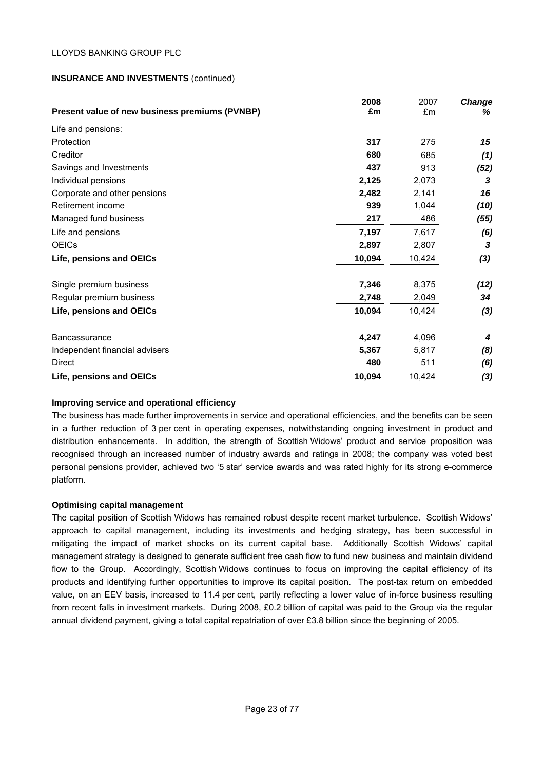LLOYDS BANKING GROUP PLC

**INSURANCE AND INVESTMENTS** (continued)

| **Present value of new business premiums (PVNBP)** | **2008 £m** | 2007 £m | ***Change %*** |
|---|---|---|---|
| Life and pensions: | | | |
| Protection | **317** | 275 | ***15*** |
| Creditor | **680** | 685 | ***(1)*** |
| Savings and Investments | **437** | 913 | ***(52)*** |
| Individual pensions | **2,125** | 2,073 | ***3*** |
| Corporate and other pensions | **2,482** | 2,141 | ***16*** |
| Retirement income | **939** | 1,044 | ***(10)*** |
| Managed fund business | **217** | 486 | ***(55)*** |
| Life and pensions | **7,197** | 7,617 | ***(6)*** |
| OEICs | **2,897** | 2,807 | ***3*** |
| **Life, pensions and OEICs** | **10,094** | 10,424 | ***(3)*** |
| | | | |
| Single premium business | **7,346** | 8,375 | ***(12)*** |
| Regular premium business | **2,748** | 2,049 | ***34*** |
| **Life, pensions and OEICs** | **10,094** | 10,424 | ***(3)*** |
| | | | |
| Bancassurance | **4,247** | 4,096 | ***4*** |
| Independent financial advisers | **5,367** | 5,817 | ***(8)*** |
| Direct | **480** | 511 | ***(6)*** |
| **Life, pensions and OEICs** | **10,094** | 10,424 | ***(3)*** |

**Improving service and operational efficiency**

The business has made further improvements in service and operational efficiencies, and the benefits can be seen in a further reduction of 3 per cent in operating expenses, notwithstanding ongoing investment in product and distribution enhancements. In addition, the strength of Scottish Widows' product and service proposition was recognised through an increased number of industry awards and ratings in 2008; the company was voted best personal pensions provider, achieved two '5 star' service awards and was rated highly for its strong e-commerce platform.

**Optimising capital management**

The capital position of Scottish Widows has remained robust despite recent market turbulence. Scottish Widows' approach to capital management, including its investments and hedging strategy, has been successful in mitigating the impact of market shocks on its current capital base. Additionally Scottish Widows' capital management strategy is designed to generate sufficient free cash flow to fund new business and maintain dividend flow to the Group. Accordingly, Scottish Widows continues to focus on improving the capital efficiency of its products and identifying further opportunities to improve its capital position. The post-tax return on embedded value, on an EEV basis, increased to 11.4 per cent, partly reflecting a lower value of in-force business resulting from recent falls in investment markets. During 2008, £0.2 billion of capital was paid to the Group via the regular annual dividend payment, giving a total capital repatriation of over £3.8 billion since the beginning of 2005.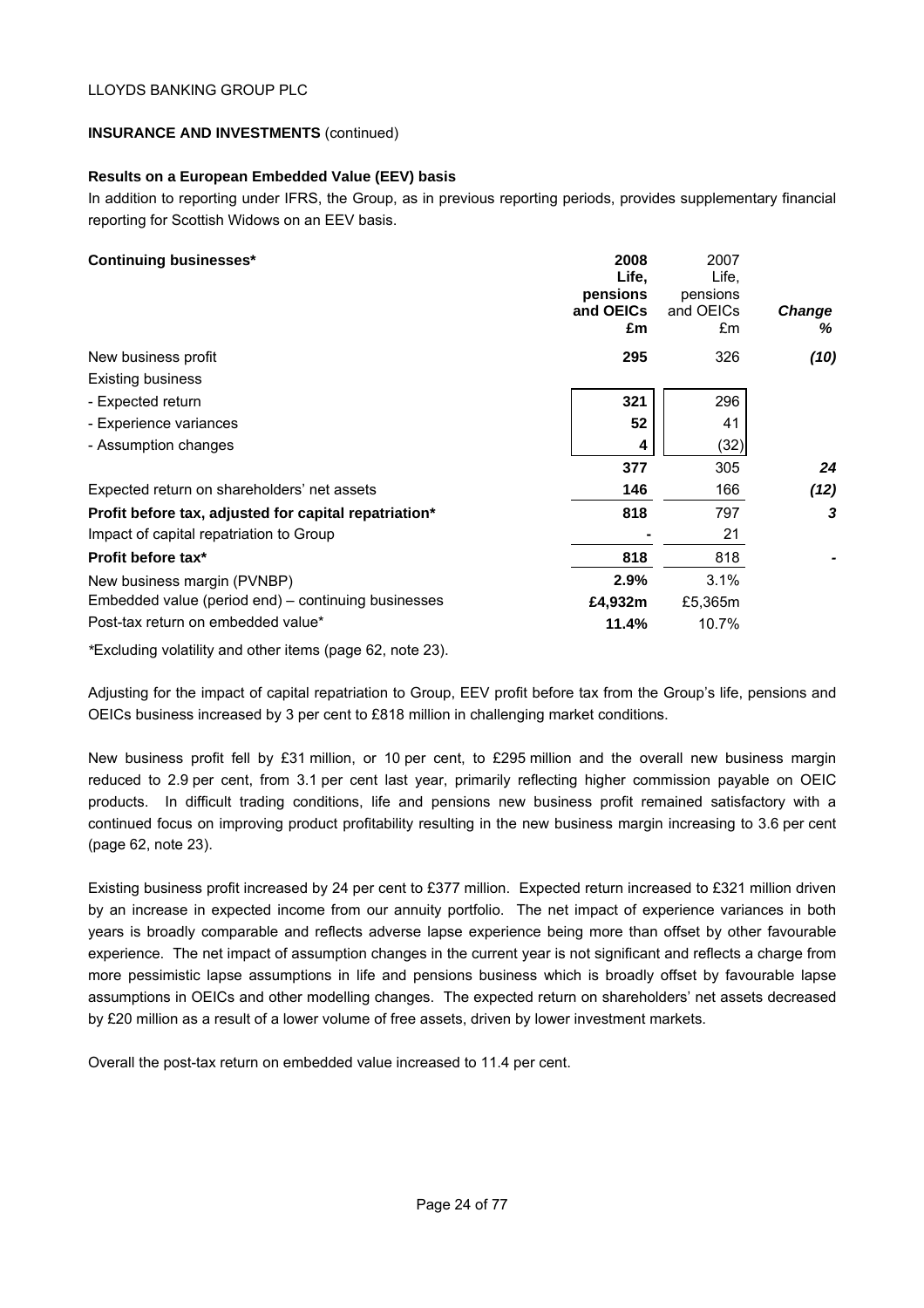LLOYDS BANKING GROUP PLC

**INSURANCE AND INVESTMENTS** (continued)

**Results on a European Embedded Value (EEV) basis**

In addition to reporting under IFRS, the Group, as in previous reporting periods, provides supplementary financial reporting for Scottish Widows on an EEV basis.

| **Continuing businesses*** | **2008 Life, pensions and OEICs £m** | 2007 Life, pensions and OEICs £m | ***Change %*** |
|---|---|---|---|
| New business profit | **295** | 326 | ***(10)*** |
| Existing business | | | |
| - Expected return | **321** | 296 | |
| - Experience variances | **52** | 41 | |
| - Assumption changes | **4** | (32) | |
| | **377** | 305 | ***24*** |
| Expected return on shareholders' net assets | **146** | 166 | ***(12)*** |
| **Profit before tax, adjusted for capital repatriation*** | **818** | 797 | ***3*** |
| Impact of capital repatriation to Group | **-** | 21 | |
| **Profit before tax*** | **818** | 818 | ***-*** |
| New business margin (PVNBP) | **2.9%** | 3.1% | |
| Embedded value (period end) – continuing businesses | **£4,932m** | £5,365m | |
| Post-tax return on embedded value* | **11.4%** | 10.7% | |

*Excluding volatility and other items (page 62, note 23).

Adjusting for the impact of capital repatriation to Group, EEV profit before tax from the Group's life, pensions and OEICs business increased by 3 per cent to £818 million in challenging market conditions.

New business profit fell by £31 million, or 10 per cent, to £295 million and the overall new business margin reduced to 2.9 per cent, from 3.1 per cent last year, primarily reflecting higher commission payable on OEIC products. In difficult trading conditions, life and pensions new business profit remained satisfactory with a continued focus on improving product profitability resulting in the new business margin increasing to 3.6 per cent (page 62, note 23).

Existing business profit increased by 24 per cent to £377 million. Expected return increased to £321 million driven by an increase in expected income from our annuity portfolio. The net impact of experience variances in both years is broadly comparable and reflects adverse lapse experience being more than offset by other favourable experience. The net impact of assumption changes in the current year is not significant and reflects a charge from more pessimistic lapse assumptions in life and pensions business which is broadly offset by favourable lapse assumptions in OEICs and other modelling changes. The expected return on shareholders' net assets decreased by £20 million as a result of a lower volume of free assets, driven by lower investment markets.

Overall the post-tax return on embedded value increased to 11.4 per cent.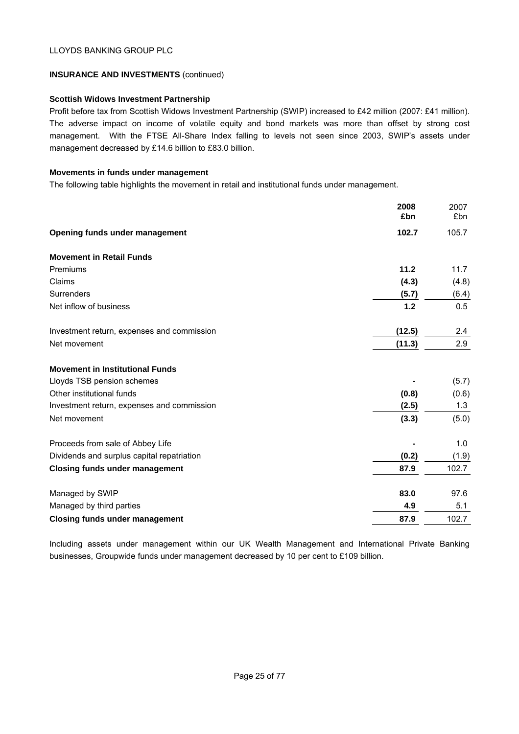LLOYDS BANKING GROUP PLC

**INSURANCE AND INVESTMENTS** (continued)

**Scottish Widows Investment Partnership**

Profit before tax from Scottish Widows Investment Partnership (SWIP) increased to £42 million (2007: £41 million). The adverse impact on income of volatile equity and bond markets was more than offset by strong cost management. With the FTSE All-Share Index falling to levels not seen since 2003, SWIP's assets under management decreased by £14.6 billion to £83.0 billion.

**Movements in funds under management**

The following table highlights the movement in retail and institutional funds under management.

| | **2008 £bn** | 2007 £bn |
|---|---|---|
| **Opening funds under management** | **102.7** | 105.7 |
| **Movement in Retail Funds** | | |
| Premiums | **11.2** | 11.7 |
| Claims | **(4.3)** | (4.8) |
| Surrenders | **(5.7)** | (6.4) |
| Net inflow of business | **1.2** | 0.5 |
| Investment return, expenses and commission | **(12.5)** | 2.4 |
| Net movement | **(11.3)** | 2.9 |
| **Movement in Institutional Funds** | | |
| Lloyds TSB pension schemes | **-** | (5.7) |
| Other institutional funds | **(0.8)** | (0.6) |
| Investment return, expenses and commission | **(2.5)** | 1.3 |
| Net movement | **(3.3)** | (5.0) |
| Proceeds from sale of Abbey Life | **-** | 1.0 |
| Dividends and surplus capital repatriation | **(0.2)** | (1.9) |
| **Closing funds under management** | **87.9** | 102.7 |
| Managed by SWIP | **83.0** | 97.6 |
| Managed by third parties | **4.9** | 5.1 |
| **Closing funds under management** | **87.9** | 102.7 |

Including assets under management within our UK Wealth Management and International Private Banking businesses, Groupwide funds under management decreased by 10 per cent to £109 billion.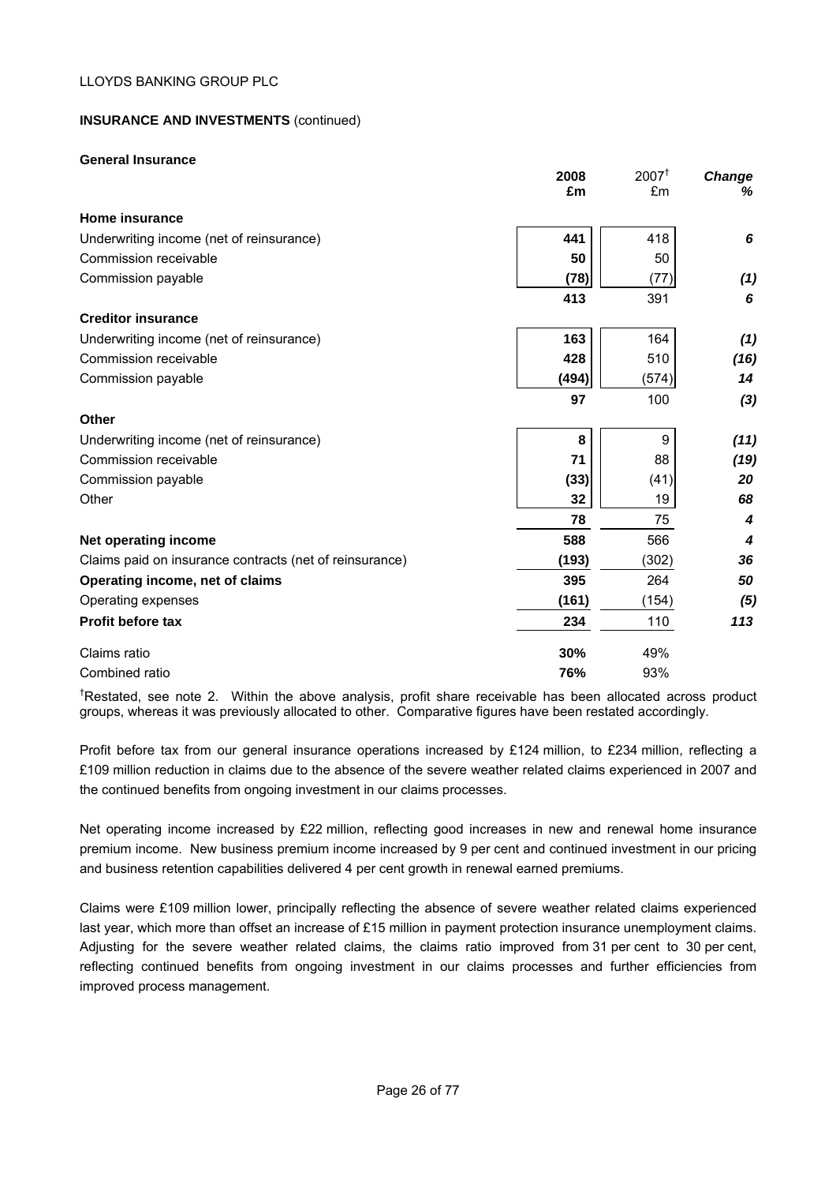LLOYDS BANKING GROUP PLC

**INSURANCE AND INVESTMENTS** (continued)

**General Insurance**

| | 2008 £m | 2007[†] £m | *Change %* |
|---|---|---|---|
| **Home insurance** | | | |
| Underwriting income (net of reinsurance) | **441** | 418 | ***6*** |
| Commission receivable | **50** | 50 | |
| Commission payable | **(78)** | (77) | ***(1)*** |
| | **413** | 391 | ***6*** |
| **Creditor insurance** | | | |
| Underwriting income (net of reinsurance) | **163** | 164 | ***(1)*** |
| Commission receivable | **428** | 510 | ***(16)*** |
| Commission payable | **(494)** | (574) | ***14*** |
| | **97** | 100 | ***(3)*** |
| **Other** | | | |
| Underwriting income (net of reinsurance) | **8** | 9 | ***(11)*** |
| Commission receivable | **71** | 88 | ***(19)*** |
| Commission payable | **(33)** | (41) | ***20*** |
| Other | **32** | 19 | ***68*** |
| | **78** | 75 | ***4*** |
| **Net operating income** | **588** | 566 | ***4*** |
| Claims paid on insurance contracts (net of reinsurance) | **(193)** | (302) | ***36*** |
| **Operating income, net of claims** | **395** | 264 | ***50*** |
| Operating expenses | **(161)** | (154) | ***(5)*** |
| **Profit before tax** | **234** | 110 | ***113*** |
| Claims ratio | **30%** | 49% | |
| Combined ratio | **76%** | 93% | |

[†]Restated, see note 2. Within the above analysis, profit share receivable has been allocated across product groups, whereas it was previously allocated to other. Comparative figures have been restated accordingly.

Profit before tax from our general insurance operations increased by £124 million, to £234 million, reflecting a £109 million reduction in claims due to the absence of the severe weather related claims experienced in 2007 and the continued benefits from ongoing investment in our claims processes.

Net operating income increased by £22 million, reflecting good increases in new and renewal home insurance premium income. New business premium income increased by 9 per cent and continued investment in our pricing and business retention capabilities delivered 4 per cent growth in renewal earned premiums.

Claims were £109 million lower, principally reflecting the absence of severe weather related claims experienced last year, which more than offset an increase of £15 million in payment protection insurance unemployment claims. Adjusting for the severe weather related claims, the claims ratio improved from 31 per cent to 30 per cent, reflecting continued benefits from ongoing investment in our claims processes and further efficiencies from improved process management.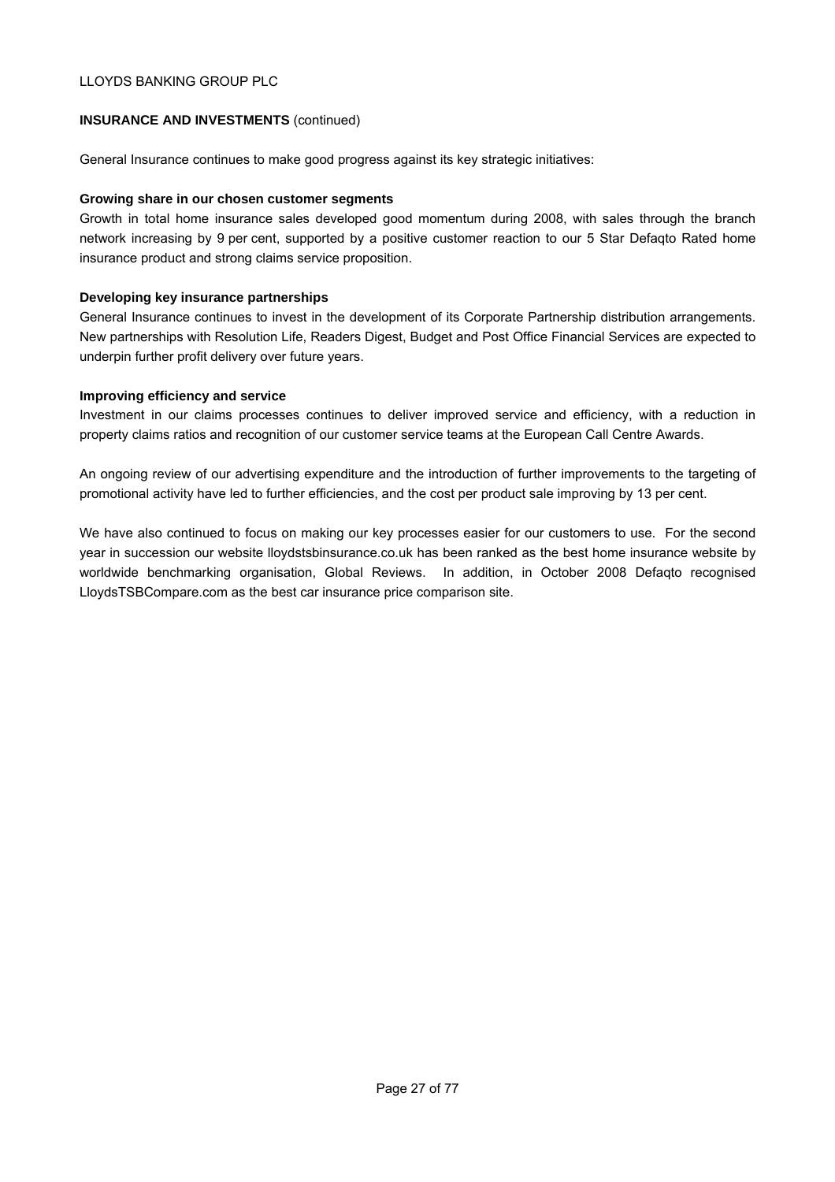## INSURANCE AND INVESTMENTS (continued)

General Insurance continues to make good progress against its key strategic initiatives:

**Growing share in our chosen customer segments**

Growth in total home insurance sales developed good momentum during 2008, with sales through the branch network increasing by 9 per cent, supported by a positive customer reaction to our 5 Star Defaqto Rated home insurance product and strong claims service proposition.

**Developing key insurance partnerships**

General Insurance continues to invest in the development of its Corporate Partnership distribution arrangements. New partnerships with Resolution Life, Readers Digest, Budget and Post Office Financial Services are expected to underpin further profit delivery over future years.

**Improving efficiency and service**

Investment in our claims processes continues to deliver improved service and efficiency, with a reduction in property claims ratios and recognition of our customer service teams at the European Call Centre Awards.

An ongoing review of our advertising expenditure and the introduction of further improvements to the targeting of promotional activity have led to further efficiencies, and the cost per product sale improving by 13 per cent.

We have also continued to focus on making our key processes easier for our customers to use. For the second year in succession our website lloydstsbinsurance.co.uk has been ranked as the best home insurance website by worldwide benchmarking organisation, Global Reviews. In addition, in October 2008 Defaqto recognised LloydsTSBCompare.com as the best car insurance price comparison site.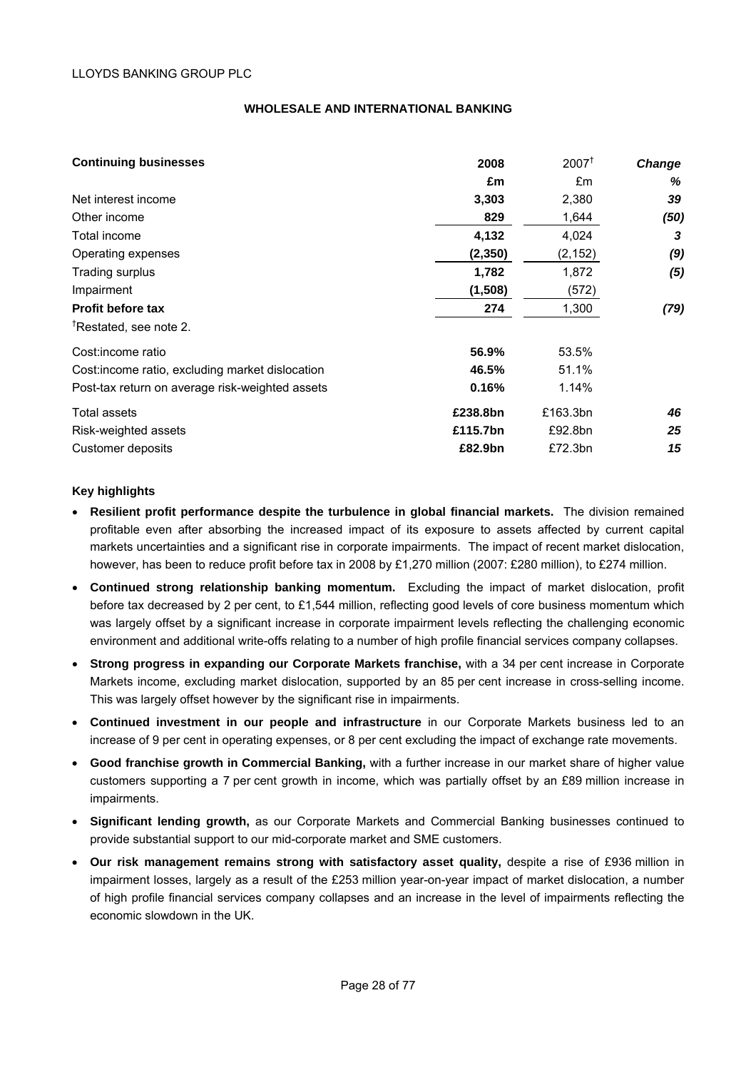## WHOLESALE AND INTERNATIONAL BANKING

| Continuing businesses | 2008 | 2007[†] | Change |
|---|---|---|---|
| | £m | £m | % |
| Net interest income | **3,303** | 2,380 | *39* |
| Other income | **829** | 1,644 | *(50)* |
| Total income | **4,132** | 4,024 | *3* |
| Operating expenses | **(2,350)** | (2,152) | *(9)* |
| Trading surplus | **1,782** | 1,872 | *(5)* |
| Impairment | **(1,508)** | (572) | |
| **Profit before tax** | **274** | 1,300 | *(79)* |
| [†]Restated, see note 2. | | | |
| Cost:income ratio | **56.9%** | 53.5% | |
| Cost:income ratio, excluding market dislocation | **46.5%** | 51.1% | |
| Post-tax return on average risk-weighted assets | **0.16%** | 1.14% | |
| Total assets | **£238.8bn** | £163.3bn | *46* |
| Risk-weighted assets | **£115.7bn** | £92.8bn | *25* |
| Customer deposits | **£82.9bn** | £72.3bn | *15* |

**Key highlights**

- **Resilient profit performance despite the turbulence in global financial markets.** The division remained profitable even after absorbing the increased impact of its exposure to assets affected by current capital markets uncertainties and a significant rise in corporate impairments. The impact of recent market dislocation, however, has been to reduce profit before tax in 2008 by £1,270 million (2007: £280 million), to £274 million.
- **Continued strong relationship banking momentum.** Excluding the impact of market dislocation, profit before tax decreased by 2 per cent, to £1,544 million, reflecting good levels of core business momentum which was largely offset by a significant increase in corporate impairment levels reflecting the challenging economic environment and additional write-offs relating to a number of high profile financial services company collapses.
- **Strong progress in expanding our Corporate Markets franchise,** with a 34 per cent increase in Corporate Markets income, excluding market dislocation, supported by an 85 per cent increase in cross-selling income. This was largely offset however by the significant rise in impairments.
- **Continued investment in our people and infrastructure** in our Corporate Markets business led to an increase of 9 per cent in operating expenses, or 8 per cent excluding the impact of exchange rate movements.
- **Good franchise growth in Commercial Banking,** with a further increase in our market share of higher value customers supporting a 7 per cent growth in income, which was partially offset by an £89 million increase in impairments.
- **Significant lending growth,** as our Corporate Markets and Commercial Banking businesses continued to provide substantial support to our mid-corporate market and SME customers.
- **Our risk management remains strong with satisfactory asset quality,** despite a rise of £936 million in impairment losses, largely as a result of the £253 million year-on-year impact of market dislocation, a number of high profile financial services company collapses and an increase in the level of impairments reflecting the economic slowdown in the UK.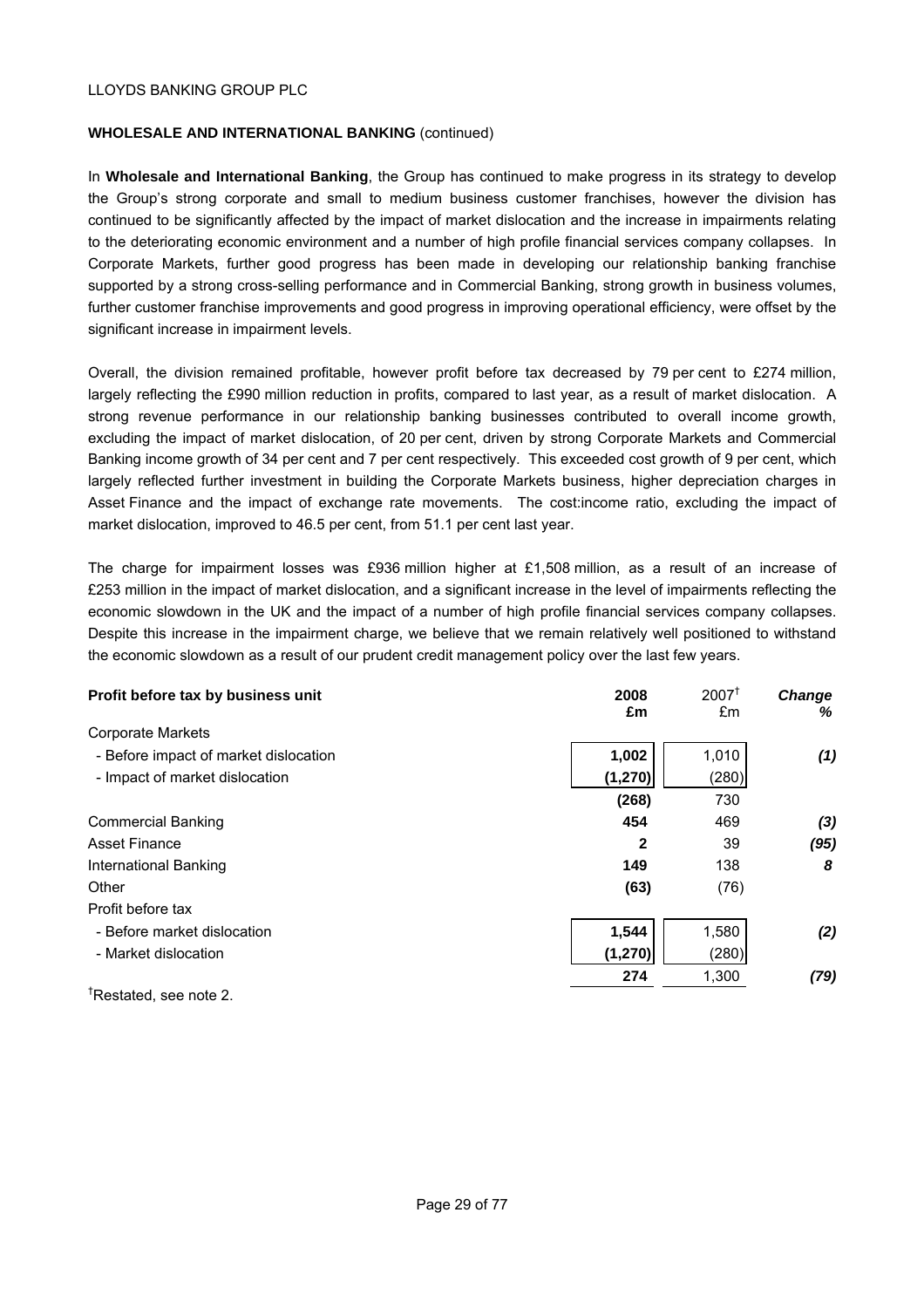LLOYDS BANKING GROUP PLC

## WHOLESALE AND INTERNATIONAL BANKING (continued)

In **Wholesale and International Banking**, the Group has continued to make progress in its strategy to develop the Group's strong corporate and small to medium business customer franchises, however the division has continued to be significantly affected by the impact of market dislocation and the increase in impairments relating to the deteriorating economic environment and a number of high profile financial services company collapses. In Corporate Markets, further good progress has been made in developing our relationship banking franchise supported by a strong cross-selling performance and in Commercial Banking, strong growth in business volumes, further customer franchise improvements and good progress in improving operational efficiency, were offset by the significant increase in impairment levels.

Overall, the division remained profitable, however profit before tax decreased by 79 per cent to £274 million, largely reflecting the £990 million reduction in profits, compared to last year, as a result of market dislocation. A strong revenue performance in our relationship banking businesses contributed to overall income growth, excluding the impact of market dislocation, of 20 per cent, driven by strong Corporate Markets and Commercial Banking income growth of 34 per cent and 7 per cent respectively. This exceeded cost growth of 9 per cent, which largely reflected further investment in building the Corporate Markets business, higher depreciation charges in Asset Finance and the impact of exchange rate movements. The cost:income ratio, excluding the impact of market dislocation, improved to 46.5 per cent, from 51.1 per cent last year.

The charge for impairment losses was £936 million higher at £1,508 million, as a result of an increase of £253 million in the impact of market dislocation, and a significant increase in the level of impairments reflecting the economic slowdown in the UK and the impact of a number of high profile financial services company collapses. Despite this increase in the impairment charge, we believe that we remain relatively well positioned to withstand the economic slowdown as a result of our prudent credit management policy over the last few years.

| **Profit before tax by business unit** | **2008 £m** | 2007[†] £m | ***Change %*** |
|---|---|---|---|
| Corporate Markets | | | |
| - Before impact of market dislocation | **1,002** | 1,010 | ***(1)*** |
| - Impact of market dislocation | **(1,270)** | (280) | |
| | **(268)** | 730 | |
| Commercial Banking | **454** | 469 | ***(3)*** |
| Asset Finance | **2** | 39 | ***(95)*** |
| International Banking | **149** | 138 | ***8*** |
| Other | **(63)** | (76) | |
| Profit before tax | | | |
| - Before market dislocation | **1,544** | 1,580 | ***(2)*** |
| - Market dislocation | **(1,270)** | (280) | |
| | **274** | 1,300 | ***(79)*** |

[†]Restated, see note 2.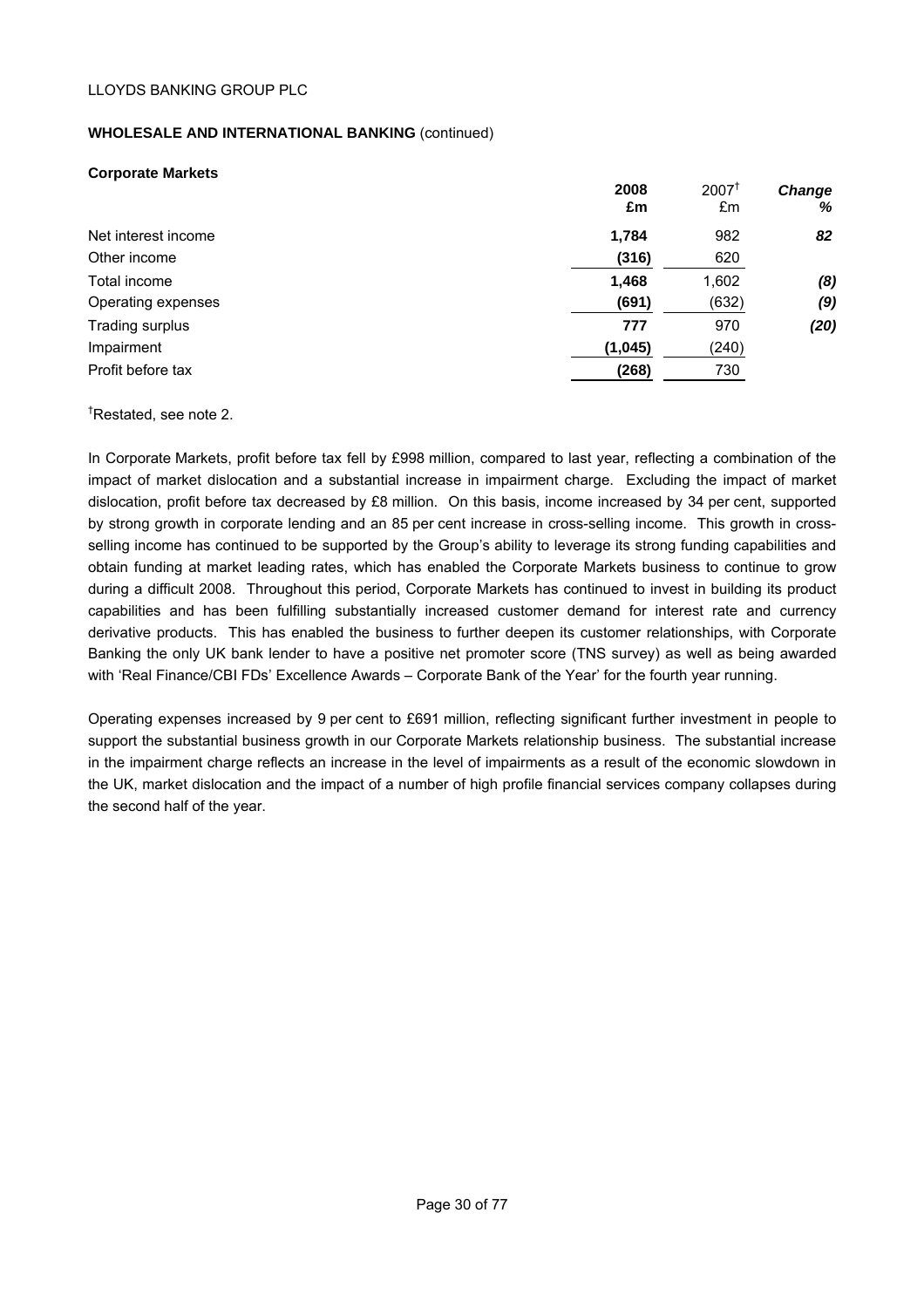**WHOLESALE AND INTERNATIONAL BANKING** (continued)

**Corporate Markets**

| | 2008 £m | 2007[†] £m | *Change %* |
|---|---|---|---|
| Net interest income | **1,784** | 982 | ***82*** |
| Other income | **(316)** | 620 | |
| Total income | **1,468** | 1,602 | ***(8)*** |
| Operating expenses | **(691)** | (632) | ***(9)*** |
| Trading surplus | **777** | 970 | ***(20)*** |
| Impairment | **(1,045)** | (240) | |
| Profit before tax | **(268)** | 730 | |

[†]Restated, see note 2.

In Corporate Markets, profit before tax fell by £998 million, compared to last year, reflecting a combination of the impact of market dislocation and a substantial increase in impairment charge. Excluding the impact of market dislocation, profit before tax decreased by £8 million. On this basis, income increased by 34 per cent, supported by strong growth in corporate lending and an 85 per cent increase in cross-selling income. This growth in cross-selling income has continued to be supported by the Group's ability to leverage its strong funding capabilities and obtain funding at market leading rates, which has enabled the Corporate Markets business to continue to grow during a difficult 2008. Throughout this period, Corporate Markets has continued to invest in building its product capabilities and has been fulfilling substantially increased customer demand for interest rate and currency derivative products. This has enabled the business to further deepen its customer relationships, with Corporate Banking the only UK bank lender to have a positive net promoter score (TNS survey) as well as being awarded with 'Real Finance/CBI FDs' Excellence Awards – Corporate Bank of the Year' for the fourth year running.

Operating expenses increased by 9 per cent to £691 million, reflecting significant further investment in people to support the substantial business growth in our Corporate Markets relationship business. The substantial increase in the impairment charge reflects an increase in the level of impairments as a result of the economic slowdown in the UK, market dislocation and the impact of a number of high profile financial services company collapses during the second half of the year.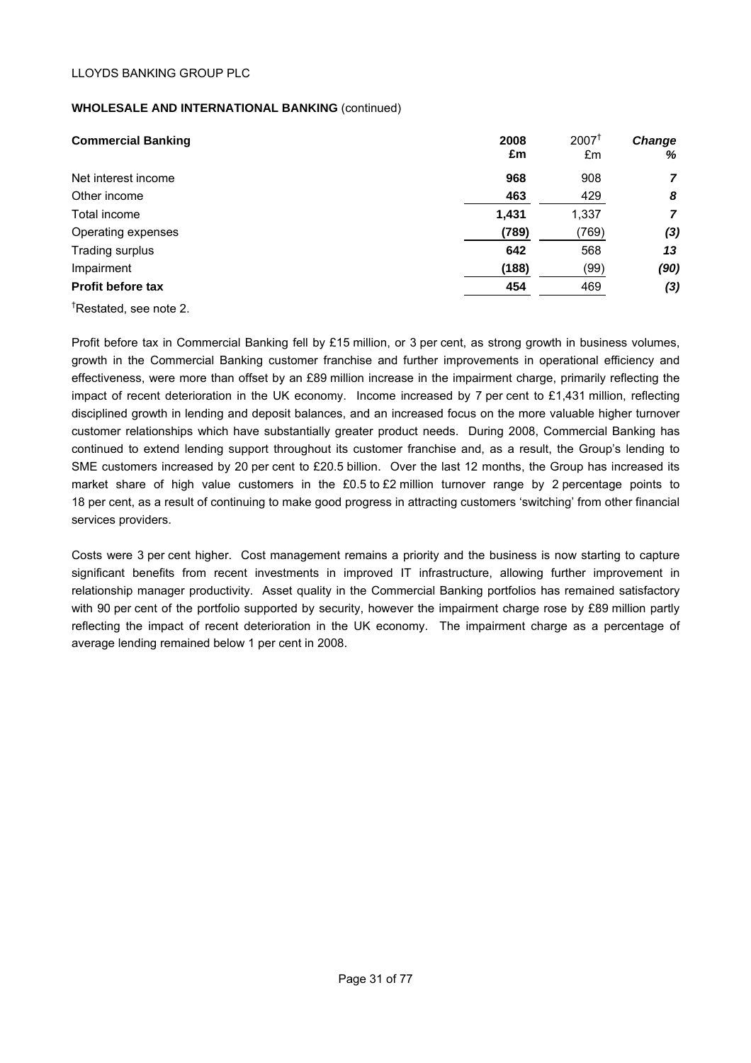LLOYDS BANKING GROUP PLC

**WHOLESALE AND INTERNATIONAL BANKING** (continued)

| **Commercial Banking** | **2008 £m** | 2007[†] £m | ***Change %*** |
|---|---|---|---|
| Net interest income | **968** | 908 | ***7*** |
| Other income | **463** | 429 | ***8*** |
| Total income | **1,431** | 1,337 | ***7*** |
| Operating expenses | **(789)** | (769) | ***(3)*** |
| Trading surplus | **642** | 568 | ***13*** |
| Impairment | **(188)** | (99) | ***(90)*** |
| **Profit before tax** | **454** | 469 | ***(3)*** |

[†]Restated, see note 2.

Profit before tax in Commercial Banking fell by £15 million, or 3 per cent, as strong growth in business volumes, growth in the Commercial Banking customer franchise and further improvements in operational efficiency and effectiveness, were more than offset by an £89 million increase in the impairment charge, primarily reflecting the impact of recent deterioration in the UK economy. Income increased by 7 per cent to £1,431 million, reflecting disciplined growth in lending and deposit balances, and an increased focus on the more valuable higher turnover customer relationships which have substantially greater product needs. During 2008, Commercial Banking has continued to extend lending support throughout its customer franchise and, as a result, the Group's lending to SME customers increased by 20 per cent to £20.5 billion. Over the last 12 months, the Group has increased its market share of high value customers in the £0.5 to £2 million turnover range by 2 percentage points to 18 per cent, as a result of continuing to make good progress in attracting customers 'switching' from other financial services providers.

Costs were 3 per cent higher. Cost management remains a priority and the business is now starting to capture significant benefits from recent investments in improved IT infrastructure, allowing further improvement in relationship manager productivity. Asset quality in the Commercial Banking portfolios has remained satisfactory with 90 per cent of the portfolio supported by security, however the impairment charge rose by £89 million partly reflecting the impact of recent deterioration in the UK economy. The impairment charge as a percentage of average lending remained below 1 per cent in 2008.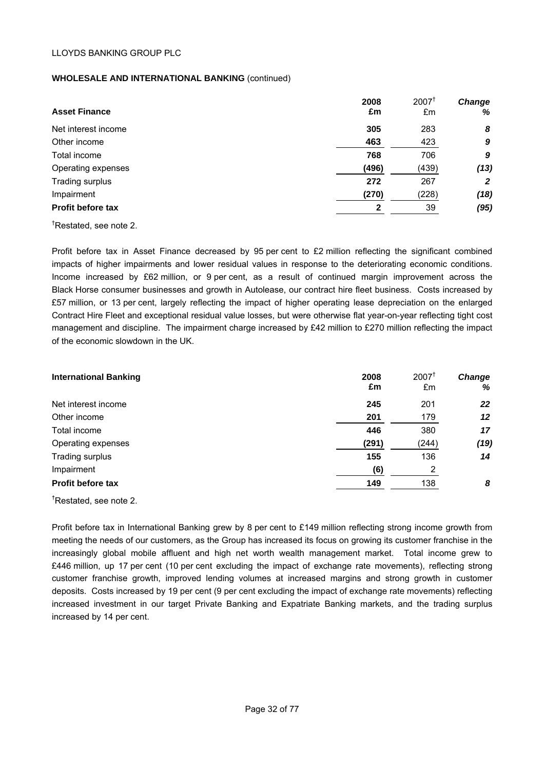**WHOLESALE AND INTERNATIONAL BANKING** (continued)

| Asset Finance | 2008 £m | 2007† £m | Change % |
|---|---|---|---|
| Net interest income | **305** | 283 | ***8*** |
| Other income | **463** | 423 | ***9*** |
| Total income | **768** | 706 | ***9*** |
| Operating expenses | **(496)** | (439) | ***(13)*** |
| Trading surplus | **272** | 267 | ***2*** |
| Impairment | **(270)** | (228) | ***(18)*** |
| **Profit before tax** | **2** | 39 | ***(95)*** |

†Restated, see note 2.

Profit before tax in Asset Finance decreased by 95 per cent to £2 million reflecting the significant combined impacts of higher impairments and lower residual values in response to the deteriorating economic conditions. Income increased by £62 million, or 9 per cent, as a result of continued margin improvement across the Black Horse consumer businesses and growth in Autolease, our contract hire fleet business. Costs increased by £57 million, or 13 per cent, largely reflecting the impact of higher operating lease depreciation on the enlarged Contract Hire Fleet and exceptional residual value losses, but were otherwise flat year-on-year reflecting tight cost management and discipline. The impairment charge increased by £42 million to £270 million reflecting the impact of the economic slowdown in the UK.

| International Banking | 2008 £m | 2007† £m | Change % |
|---|---|---|---|
| Net interest income | **245** | 201 | ***22*** |
| Other income | **201** | 179 | ***12*** |
| Total income | **446** | 380 | ***17*** |
| Operating expenses | **(291)** | (244) | ***(19)*** |
| Trading surplus | **155** | 136 | ***14*** |
| Impairment | **(6)** | 2 | |
| **Profit before tax** | **149** | 138 | ***8*** |

†Restated, see note 2.

Profit before tax in International Banking grew by 8 per cent to £149 million reflecting strong income growth from meeting the needs of our customers, as the Group has increased its focus on growing its customer franchise in the increasingly global mobile affluent and high net worth wealth management market. Total income grew to £446 million, up 17 per cent (10 per cent excluding the impact of exchange rate movements), reflecting strong customer franchise growth, improved lending volumes at increased margins and strong growth in customer deposits. Costs increased by 19 per cent (9 per cent excluding the impact of exchange rate movements) reflecting increased investment in our target Private Banking and Expatriate Banking markets, and the trading surplus increased by 14 per cent.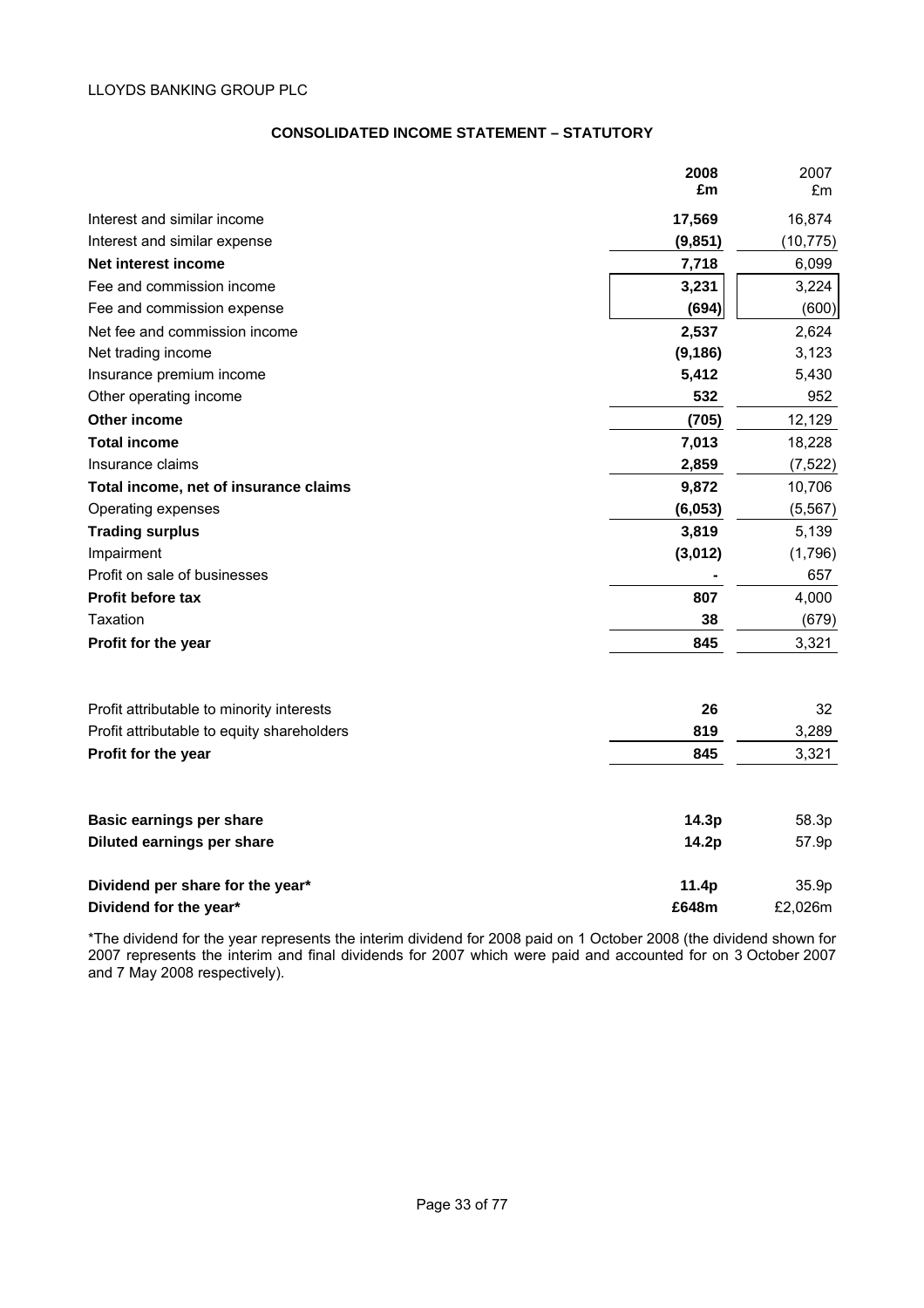LLOYDS BANKING GROUP PLC

## CONSOLIDATED INCOME STATEMENT – STATUTORY

| | **2008 £m** | 2007 £m |
|---|---|---|
| Interest and similar income | **17,569** | 16,874 |
| Interest and similar expense | **(9,851)** | (10,775) |
| **Net interest income** | **7,718** | 6,099 |
| Fee and commission income | **3,231** | 3,224 |
| Fee and commission expense | **(694)** | (600) |
| Net fee and commission income | **2,537** | 2,624 |
| Net trading income | **(9,186)** | 3,123 |
| Insurance premium income | **5,412** | 5,430 |
| Other operating income | **532** | 952 |
| **Other income** | **(705)** | 12,129 |
| **Total income** | **7,013** | 18,228 |
| Insurance claims | **2,859** | (7,522) |
| **Total income, net of insurance claims** | **9,872** | 10,706 |
| Operating expenses | **(6,053)** | (5,567) |
| **Trading surplus** | **3,819** | 5,139 |
| Impairment | **(3,012)** | (1,796) |
| Profit on sale of businesses | **-** | 657 |
| **Profit before tax** | **807** | 4,000 |
| Taxation | **38** | (679) |
| **Profit for the year** | **845** | 3,321 |
| | | |
| Profit attributable to minority interests | **26** | 32 |
| Profit attributable to equity shareholders | **819** | 3,289 |
| **Profit for the year** | **845** | 3,321 |
| | | |
| **Basic earnings per share** | **14.3p** | 58.3p |
| **Diluted earnings per share** | **14.2p** | 57.9p |
| | | |
| **Dividend per share for the year*** | **11.4p** | 35.9p |
| **Dividend for the year*** | **£648m** | £2,026m |

*The dividend for the year represents the interim dividend for 2008 paid on 1 October 2008 (the dividend shown for 2007 represents the interim and final dividends for 2007 which were paid and accounted for on 3 October 2007 and 7 May 2008 respectively).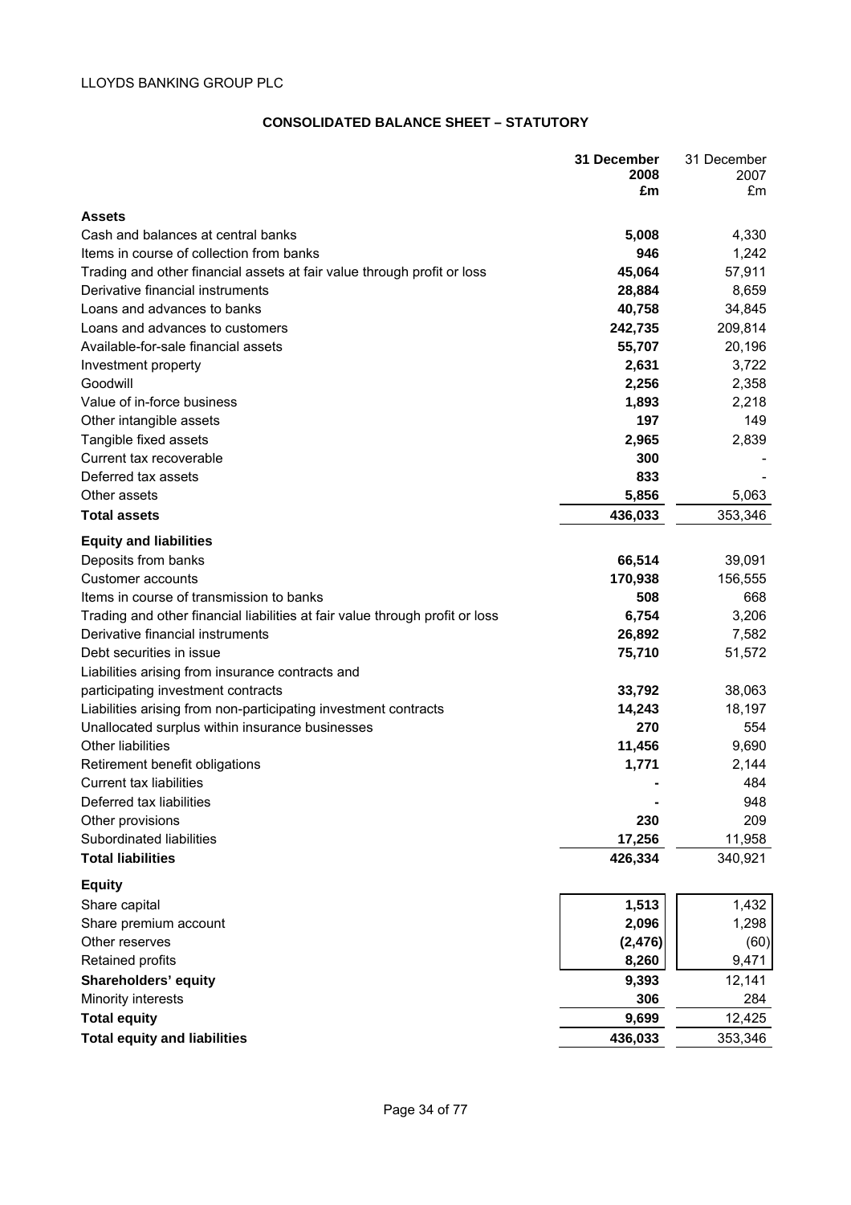LLOYDS BANKING GROUP PLC

## CONSOLIDATED BALANCE SHEET – STATUTORY

| | 31 December 2008 £m | 31 December 2007 £m |
|---|---|---|
| **Assets** | | |
| Cash and balances at central banks | **5,008** | 4,330 |
| Items in course of collection from banks | **946** | 1,242 |
| Trading and other financial assets at fair value through profit or loss | **45,064** | 57,911 |
| Derivative financial instruments | **28,884** | 8,659 |
| Loans and advances to banks | **40,758** | 34,845 |
| Loans and advances to customers | **242,735** | 209,814 |
| Available-for-sale financial assets | **55,707** | 20,196 |
| Investment property | **2,631** | 3,722 |
| Goodwill | **2,256** | 2,358 |
| Value of in-force business | **1,893** | 2,218 |
| Other intangible assets | **197** | 149 |
| Tangible fixed assets | **2,965** | 2,839 |
| Current tax recoverable | **300** | - |
| Deferred tax assets | **833** | - |
| Other assets | **5,856** | 5,063 |
| **Total assets** | **436,033** | 353,346 |
| **Equity and liabilities** | | |
| Deposits from banks | **66,514** | 39,091 |
| Customer accounts | **170,938** | 156,555 |
| Items in course of transmission to banks | **508** | 668 |
| Trading and other financial liabilities at fair value through profit or loss | **6,754** | 3,206 |
| Derivative financial instruments | **26,892** | 7,582 |
| Debt securities in issue | **75,710** | 51,572 |
| Liabilities arising from insurance contracts and participating investment contracts | **33,792** | 38,063 |
| Liabilities arising from non-participating investment contracts | **14,243** | 18,197 |
| Unallocated surplus within insurance businesses | **270** | 554 |
| Other liabilities | **11,456** | 9,690 |
| Retirement benefit obligations | **1,771** | 2,144 |
| Current tax liabilities | **-** | 484 |
| Deferred tax liabilities | **-** | 948 |
| Other provisions | **230** | 209 |
| Subordinated liabilities | **17,256** | 11,958 |
| **Total liabilities** | **426,334** | 340,921 |
| **Equity** | | |
| Share capital | **1,513** | 1,432 |
| Share premium account | **2,096** | 1,298 |
| Other reserves | **(2,476)** | (60) |
| Retained profits | **8,260** | 9,471 |
| **Shareholders' equity** | **9,393** | 12,141 |
| Minority interests | **306** | 284 |
| **Total equity** | **9,699** | 12,425 |
| **Total equity and liabilities** | **436,033** | 353,346 |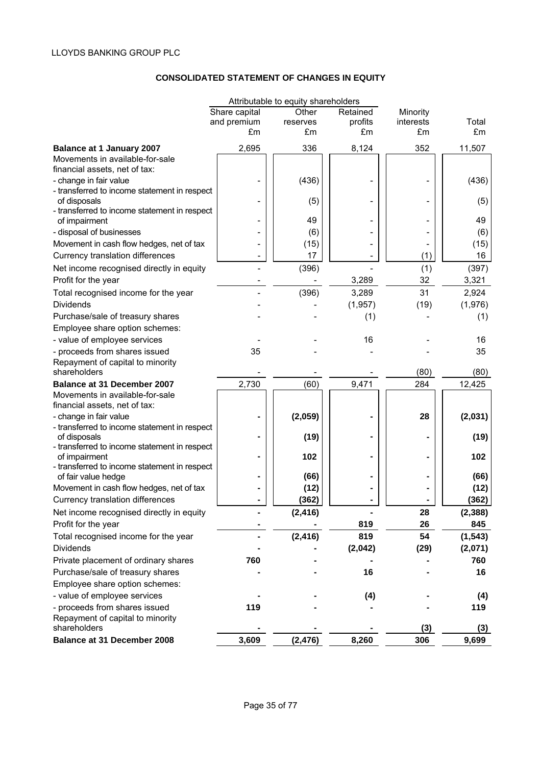LLOYDS BANKING GROUP PLC

## CONSOLIDATED STATEMENT OF CHANGES IN EQUITY

| | Attributable to equity shareholders | | | | |
|---|---|---|---|---|---|
| | Share capital and premium £m | Other reserves £m | Retained profits £m | Minority interests £m | Total £m |
| **Balance at 1 January 2007** | 2,695 | 336 | 8,124 | 352 | 11,507 |
| Movements in available-for-sale financial assets, net of tax: | | | | | |
| - change in fair value | - | (436) | - | - | (436) |
| - transferred to income statement in respect of disposals | - | (5) | - | - | (5) |
| - transferred to income statement in respect of impairment | - | 49 | - | - | 49 |
| - disposal of businesses | - | (6) | - | - | (6) |
| Movement in cash flow hedges, net of tax | - | (15) | - | - | (15) |
| Currency translation differences | - | 17 | - | (1) | 16 |
| Net income recognised directly in equity | - | (396) | - | (1) | (397) |
| Profit for the year | - | - | 3,289 | 32 | 3,321 |
| Total recognised income for the year | - | (396) | 3,289 | 31 | 2,924 |
| Dividends | - | - | (1,957) | (19) | (1,976) |
| Purchase/sale of treasury shares | - | - | (1) | - | (1) |
| Employee share option schemes: | | | | | |
| - value of employee services | - | - | 16 | - | 16 |
| - proceeds from shares issued | 35 | - | - | - | 35 |
| Repayment of capital to minority shareholders | - | - | - | (80) | (80) |
| **Balance at 31 December 2007** | 2,730 | (60) | 9,471 | 284 | 12,425 |
| Movements in available-for-sale financial assets, net of tax: | | | | | |
| - change in fair value | **-** | **(2,059)** | **-** | **28** | **(2,031)** |
| - transferred to income statement in respect of disposals | **-** | **(19)** | **-** | **-** | **(19)** |
| - transferred to income statement in respect of impairment | **-** | **102** | **-** | **-** | **102** |
| - transferred to income statement in respect of fair value hedge | **-** | **(66)** | **-** | **-** | **(66)** |
| Movement in cash flow hedges, net of tax | **-** | **(12)** | **-** | **-** | **(12)** |
| Currency translation differences | **-** | **(362)** | **-** | **-** | **(362)** |
| Net income recognised directly in equity | **-** | **(2,416)** | **-** | **28** | **(2,388)** |
| Profit for the year | **-** | **-** | **819** | **26** | **845** |
| Total recognised income for the year | **-** | **(2,416)** | **819** | **54** | **(1,543)** |
| Dividends | **-** | **-** | **(2,042)** | **(29)** | **(2,071)** |
| Private placement of ordinary shares | **760** | **-** | **-** | **-** | **760** |
| Purchase/sale of treasury shares | **-** | **-** | **16** | **-** | **16** |
| Employee share option schemes: | | | | | |
| - value of employee services | **-** | **-** | **(4)** | **-** | **(4)** |
| - proceeds from shares issued | **119** | **-** | **-** | **-** | **119** |
| Repayment of capital to minority shareholders | **-** | **-** | **-** | **(3)** | **(3)** |
| **Balance at 31 December 2008** | **3,609** | **(2,476)** | **8,260** | **306** | **9,699** |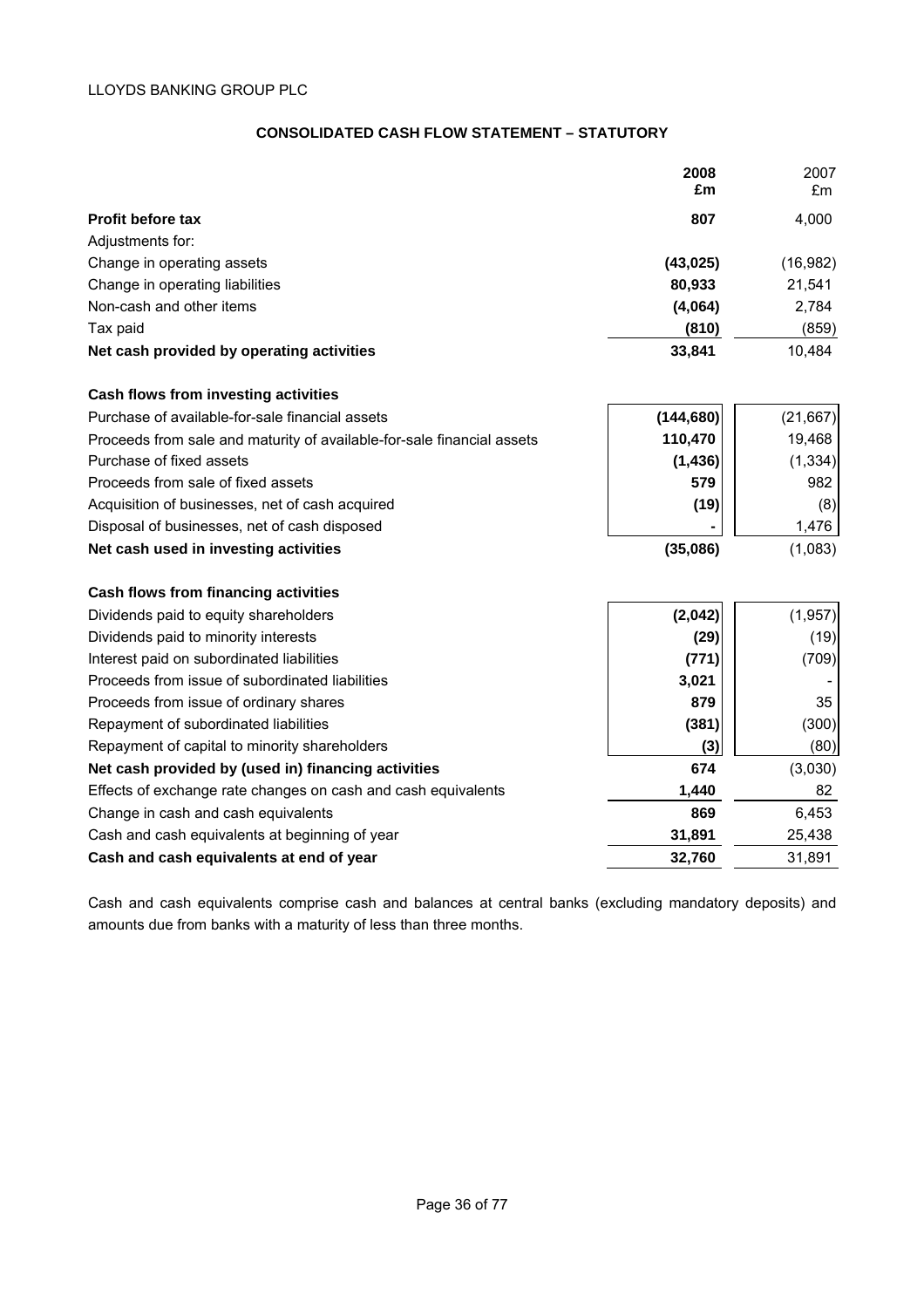LLOYDS BANKING GROUP PLC

## CONSOLIDATED CASH FLOW STATEMENT – STATUTORY

| | 2008 £m | 2007 £m |
|---|---|---|
| **Profit before tax** | **807** | 4,000 |
| Adjustments for: | | |
| Change in operating assets | **(43,025)** | (16,982) |
| Change in operating liabilities | **80,933** | 21,541 |
| Non-cash and other items | **(4,064)** | 2,784 |
| Tax paid | **(810)** | (859) |
| **Net cash provided by operating activities** | **33,841** | 10,484 |
| | | |
| **Cash flows from investing activities** | | |
| Purchase of available-for-sale financial assets | **(144,680)** | (21,667) |
| Proceeds from sale and maturity of available-for-sale financial assets | **110,470** | 19,468 |
| Purchase of fixed assets | **(1,436)** | (1,334) |
| Proceeds from sale of fixed assets | **579** | 982 |
| Acquisition of businesses, net of cash acquired | **(19)** | (8) |
| Disposal of businesses, net of cash disposed | **-** | 1,476 |
| **Net cash used in investing activities** | **(35,086)** | (1,083) |
| | | |
| **Cash flows from financing activities** | | |
| Dividends paid to equity shareholders | **(2,042)** | (1,957) |
| Dividends paid to minority interests | **(29)** | (19) |
| Interest paid on subordinated liabilities | **(771)** | (709) |
| Proceeds from issue of subordinated liabilities | **3,021** | - |
| Proceeds from issue of ordinary shares | **879** | 35 |
| Repayment of subordinated liabilities | **(381)** | (300) |
| Repayment of capital to minority shareholders | **(3)** | (80) |
| **Net cash provided by (used in) financing activities** | **674** | (3,030) |
| Effects of exchange rate changes on cash and cash equivalents | **1,440** | 82 |
| Change in cash and cash equivalents | **869** | 6,453 |
| Cash and cash equivalents at beginning of year | **31,891** | 25,438 |
| **Cash and cash equivalents at end of year** | **32,760** | 31,891 |

Cash and cash equivalents comprise cash and balances at central banks (excluding mandatory deposits) and amounts due from banks with a maturity of less than three months.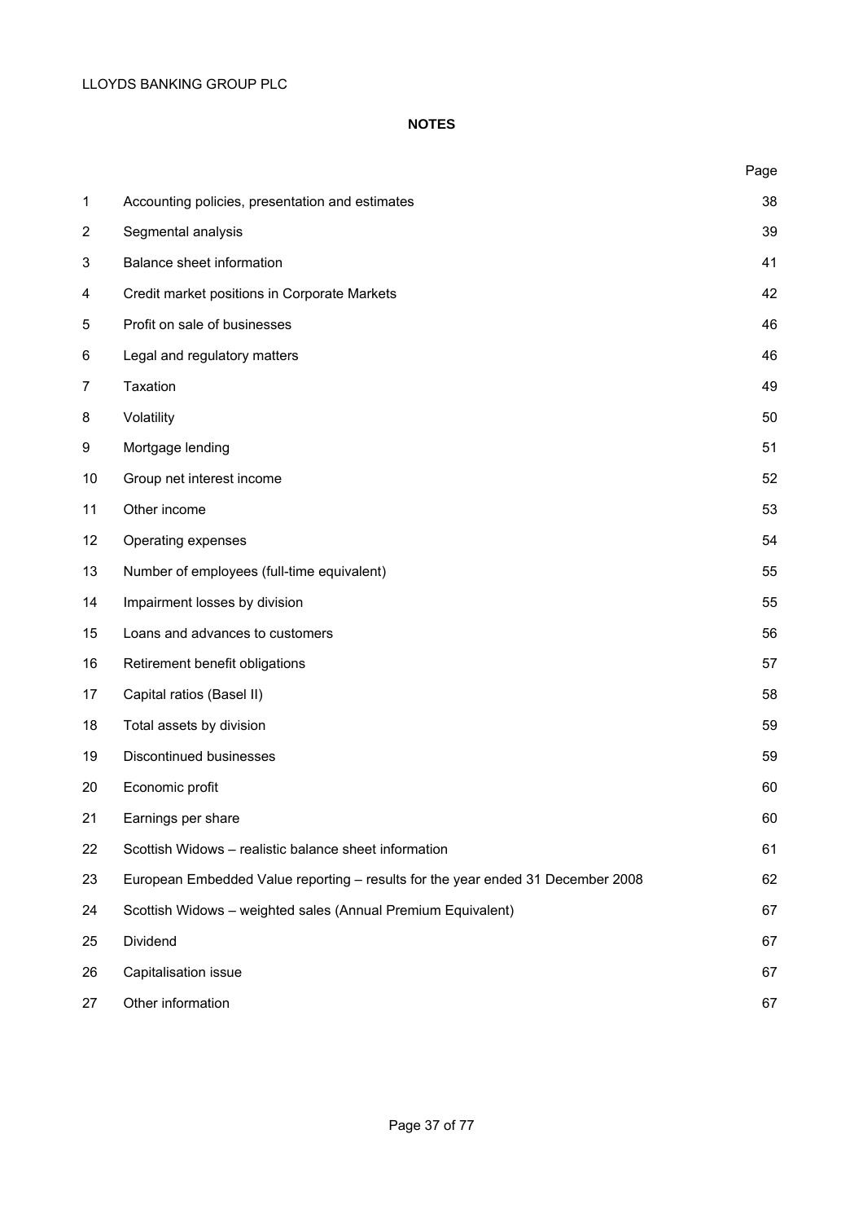## NOTES

| | | Page |
|---|---|---|
| 1 | Accounting policies, presentation and estimates | 38 |
| 2 | Segmental analysis | 39 |
| 3 | Balance sheet information | 41 |
| 4 | Credit market positions in Corporate Markets | 42 |
| 5 | Profit on sale of businesses | 46 |
| 6 | Legal and regulatory matters | 46 |
| 7 | Taxation | 49 |
| 8 | Volatility | 50 |
| 9 | Mortgage lending | 51 |
| 10 | Group net interest income | 52 |
| 11 | Other income | 53 |
| 12 | Operating expenses | 54 |
| 13 | Number of employees (full-time equivalent) | 55 |
| 14 | Impairment losses by division | 55 |
| 15 | Loans and advances to customers | 56 |
| 16 | Retirement benefit obligations | 57 |
| 17 | Capital ratios (Basel II) | 58 |
| 18 | Total assets by division | 59 |
| 19 | Discontinued businesses | 59 |
| 20 | Economic profit | 60 |
| 21 | Earnings per share | 60 |
| 22 | Scottish Widows – realistic balance sheet information | 61 |
| 23 | European Embedded Value reporting – results for the year ended 31 December 2008 | 62 |
| 24 | Scottish Widows – weighted sales (Annual Premium Equivalent) | 67 |
| 25 | Dividend | 67 |
| 26 | Capitalisation issue | 67 |
| 27 | Other information | 67 |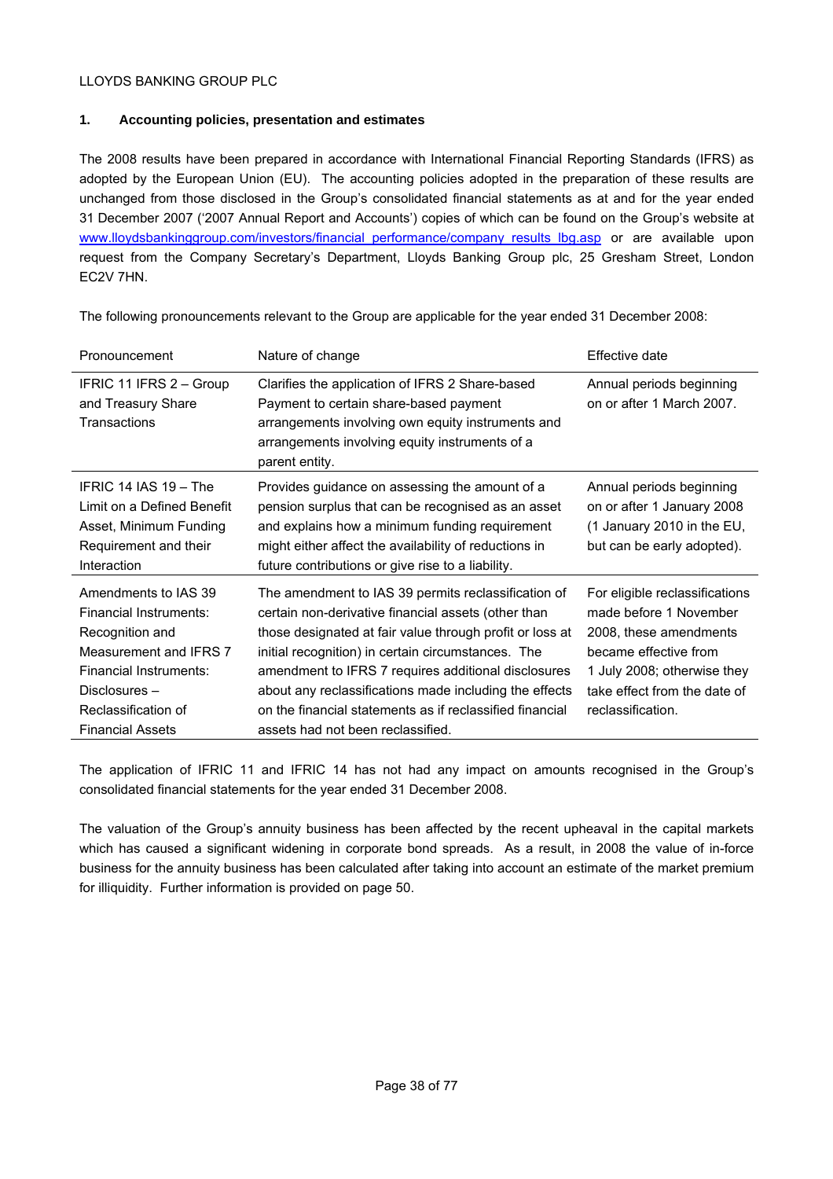LLOYDS BANKING GROUP PLC

## 1. Accounting policies, presentation and estimates

The 2008 results have been prepared in accordance with International Financial Reporting Standards (IFRS) as adopted by the European Union (EU). The accounting policies adopted in the preparation of these results are unchanged from those disclosed in the Group's consolidated financial statements as at and for the year ended 31 December 2007 ('2007 Annual Report and Accounts') copies of which can be found on the Group's website at www.lloydsbankinggroup.com/investors/financial_performance/company_results_lbg.asp or are available upon request from the Company Secretary's Department, Lloyds Banking Group plc, 25 Gresham Street, London EC2V 7HN.

The following pronouncements relevant to the Group are applicable for the year ended 31 December 2008:

| Pronouncement | Nature of change | Effective date |
|---|---|---|
| IFRIC 11 IFRS 2 – Group and Treasury Share Transactions | Clarifies the application of IFRS 2 Share-based Payment to certain share-based payment arrangements involving own equity instruments and arrangements involving equity instruments of a parent entity. | Annual periods beginning on or after 1 March 2007. |
| IFRIC 14 IAS 19 – The Limit on a Defined Benefit Asset, Minimum Funding Requirement and their Interaction | Provides guidance on assessing the amount of a pension surplus that can be recognised as an asset and explains how a minimum funding requirement might either affect the availability of reductions in future contributions or give rise to a liability. | Annual periods beginning on or after 1 January 2008 (1 January 2010 in the EU, but can be early adopted). |
| Amendments to IAS 39 Financial Instruments: Recognition and Measurement and IFRS 7 Financial Instruments: Disclosures – Reclassification of Financial Assets | The amendment to IAS 39 permits reclassification of certain non-derivative financial assets (other than those designated at fair value through profit or loss at initial recognition) in certain circumstances. The amendment to IFRS 7 requires additional disclosures about any reclassifications made including the effects on the financial statements as if reclassified financial assets had not been reclassified. | For eligible reclassifications made before 1 November 2008, these amendments became effective from 1 July 2008; otherwise they take effect from the date of reclassification. |

The application of IFRIC 11 and IFRIC 14 has not had any impact on amounts recognised in the Group's consolidated financial statements for the year ended 31 December 2008.

The valuation of the Group's annuity business has been affected by the recent upheaval in the capital markets which has caused a significant widening in corporate bond spreads. As a result, in 2008 the value of in-force business for the annuity business has been calculated after taking into account an estimate of the market premium for illiquidity. Further information is provided on page 50.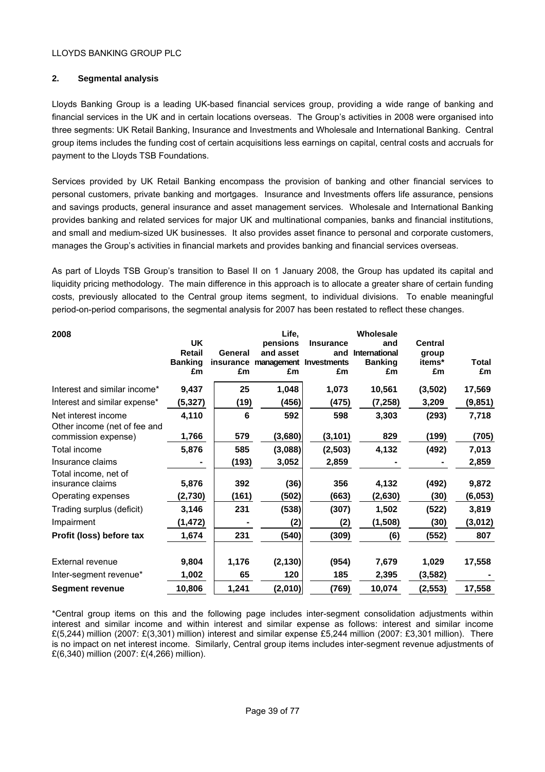## 2. Segmental analysis

Lloyds Banking Group is a leading UK-based financial services group, providing a wide range of banking and financial services in the UK and in certain locations overseas. The Group's activities in 2008 were organised into three segments: UK Retail Banking, Insurance and Investments and Wholesale and International Banking. Central group items includes the funding cost of certain acquisitions less earnings on capital, central costs and accruals for payment to the Lloyds TSB Foundations.

Services provided by UK Retail Banking encompass the provision of banking and other financial services to personal customers, private banking and mortgages. Insurance and Investments offers life assurance, pensions and savings products, general insurance and asset management services. Wholesale and International Banking provides banking and related services for major UK and multinational companies, banks and financial institutions, and small and medium-sized UK businesses. It also provides asset finance to personal and corporate customers, manages the Group's activities in financial markets and provides banking and financial services overseas.

As part of Lloyds TSB Group's transition to Basel II on 1 January 2008, the Group has updated its capital and liquidity pricing methodology. The main difference in this approach is to allocate a greater share of certain funding costs, previously allocated to the Central group items segment, to individual divisions. To enable meaningful period-on-period comparisons, the segmental analysis for 2007 has been restated to reflect these changes.

| 2008 | UK Retail Banking £m | General insurance £m | Life, pensions and asset management £m | Insurance and Investments £m | Wholesale and International Banking £m | Central group items* £m | Total £m |
|---|---|---|---|---|---|---|---|
| Interest and similar income* | 9,437 | 25 | 1,048 | 1,073 | 10,561 | (3,502) | 17,569 |
| Interest and similar expense* | (5,327) | (19) | (456) | (475) | (7,258) | 3,209 | (9,851) |
| Net interest income | 4,110 | 6 | 592 | 598 | 3,303 | (293) | 7,718 |
| Other income (net of fee and commission expense) | 1,766 | 579 | (3,680) | (3,101) | 829 | (199) | (705) |
| Total income | 5,876 | 585 | (3,088) | (2,503) | 4,132 | (492) | 7,013 |
| Insurance claims | - | (193) | 3,052 | 2,859 | - | - | 2,859 |
| Total income, net of insurance claims | 5,876 | 392 | (36) | 356 | 4,132 | (492) | 9,872 |
| Operating expenses | (2,730) | (161) | (502) | (663) | (2,630) | (30) | (6,053) |
| Trading surplus (deficit) | 3,146 | 231 | (538) | (307) | 1,502 | (522) | 3,819 |
| Impairment | (1,472) | - | (2) | (2) | (1,508) | (30) | (3,012) |
| **Profit (loss) before tax** | **1,674** | **231** | **(540)** | **(309)** | **(6)** | **(552)** | **807** |
| | | | | | | | |
| External revenue | 9,804 | 1,176 | (2,130) | (954) | 7,679 | 1,029 | 17,558 |
| Inter-segment revenue* | 1,002 | 65 | 120 | 185 | 2,395 | (3,582) | - |
| **Segment revenue** | **10,806** | **1,241** | **(2,010)** | **(769)** | **10,074** | **(2,553)** | **17,558** |

*Central group items on this and the following page includes inter-segment consolidation adjustments within interest and similar income and within interest and similar expense as follows: interest and similar income £(5,244) million (2007: £(3,301) million) interest and similar expense £5,244 million (2007: £3,301 million). There is no impact on net interest income. Similarly, Central group items includes inter-segment revenue adjustments of £(6,340) million (2007: £(4,266) million).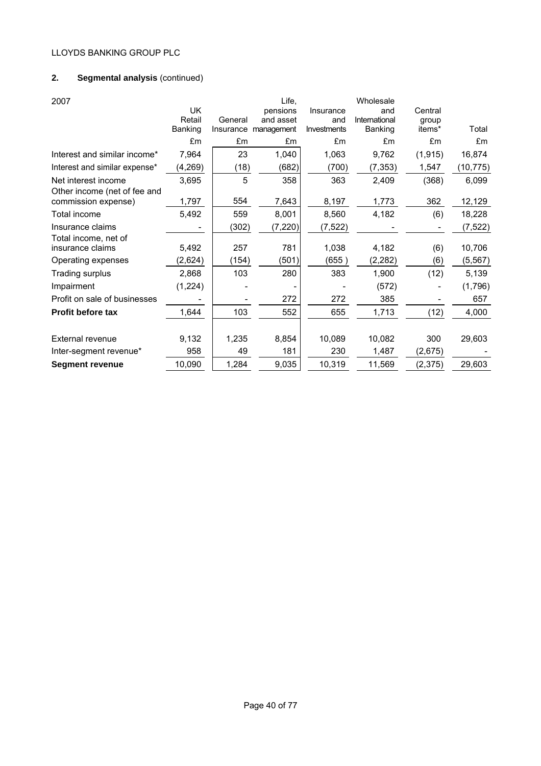LLOYDS BANKING GROUP PLC

## 2. Segmental analysis (continued)

| 2007 | UK Retail Banking | General Insurance | Life, pensions and asset management | Insurance and Investments | Wholesale and International Banking | Central group items* | Total |
|---|---|---|---|---|---|---|---|
| | £m | £m | £m | £m | £m | £m | £m |
| Interest and similar income* | 7,964 | 23 | 1,040 | 1,063 | 9,762 | (1,915) | 16,874 |
| Interest and similar expense* | (4,269) | (18) | (682) | (700) | (7,353) | 1,547 | (10,775) |
| Net interest income | 3,695 | 5 | 358 | 363 | 2,409 | (368) | 6,099 |
| Other income (net of fee and commission expense) | 1,797 | 554 | 7,643 | 8,197 | 1,773 | 362 | 12,129 |
| Total income | 5,492 | 559 | 8,001 | 8,560 | 4,182 | (6) | 18,228 |
| Insurance claims | - | (302) | (7,220) | (7,522) | - | - | (7,522) |
| Total income, net of insurance claims | 5,492 | 257 | 781 | 1,038 | 4,182 | (6) | 10,706 |
| Operating expenses | (2,624) | (154) | (501) | (655 ) | (2,282) | (6) | (5,567) |
| Trading surplus | 2,868 | 103 | 280 | 383 | 1,900 | (12) | 5,139 |
| Impairment | (1,224) | - | - | - | (572) | - | (1,796) |
| Profit on sale of businesses | - | - | 272 | 272 | 385 | - | 657 |
| **Profit before tax** | 1,644 | 103 | 552 | 655 | 1,713 | (12) | 4,000 |
| | | | | | | | |
| External revenue | 9,132 | 1,235 | 8,854 | 10,089 | 10,082 | 300 | 29,603 |
| Inter-segment revenue* | 958 | 49 | 181 | 230 | 1,487 | (2,675) | - |
| **Segment revenue** | 10,090 | 1,284 | 9,035 | 10,319 | 11,569 | (2,375) | 29,603 |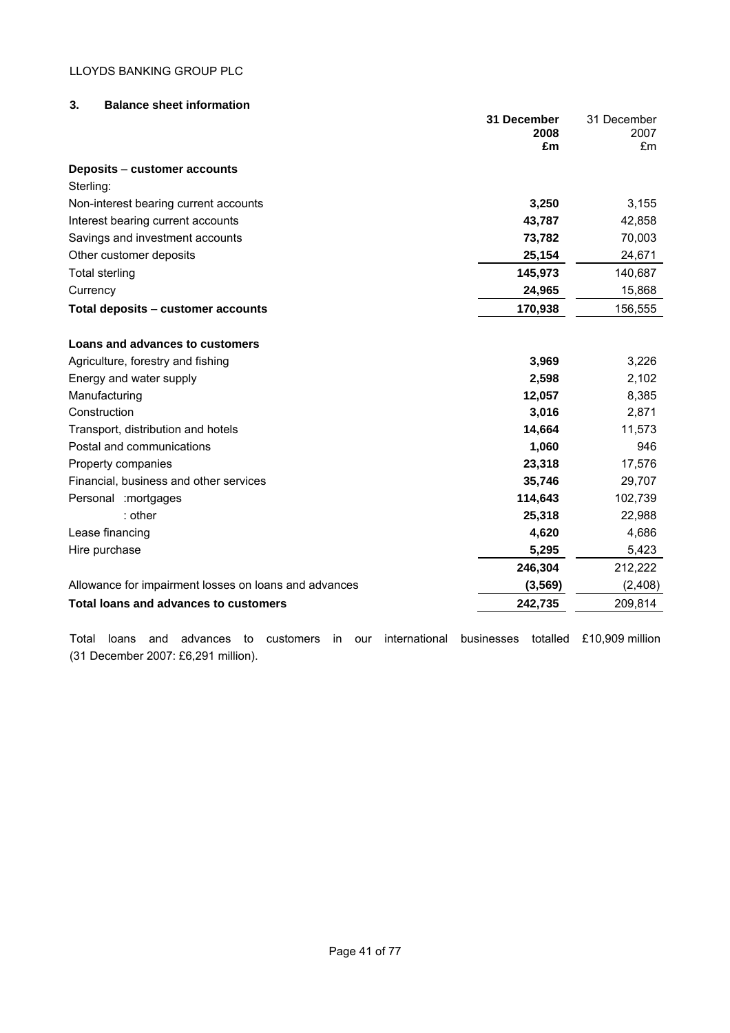## 3. Balance sheet information

| | **31 December 2008 £m** | 31 December 2007 £m |
|---|---|---|
| **Deposits – customer accounts** | | |
| Sterling: | | |
| Non-interest bearing current accounts | **3,250** | 3,155 |
| Interest bearing current accounts | **43,787** | 42,858 |
| Savings and investment accounts | **73,782** | 70,003 |
| Other customer deposits | **25,154** | 24,671 |
| Total sterling | **145,973** | 140,687 |
| Currency | **24,965** | 15,868 |
| **Total deposits – customer accounts** | **170,938** | 156,555 |
| | | |
| **Loans and advances to customers** | | |
| Agriculture, forestry and fishing | **3,969** | 3,226 |
| Energy and water supply | **2,598** | 2,102 |
| Manufacturing | **12,057** | 8,385 |
| Construction | **3,016** | 2,871 |
| Transport, distribution and hotels | **14,664** | 11,573 |
| Postal and communications | **1,060** | 946 |
| Property companies | **23,318** | 17,576 |
| Financial, business and other services | **35,746** | 29,707 |
| Personal :mortgages | **114,643** | 102,739 |
| : other | **25,318** | 22,988 |
| Lease financing | **4,620** | 4,686 |
| Hire purchase | **5,295** | 5,423 |
| | **246,304** | 212,222 |
| Allowance for impairment losses on loans and advances | **(3,569)** | (2,408) |
| **Total loans and advances to customers** | **242,735** | 209,814 |

Total loans and advances to customers in our international businesses totalled £10,909 million (31 December 2007: £6,291 million).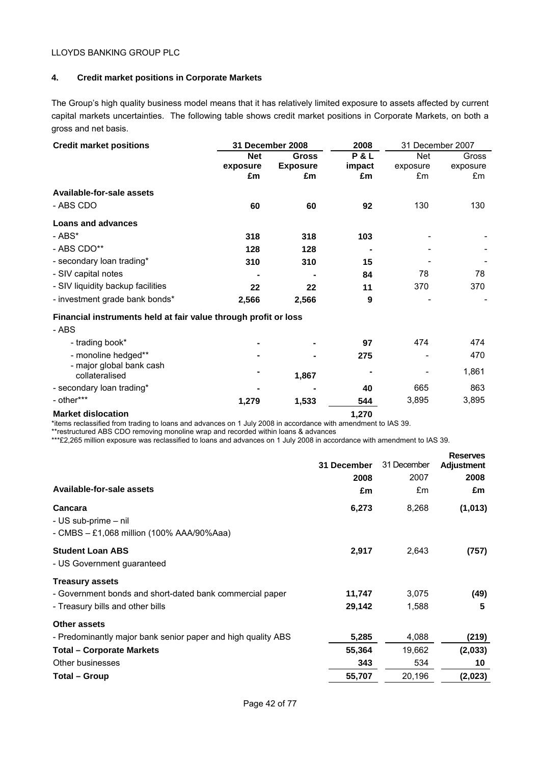LLOYDS BANKING GROUP PLC

## 4. Credit market positions in Corporate Markets

The Group's high quality business model means that it has relatively limited exposure to assets affected by current capital markets uncertainties. The following table shows credit market positions in Corporate Markets, on both a gross and net basis.

| Credit market positions | 31 December 2008 | | 2008 | 31 December 2007 | |
|---|---|---|---|---|---|
| | **Net exposure £m** | **Gross Exposure £m** | **P & L impact £m** | Net exposure £m | Gross exposure £m |
| **Available-for-sale assets** | | | | | |
| - ABS CDO | **60** | **60** | **92** | 130 | 130 |
| **Loans and advances** | | | | | |
| - ABS* | **318** | **318** | **103** | - | - |
| - ABS CDO** | **128** | **128** | **-** | - | - |
| - secondary loan trading* | **310** | **310** | **15** | - | - |
| - SIV capital notes | **-** | **-** | **84** | 78 | 78 |
| - SIV liquidity backup facilities | **22** | **22** | **11** | 370 | 370 |
| - investment grade bank bonds* | **2,566** | **2,566** | **9** | - | - |
| **Financial instruments held at fair value through profit or loss** | | | | | |
| - ABS | | | | | |
| - trading book* | **-** | **-** | **97** | 474 | 474 |
| - monoline hedged** | **-** | **-** | **275** | - | 470 |
| - major global bank cash collateralised | **-** | **1,867** | **-** | - | 1,861 |
| - secondary loan trading* | **-** | **-** | **40** | 665 | 863 |
| - other*** | **1,279** | **1,533** | **544** | 3,895 | 3,895 |
| **Market dislocation** | | | **1,270** | | |

*items reclassified from trading to loans and advances on 1 July 2008 in accordance with amendment to IAS 39.
**restructured ABS CDO removing monoline wrap and recorded within loans & advances
***£2,265 million exposure was reclassified to loans and advances on 1 July 2008 in accordance with amendment to IAS 39.

| | **31 December 2008 £m** | 31 December 2007 £m | **Reserves Adjustment 2008 £m** |
|---|---|---|---|
| **Available-for-sale assets** | | | |
| **Cancara** | **6,273** | 8,268 | **(1,013)** |
| - US sub-prime – nil | | | |
| - CMBS – £1,068 million (100% AAA/90%Aaa) | | | |
| **Student Loan ABS** | **2,917** | 2,643 | **(757)** |
| - US Government guaranteed | | | |
| **Treasury assets** | | | |
| - Government bonds and short-dated bank commercial paper | **11,747** | 3,075 | **(49)** |
| - Treasury bills and other bills | **29,142** | 1,588 | **5** |
| **Other assets** | | | |
| - Predominantly major bank senior paper and high quality ABS | **5,285** | 4,088 | **(219)** |
| **Total – Corporate Markets** | **55,364** | 19,662 | **(2,033)** |
| Other businesses | **343** | 534 | **10** |
| **Total – Group** | **55,707** | 20,196 | **(2,023)** |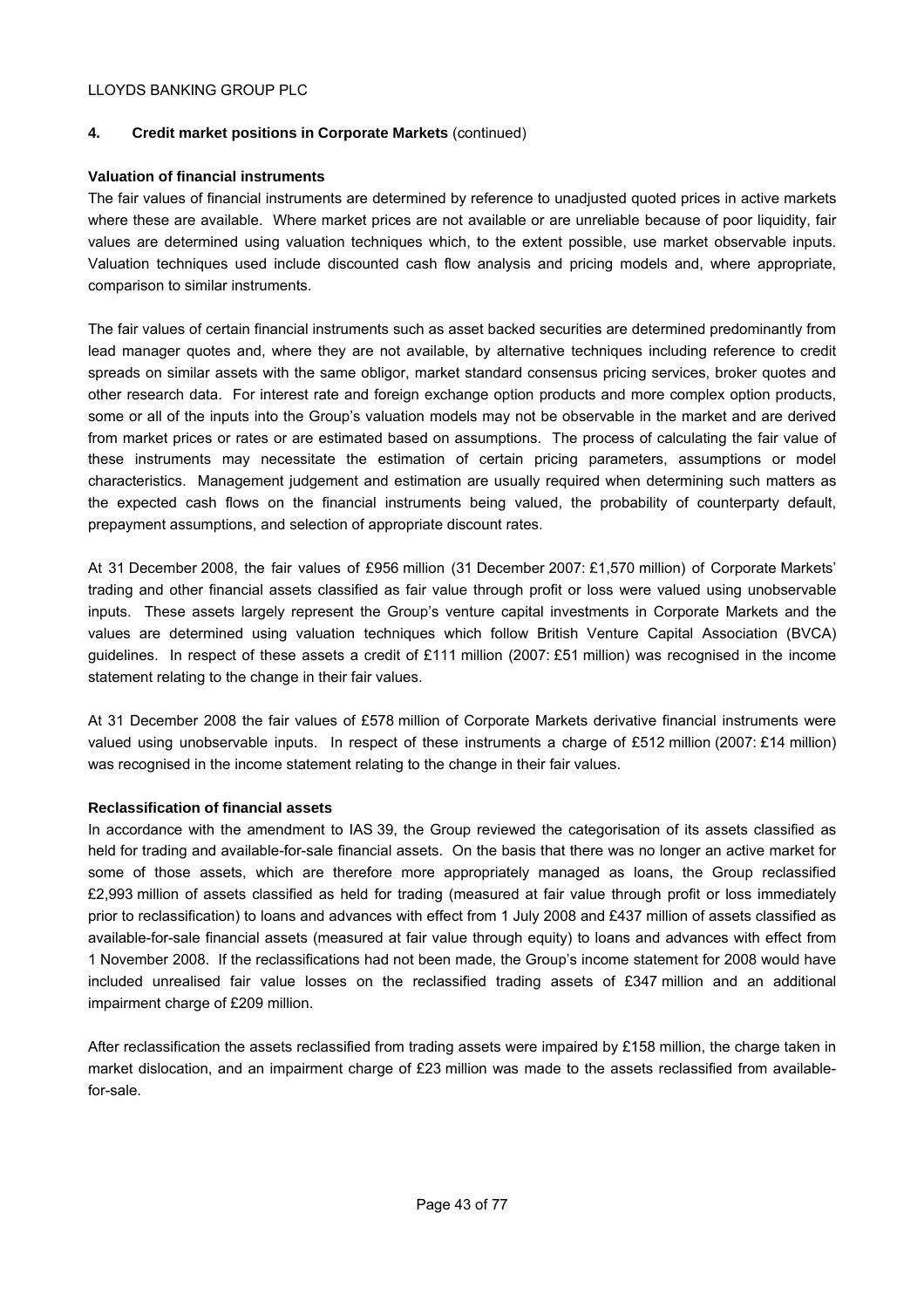## 4. Credit market positions in Corporate Markets (continued)

**Valuation of financial instruments**

The fair values of financial instruments are determined by reference to unadjusted quoted prices in active markets where these are available. Where market prices are not available or are unreliable because of poor liquidity, fair values are determined using valuation techniques which, to the extent possible, use market observable inputs. Valuation techniques used include discounted cash flow analysis and pricing models and, where appropriate, comparison to similar instruments.

The fair values of certain financial instruments such as asset backed securities are determined predominantly from lead manager quotes and, where they are not available, by alternative techniques including reference to credit spreads on similar assets with the same obligor, market standard consensus pricing services, broker quotes and other research data. For interest rate and foreign exchange option products and more complex option products, some or all of the inputs into the Group's valuation models may not be observable in the market and are derived from market prices or rates or are estimated based on assumptions. The process of calculating the fair value of these instruments may necessitate the estimation of certain pricing parameters, assumptions or model characteristics. Management judgement and estimation are usually required when determining such matters as the expected cash flows on the financial instruments being valued, the probability of counterparty default, prepayment assumptions, and selection of appropriate discount rates.

At 31 December 2008, the fair values of £956 million (31 December 2007: £1,570 million) of Corporate Markets' trading and other financial assets classified as fair value through profit or loss were valued using unobservable inputs. These assets largely represent the Group's venture capital investments in Corporate Markets and the values are determined using valuation techniques which follow British Venture Capital Association (BVCA) guidelines. In respect of these assets a credit of £111 million (2007: £51 million) was recognised in the income statement relating to the change in their fair values.

At 31 December 2008 the fair values of £578 million of Corporate Markets derivative financial instruments were valued using unobservable inputs. In respect of these instruments a charge of £512 million (2007: £14 million) was recognised in the income statement relating to the change in their fair values.

**Reclassification of financial assets**

In accordance with the amendment to IAS 39, the Group reviewed the categorisation of its assets classified as held for trading and available-for-sale financial assets. On the basis that there was no longer an active market for some of those assets, which are therefore more appropriately managed as loans, the Group reclassified £2,993 million of assets classified as held for trading (measured at fair value through profit or loss immediately prior to reclassification) to loans and advances with effect from 1 July 2008 and £437 million of assets classified as available-for-sale financial assets (measured at fair value through equity) to loans and advances with effect from 1 November 2008. If the reclassifications had not been made, the Group's income statement for 2008 would have included unrealised fair value losses on the reclassified trading assets of £347 million and an additional impairment charge of £209 million.

After reclassification the assets reclassified from trading assets were impaired by £158 million, the charge taken in market dislocation, and an impairment charge of £23 million was made to the assets reclassified from available-for-sale.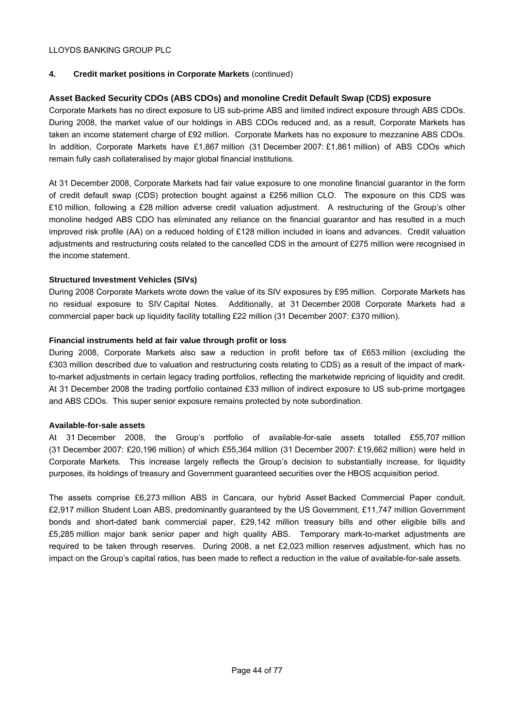LLOYDS BANKING GROUP PLC

**4. Credit market positions in Corporate Markets** (continued)

### Asset Backed Security CDOs (ABS CDOs) and monoline Credit Default Swap (CDS) exposure

Corporate Markets has no direct exposure to US sub-prime ABS and limited indirect exposure through ABS CDOs. During 2008, the market value of our holdings in ABS CDOs reduced and, as a result, Corporate Markets has taken an income statement charge of £92 million. Corporate Markets has no exposure to mezzanine ABS CDOs. In addition, Corporate Markets have £1,867 million (31 December 2007: £1,861 million) of ABS CDOs which remain fully cash collateralised by major global financial institutions.

At 31 December 2008, Corporate Markets had fair value exposure to one monoline financial guarantor in the form of credit default swap (CDS) protection bought against a £256 million CLO. The exposure on this CDS was £10 million, following a £28 million adverse credit valuation adjustment. A restructuring of the Group's other monoline hedged ABS CDO has eliminated any reliance on the financial guarantor and has resulted in a much improved risk profile (AA) on a reduced holding of £128 million included in loans and advances. Credit valuation adjustments and restructuring costs related to the cancelled CDS in the amount of £275 million were recognised in the income statement.

#### Structured Investment Vehicles (SIVs)

During 2008 Corporate Markets wrote down the value of its SIV exposures by £95 million. Corporate Markets has no residual exposure to SIV Capital Notes. Additionally, at 31 December 2008 Corporate Markets had a commercial paper back up liquidity facility totalling £22 million (31 December 2007: £370 million).

#### Financial instruments held at fair value through profit or loss

During 2008, Corporate Markets also saw a reduction in profit before tax of £653 million (excluding the £303 million described due to valuation and restructuring costs relating to CDS) as a result of the impact of mark-to-market adjustments in certain legacy trading portfolios, reflecting the marketwide repricing of liquidity and credit. At 31 December 2008 the trading portfolio contained £33 million of indirect exposure to US sub-prime mortgages and ABS CDOs. This super senior exposure remains protected by note subordination.

#### Available-for-sale assets

At 31 December 2008, the Group's portfolio of available-for-sale assets totalled £55,707 million (31 December 2007: £20,196 million) of which £55,364 million (31 December 2007: £19,662 million) were held in Corporate Markets. This increase largely reflects the Group's decision to substantially increase, for liquidity purposes, its holdings of treasury and Government guaranteed securities over the HBOS acquisition period.

The assets comprise £6,273 million ABS in Cancara, our hybrid Asset Backed Commercial Paper conduit, £2,917 million Student Loan ABS, predominantly guaranteed by the US Government, £11,747 million Government bonds and short-dated bank commercial paper, £29,142 million treasury bills and other eligible bills and £5,285 million major bank senior paper and high quality ABS. Temporary mark-to-market adjustments are required to be taken through reserves. During 2008, a net £2,023 million reserves adjustment, which has no impact on the Group's capital ratios, has been made to reflect a reduction in the value of available-for-sale assets.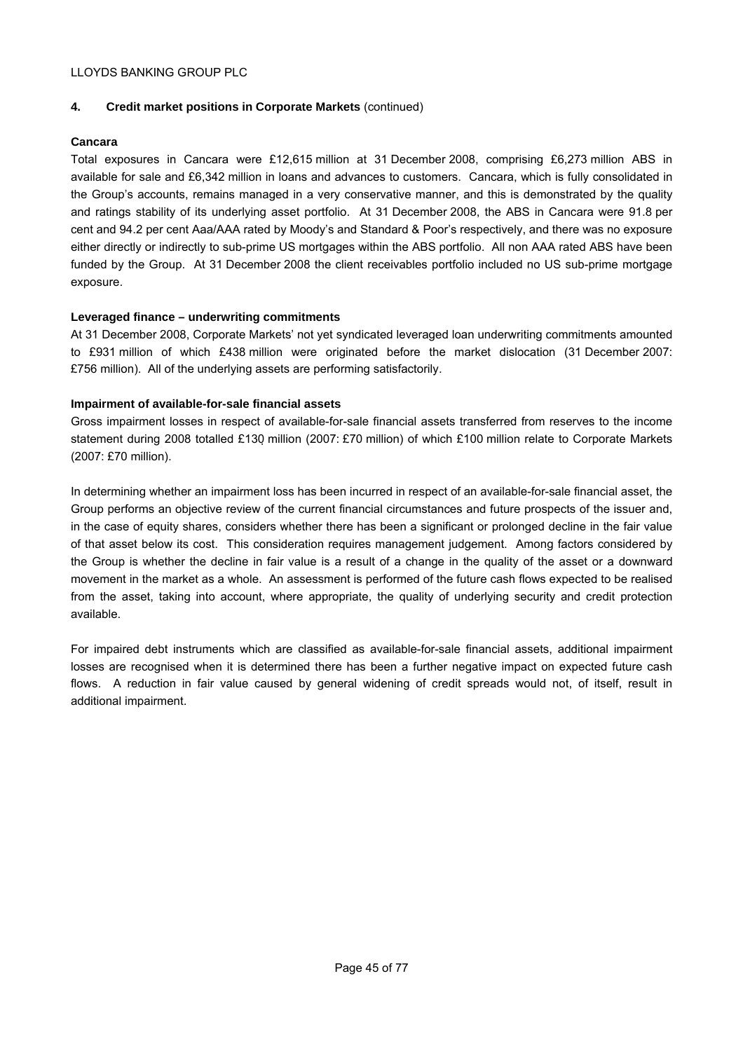## 4. Credit market positions in Corporate Markets (continued)

**Cancara**

Total exposures in Cancara were £12,615 million at 31 December 2008, comprising £6,273 million ABS in available for sale and £6,342 million in loans and advances to customers. Cancara, which is fully consolidated in the Group's accounts, remains managed in a very conservative manner, and this is demonstrated by the quality and ratings stability of its underlying asset portfolio. At 31 December 2008, the ABS in Cancara were 91.8 per cent and 94.2 per cent Aaa/AAA rated by Moody's and Standard & Poor's respectively, and there was no exposure either directly or indirectly to sub-prime US mortgages within the ABS portfolio. All non AAA rated ABS have been funded by the Group. At 31 December 2008 the client receivables portfolio included no US sub-prime mortgage exposure.

**Leveraged finance – underwriting commitments**

At 31 December 2008, Corporate Markets' not yet syndicated leveraged loan underwriting commitments amounted to £931 million of which £438 million were originated before the market dislocation (31 December 2007: £756 million). All of the underlying assets are performing satisfactorily.

**Impairment of available-for-sale financial assets**

Gross impairment losses in respect of available-for-sale financial assets transferred from reserves to the income statement during 2008 totalled £130 million (2007: £70 million) of which £100 million relate to Corporate Markets (2007: £70 million).

In determining whether an impairment loss has been incurred in respect of an available-for-sale financial asset, the Group performs an objective review of the current financial circumstances and future prospects of the issuer and, in the case of equity shares, considers whether there has been a significant or prolonged decline in the fair value of that asset below its cost. This consideration requires management judgement. Among factors considered by the Group is whether the decline in fair value is a result of a change in the quality of the asset or a downward movement in the market as a whole. An assessment is performed of the future cash flows expected to be realised from the asset, taking into account, where appropriate, the quality of underlying security and credit protection available.

For impaired debt instruments which are classified as available-for-sale financial assets, additional impairment losses are recognised when it is determined there has been a further negative impact on expected future cash flows. A reduction in fair value caused by general widening of credit spreads would not, of itself, result in additional impairment.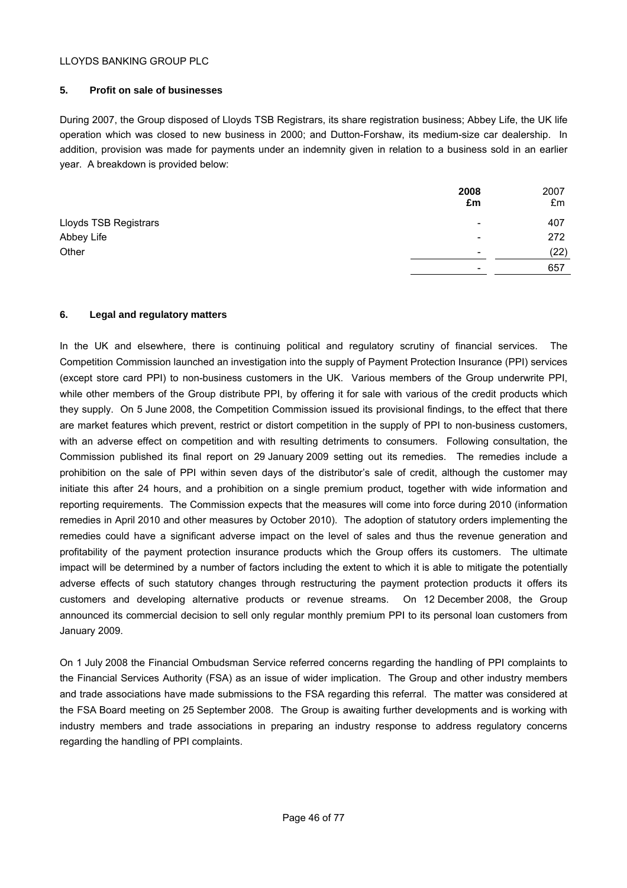## 5. Profit on sale of businesses

During 2007, the Group disposed of Lloyds TSB Registrars, its share registration business; Abbey Life, the UK life operation which was closed to new business in 2000; and Dutton-Forshaw, its medium-size car dealership. In addition, provision was made for payments under an indemnity given in relation to a business sold in an earlier year. A breakdown is provided below:

| | **2008** **£m** | 2007 £m |
|---|---|---|
| Lloyds TSB Registrars | - | 407 |
| Abbey Life | - | 272 |
| Other | - | (22) |
| | - | 657 |

## 6. Legal and regulatory matters

In the UK and elsewhere, there is continuing political and regulatory scrutiny of financial services. The Competition Commission launched an investigation into the supply of Payment Protection Insurance (PPI) services (except store card PPI) to non-business customers in the UK. Various members of the Group underwrite PPI, while other members of the Group distribute PPI, by offering it for sale with various of the credit products which they supply. On 5 June 2008, the Competition Commission issued its provisional findings, to the effect that there are market features which prevent, restrict or distort competition in the supply of PPI to non-business customers, with an adverse effect on competition and with resulting detriments to consumers. Following consultation, the Commission published its final report on 29 January 2009 setting out its remedies. The remedies include a prohibition on the sale of PPI within seven days of the distributor's sale of credit, although the customer may initiate this after 24 hours, and a prohibition on a single premium product, together with wide information and reporting requirements. The Commission expects that the measures will come into force during 2010 (information remedies in April 2010 and other measures by October 2010). The adoption of statutory orders implementing the remedies could have a significant adverse impact on the level of sales and thus the revenue generation and profitability of the payment protection insurance products which the Group offers its customers. The ultimate impact will be determined by a number of factors including the extent to which it is able to mitigate the potentially adverse effects of such statutory changes through restructuring the payment protection products it offers its customers and developing alternative products or revenue streams. On 12 December 2008, the Group announced its commercial decision to sell only regular monthly premium PPI to its personal loan customers from January 2009.

On 1 July 2008 the Financial Ombudsman Service referred concerns regarding the handling of PPI complaints to the Financial Services Authority (FSA) as an issue of wider implication. The Group and other industry members and trade associations have made submissions to the FSA regarding this referral. The matter was considered at the FSA Board meeting on 25 September 2008. The Group is awaiting further developments and is working with industry members and trade associations in preparing an industry response to address regulatory concerns regarding the handling of PPI complaints.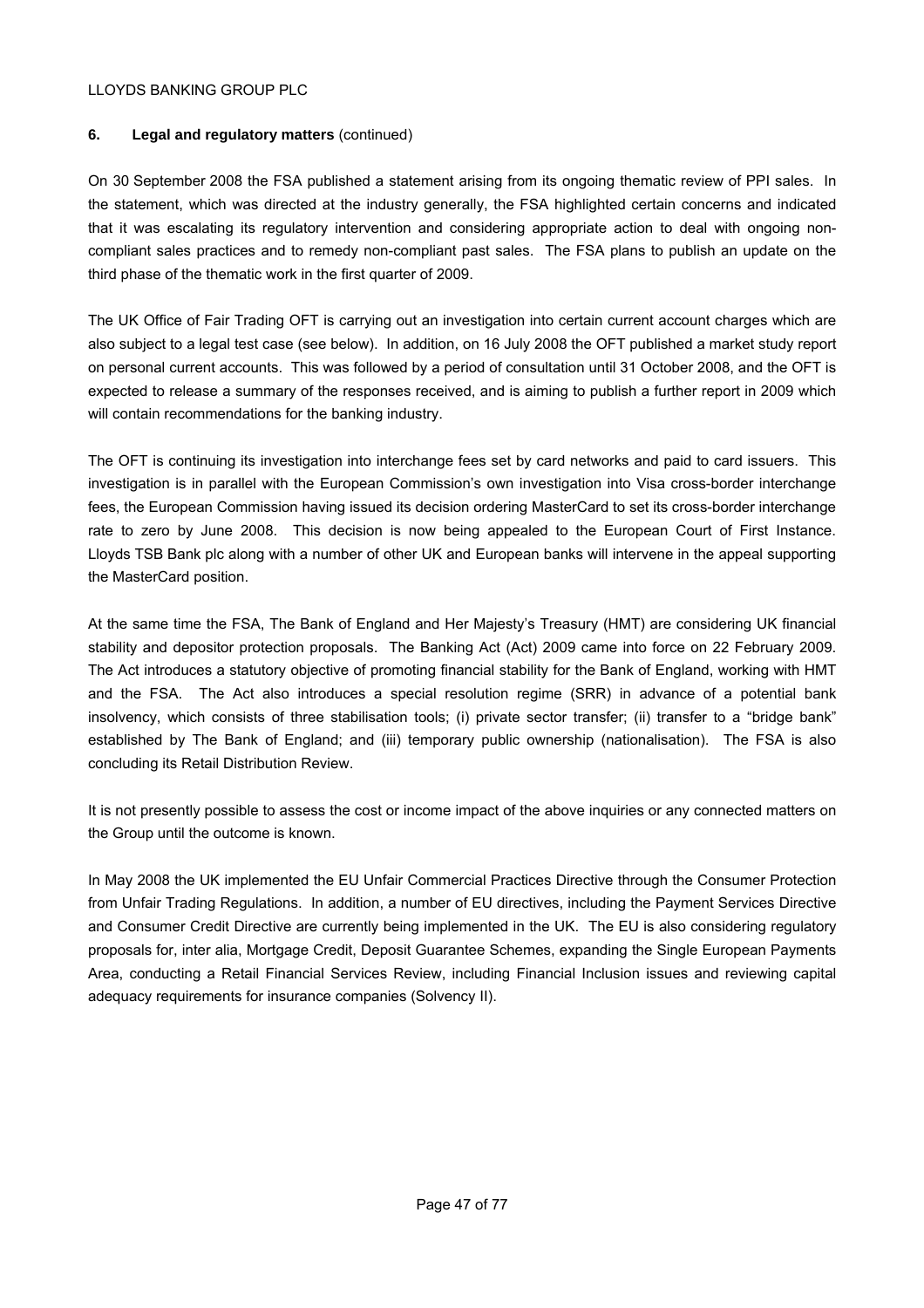**6. Legal and regulatory matters** (continued)

On 30 September 2008 the FSA published a statement arising from its ongoing thematic review of PPI sales. In the statement, which was directed at the industry generally, the FSA highlighted certain concerns and indicated that it was escalating its regulatory intervention and considering appropriate action to deal with ongoing non-compliant sales practices and to remedy non-compliant past sales. The FSA plans to publish an update on the third phase of the thematic work in the first quarter of 2009.

The UK Office of Fair Trading OFT is carrying out an investigation into certain current account charges which are also subject to a legal test case (see below). In addition, on 16 July 2008 the OFT published a market study report on personal current accounts. This was followed by a period of consultation until 31 October 2008, and the OFT is expected to release a summary of the responses received, and is aiming to publish a further report in 2009 which will contain recommendations for the banking industry.

The OFT is continuing its investigation into interchange fees set by card networks and paid to card issuers. This investigation is in parallel with the European Commission's own investigation into Visa cross-border interchange fees, the European Commission having issued its decision ordering MasterCard to set its cross-border interchange rate to zero by June 2008. This decision is now being appealed to the European Court of First Instance. Lloyds TSB Bank plc along with a number of other UK and European banks will intervene in the appeal supporting the MasterCard position.

At the same time the FSA, The Bank of England and Her Majesty's Treasury (HMT) are considering UK financial stability and depositor protection proposals. The Banking Act (Act) 2009 came into force on 22 February 2009. The Act introduces a statutory objective of promoting financial stability for the Bank of England, working with HMT and the FSA. The Act also introduces a special resolution regime (SRR) in advance of a potential bank insolvency, which consists of three stabilisation tools; (i) private sector transfer; (ii) transfer to a "bridge bank" established by The Bank of England; and (iii) temporary public ownership (nationalisation). The FSA is also concluding its Retail Distribution Review.

It is not presently possible to assess the cost or income impact of the above inquiries or any connected matters on the Group until the outcome is known.

In May 2008 the UK implemented the EU Unfair Commercial Practices Directive through the Consumer Protection from Unfair Trading Regulations. In addition, a number of EU directives, including the Payment Services Directive and Consumer Credit Directive are currently being implemented in the UK. The EU is also considering regulatory proposals for, inter alia, Mortgage Credit, Deposit Guarantee Schemes, expanding the Single European Payments Area, conducting a Retail Financial Services Review, including Financial Inclusion issues and reviewing capital adequacy requirements for insurance companies (Solvency II).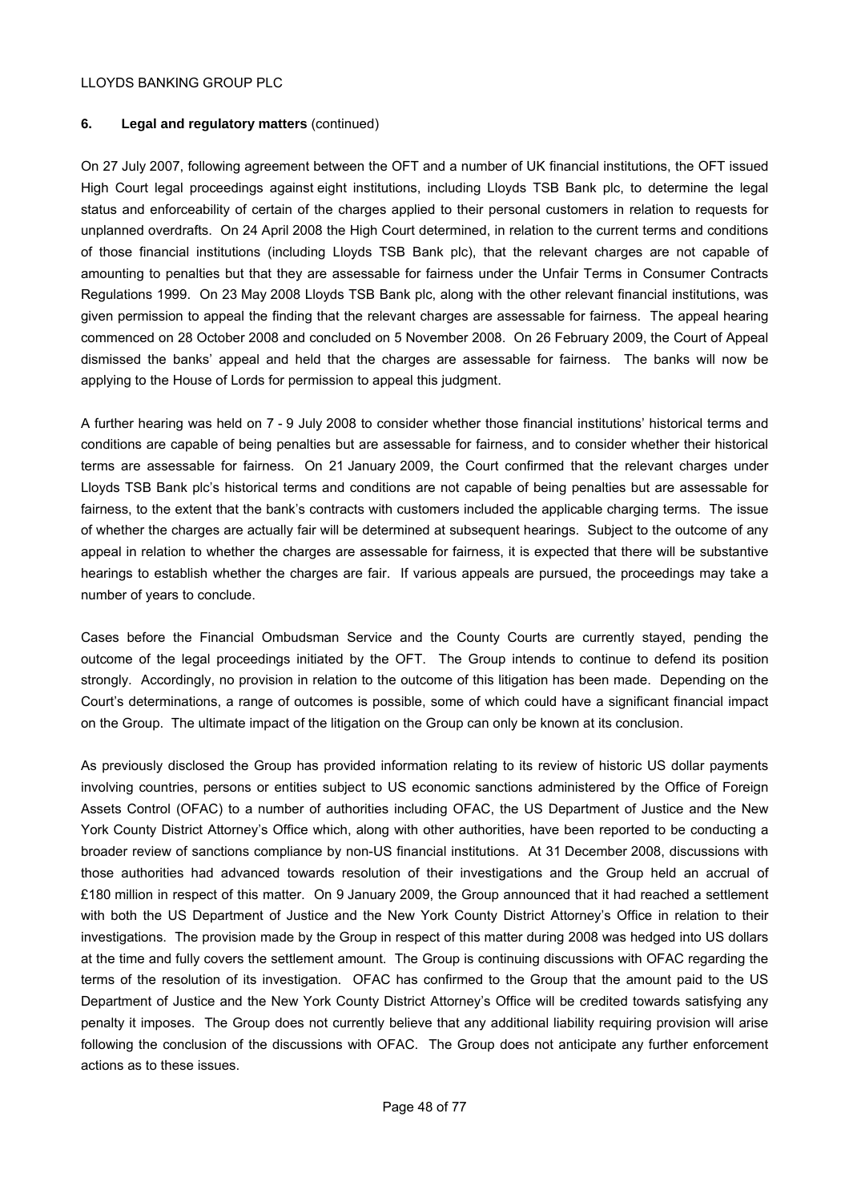**6. Legal and regulatory matters** (continued)

On 27 July 2007, following agreement between the OFT and a number of UK financial institutions, the OFT issued High Court legal proceedings against eight institutions, including Lloyds TSB Bank plc, to determine the legal status and enforceability of certain of the charges applied to their personal customers in relation to requests for unplanned overdrafts. On 24 April 2008 the High Court determined, in relation to the current terms and conditions of those financial institutions (including Lloyds TSB Bank plc), that the relevant charges are not capable of amounting to penalties but that they are assessable for fairness under the Unfair Terms in Consumer Contracts Regulations 1999. On 23 May 2008 Lloyds TSB Bank plc, along with the other relevant financial institutions, was given permission to appeal the finding that the relevant charges are assessable for fairness. The appeal hearing commenced on 28 October 2008 and concluded on 5 November 2008. On 26 February 2009, the Court of Appeal dismissed the banks' appeal and held that the charges are assessable for fairness. The banks will now be applying to the House of Lords for permission to appeal this judgment.

A further hearing was held on 7 - 9 July 2008 to consider whether those financial institutions' historical terms and conditions are capable of being penalties but are assessable for fairness, and to consider whether their historical terms are assessable for fairness. On 21 January 2009, the Court confirmed that the relevant charges under Lloyds TSB Bank plc's historical terms and conditions are not capable of being penalties but are assessable for fairness, to the extent that the bank's contracts with customers included the applicable charging terms. The issue of whether the charges are actually fair will be determined at subsequent hearings. Subject to the outcome of any appeal in relation to whether the charges are assessable for fairness, it is expected that there will be substantive hearings to establish whether the charges are fair. If various appeals are pursued, the proceedings may take a number of years to conclude.

Cases before the Financial Ombudsman Service and the County Courts are currently stayed, pending the outcome of the legal proceedings initiated by the OFT. The Group intends to continue to defend its position strongly. Accordingly, no provision in relation to the outcome of this litigation has been made. Depending on the Court's determinations, a range of outcomes is possible, some of which could have a significant financial impact on the Group. The ultimate impact of the litigation on the Group can only be known at its conclusion.

As previously disclosed the Group has provided information relating to its review of historic US dollar payments involving countries, persons or entities subject to US economic sanctions administered by the Office of Foreign Assets Control (OFAC) to a number of authorities including OFAC, the US Department of Justice and the New York County District Attorney's Office which, along with other authorities, have been reported to be conducting a broader review of sanctions compliance by non-US financial institutions. At 31 December 2008, discussions with those authorities had advanced towards resolution of their investigations and the Group held an accrual of £180 million in respect of this matter. On 9 January 2009, the Group announced that it had reached a settlement with both the US Department of Justice and the New York County District Attorney's Office in relation to their investigations. The provision made by the Group in respect of this matter during 2008 was hedged into US dollars at the time and fully covers the settlement amount. The Group is continuing discussions with OFAC regarding the terms of the resolution of its investigation. OFAC has confirmed to the Group that the amount paid to the US Department of Justice and the New York County District Attorney's Office will be credited towards satisfying any penalty it imposes. The Group does not currently believe that any additional liability requiring provision will arise following the conclusion of the discussions with OFAC. The Group does not anticipate any further enforcement actions as to these issues.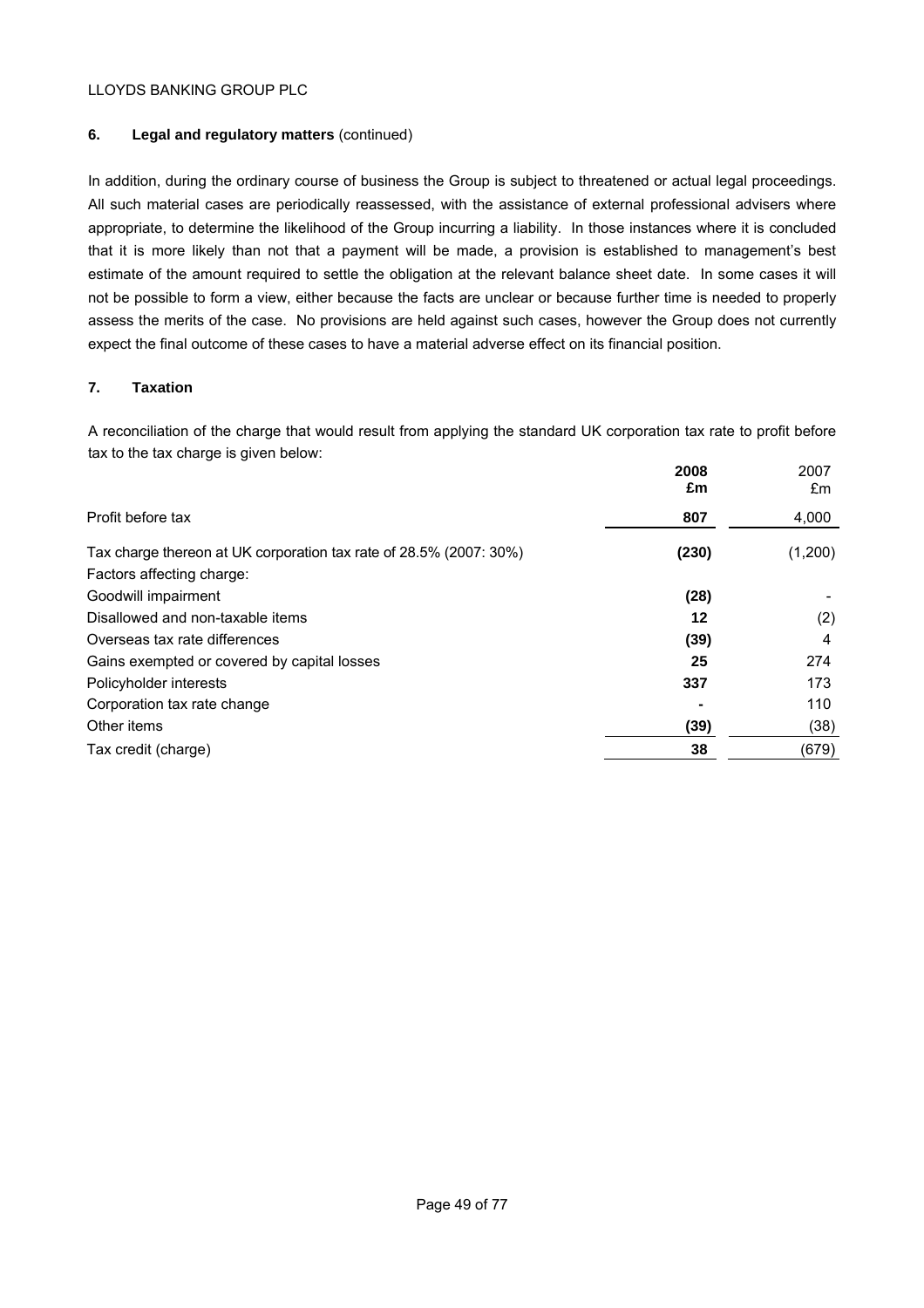### 6. Legal and regulatory matters (continued)

In addition, during the ordinary course of business the Group is subject to threatened or actual legal proceedings. All such material cases are periodically reassessed, with the assistance of external professional advisers where appropriate, to determine the likelihood of the Group incurring a liability. In those instances where it is concluded that it is more likely than not that a payment will be made, a provision is established to management's best estimate of the amount required to settle the obligation at the relevant balance sheet date. In some cases it will not be possible to form a view, either because the facts are unclear or because further time is needed to properly assess the merits of the case. No provisions are held against such cases, however the Group does not currently expect the final outcome of these cases to have a material adverse effect on its financial position.

### 7. Taxation

A reconciliation of the charge that would result from applying the standard UK corporation tax rate to profit before tax to the tax charge is given below:

| | **2008 £m** | 2007 £m |
|---|---|---|
| Profit before tax | **807** | 4,000 |
| Tax charge thereon at UK corporation tax rate of 28.5% (2007: 30%) | **(230)** | (1,200) |
| Factors affecting charge: | | |
| Goodwill impairment | **(28)** | - |
| Disallowed and non-taxable items | **12** | (2) |
| Overseas tax rate differences | **(39)** | 4 |
| Gains exempted or covered by capital losses | **25** | 274 |
| Policyholder interests | **337** | 173 |
| Corporation tax rate change | **-** | 110 |
| Other items | **(39)** | (38) |
| Tax credit (charge) | **38** | (679) |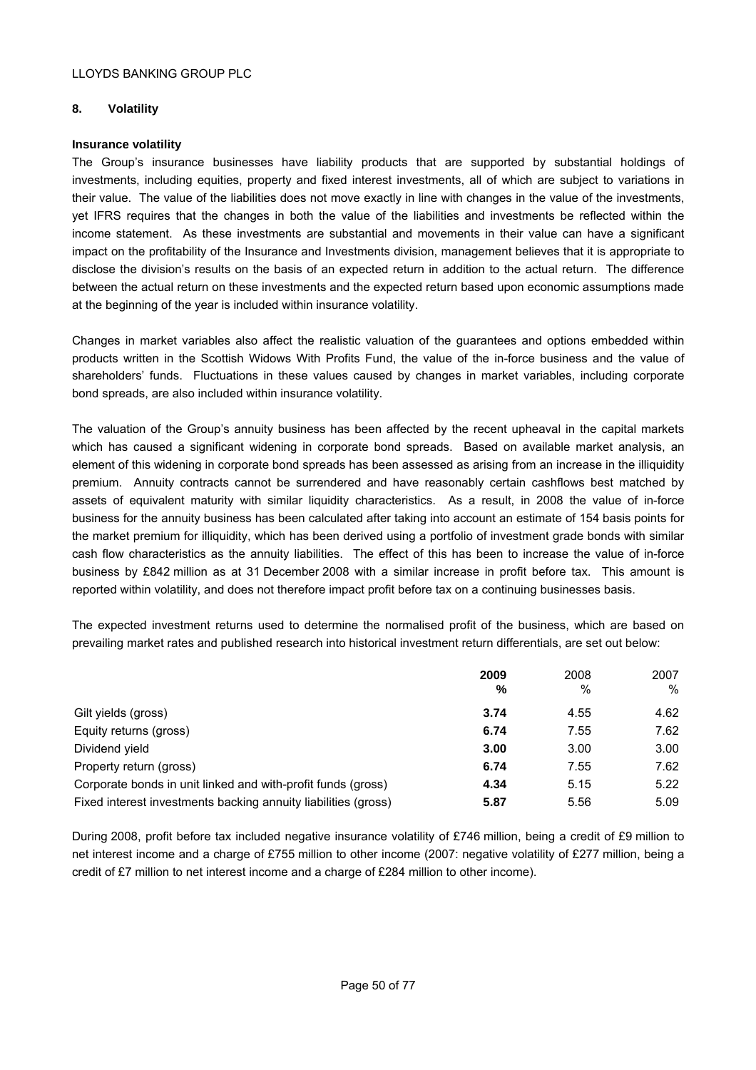## 8. Volatility

### Insurance volatility

The Group's insurance businesses have liability products that are supported by substantial holdings of investments, including equities, property and fixed interest investments, all of which are subject to variations in their value. The value of the liabilities does not move exactly in line with changes in the value of the investments, yet IFRS requires that the changes in both the value of the liabilities and investments be reflected within the income statement. As these investments are substantial and movements in their value can have a significant impact on the profitability of the Insurance and Investments division, management believes that it is appropriate to disclose the division's results on the basis of an expected return in addition to the actual return. The difference between the actual return on these investments and the expected return based upon economic assumptions made at the beginning of the year is included within insurance volatility.

Changes in market variables also affect the realistic valuation of the guarantees and options embedded within products written in the Scottish Widows With Profits Fund, the value of the in-force business and the value of shareholders' funds. Fluctuations in these values caused by changes in market variables, including corporate bond spreads, are also included within insurance volatility.

The valuation of the Group's annuity business has been affected by the recent upheaval in the capital markets which has caused a significant widening in corporate bond spreads. Based on available market analysis, an element of this widening in corporate bond spreads has been assessed as arising from an increase in the illiquidity premium. Annuity contracts cannot be surrendered and have reasonably certain cashflows best matched by assets of equivalent maturity with similar liquidity characteristics. As a result, in 2008 the value of in-force business for the annuity business has been calculated after taking into account an estimate of 154 basis points for the market premium for illiquidity, which has been derived using a portfolio of investment grade bonds with similar cash flow characteristics as the annuity liabilities. The effect of this has been to increase the value of in-force business by £842 million as at 31 December 2008 with a similar increase in profit before tax. This amount is reported within volatility, and does not therefore impact profit before tax on a continuing businesses basis.

The expected investment returns used to determine the normalised profit of the business, which are based on prevailing market rates and published research into historical investment return differentials, are set out below:

| | **2009** | 2008 | 2007 |
|---|---|---|---|
| | **%** | % | % |
| Gilt yields (gross) | **3.74** | 4.55 | 4.62 |
| Equity returns (gross) | **6.74** | 7.55 | 7.62 |
| Dividend yield | **3.00** | 3.00 | 3.00 |
| Property return (gross) | **6.74** | 7.55 | 7.62 |
| Corporate bonds in unit linked and with-profit funds (gross) | **4.34** | 5.15 | 5.22 |
| Fixed interest investments backing annuity liabilities (gross) | **5.87** | 5.56 | 5.09 |

During 2008, profit before tax included negative insurance volatility of £746 million, being a credit of £9 million to net interest income and a charge of £755 million to other income (2007: negative volatility of £277 million, being a credit of £7 million to net interest income and a charge of £284 million to other income).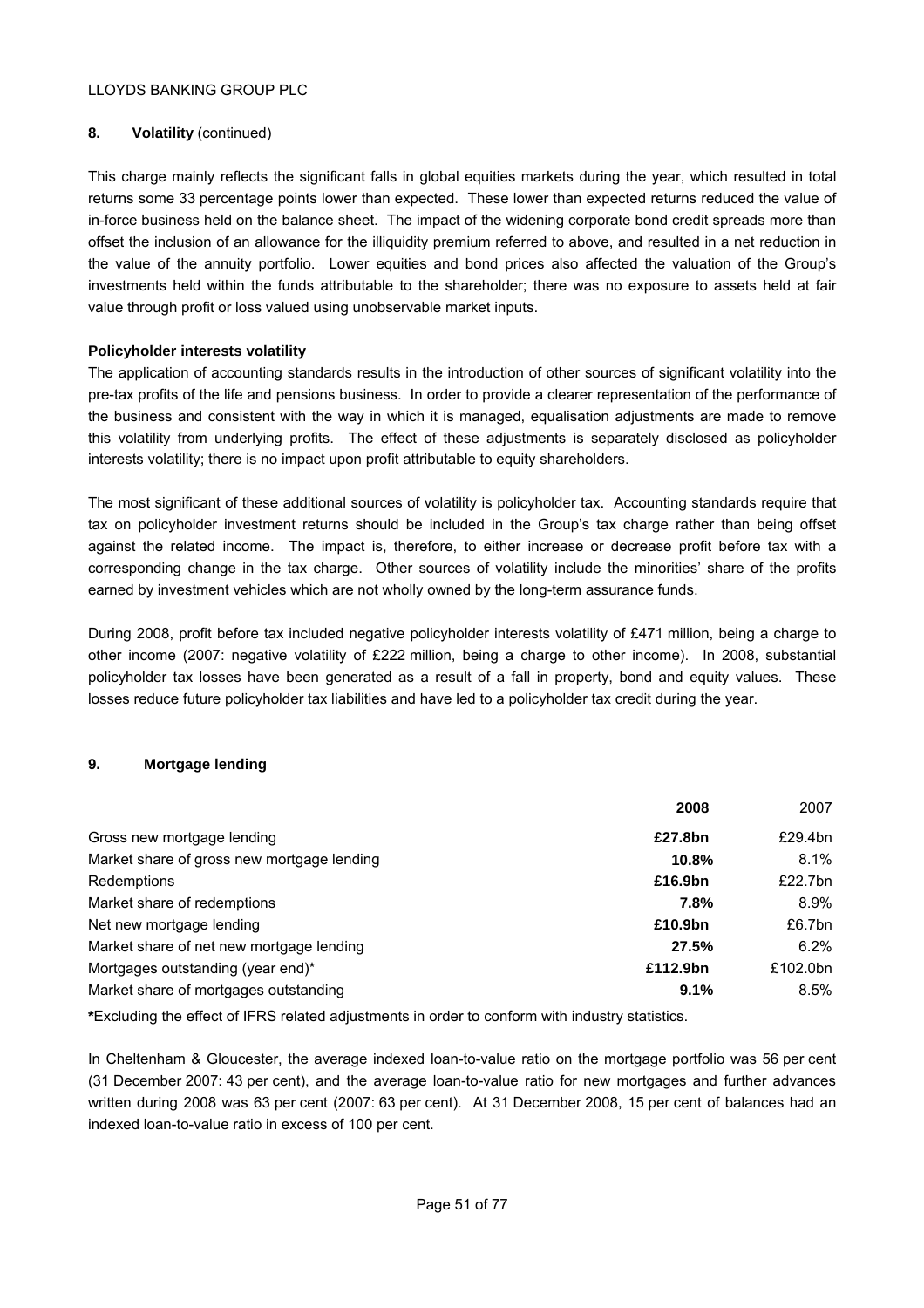## 8. Volatility (continued)

This charge mainly reflects the significant falls in global equities markets during the year, which resulted in total returns some 33 percentage points lower than expected. These lower than expected returns reduced the value of in-force business held on the balance sheet. The impact of the widening corporate bond credit spreads more than offset the inclusion of an allowance for the illiquidity premium referred to above, and resulted in a net reduction in the value of the annuity portfolio. Lower equities and bond prices also affected the valuation of the Group's investments held within the funds attributable to the shareholder; there was no exposure to assets held at fair value through profit or loss valued using unobservable market inputs.

**Policyholder interests volatility**

The application of accounting standards results in the introduction of other sources of significant volatility into the pre-tax profits of the life and pensions business. In order to provide a clearer representation of the performance of the business and consistent with the way in which it is managed, equalisation adjustments are made to remove this volatility from underlying profits. The effect of these adjustments is separately disclosed as policyholder interests volatility; there is no impact upon profit attributable to equity shareholders.

The most significant of these additional sources of volatility is policyholder tax. Accounting standards require that tax on policyholder investment returns should be included in the Group's tax charge rather than being offset against the related income. The impact is, therefore, to either increase or decrease profit before tax with a corresponding change in the tax charge. Other sources of volatility include the minorities' share of the profits earned by investment vehicles which are not wholly owned by the long-term assurance funds.

During 2008, profit before tax included negative policyholder interests volatility of £471 million, being a charge to other income (2007: negative volatility of £222 million, being a charge to other income). In 2008, substantial policyholder tax losses have been generated as a result of a fall in property, bond and equity values. These losses reduce future policyholder tax liabilities and have led to a policyholder tax credit during the year.

## 9. Mortgage lending

| | **2008** | 2007 |
|---|---|---|
| Gross new mortgage lending | **£27.8bn** | £29.4bn |
| Market share of gross new mortgage lending | **10.8%** | 8.1% |
| Redemptions | **£16.9bn** | £22.7bn |
| Market share of redemptions | **7.8%** | 8.9% |
| Net new mortgage lending | **£10.9bn** | £6.7bn |
| Market share of net new mortgage lending | **27.5%** | 6.2% |
| Mortgages outstanding (year end)* | **£112.9bn** | £102.0bn |
| Market share of mortgages outstanding | **9.1%** | 8.5% |

**\***Excluding the effect of IFRS related adjustments in order to conform with industry statistics.

In Cheltenham & Gloucester, the average indexed loan-to-value ratio on the mortgage portfolio was 56 per cent (31 December 2007: 43 per cent), and the average loan-to-value ratio for new mortgages and further advances written during 2008 was 63 per cent (2007: 63 per cent). At 31 December 2008, 15 per cent of balances had an indexed loan-to-value ratio in excess of 100 per cent.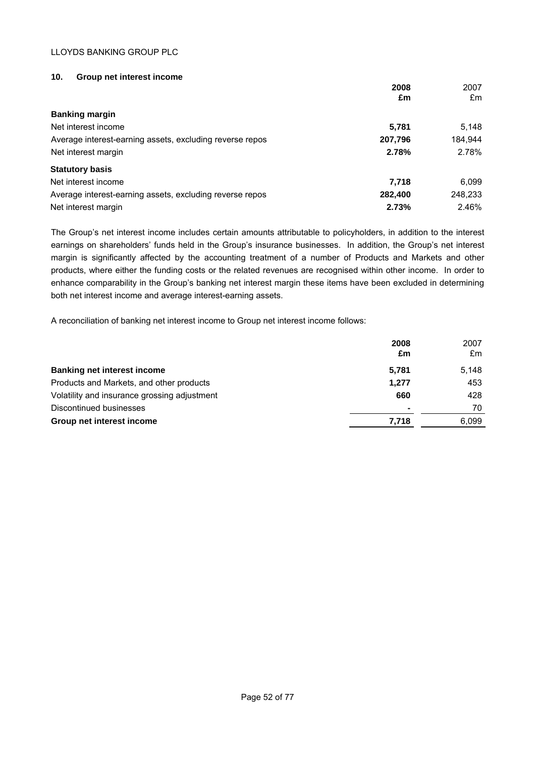## 10. Group net interest income

| | 2008 £m | 2007 £m |
|---|---|---|
| **Banking margin** | | |
| Net interest income | **5,781** | 5,148 |
| Average interest-earning assets, excluding reverse repos | **207,796** | 184,944 |
| Net interest margin | **2.78%** | 2.78% |
| **Statutory basis** | | |
| Net interest income | **7,718** | 6,099 |
| Average interest-earning assets, excluding reverse repos | **282,400** | 248,233 |
| Net interest margin | **2.73%** | 2.46% |

The Group's net interest income includes certain amounts attributable to policyholders, in addition to the interest earnings on shareholders' funds held in the Group's insurance businesses. In addition, the Group's net interest margin is significantly affected by the accounting treatment of a number of Products and Markets and other products, where either the funding costs or the related revenues are recognised within other income. In order to enhance comparability in the Group's banking net interest margin these items have been excluded in determining both net interest income and average interest-earning assets.

A reconciliation of banking net interest income to Group net interest income follows:

| | 2008 £m | 2007 £m |
|---|---|---|
| **Banking net interest income** | **5,781** | 5,148 |
| Products and Markets, and other products | **1,277** | 453 |
| Volatility and insurance grossing adjustment | **660** | 428 |
| Discontinued businesses | **-** | 70 |
| **Group net interest income** | **7,718** | 6,099 |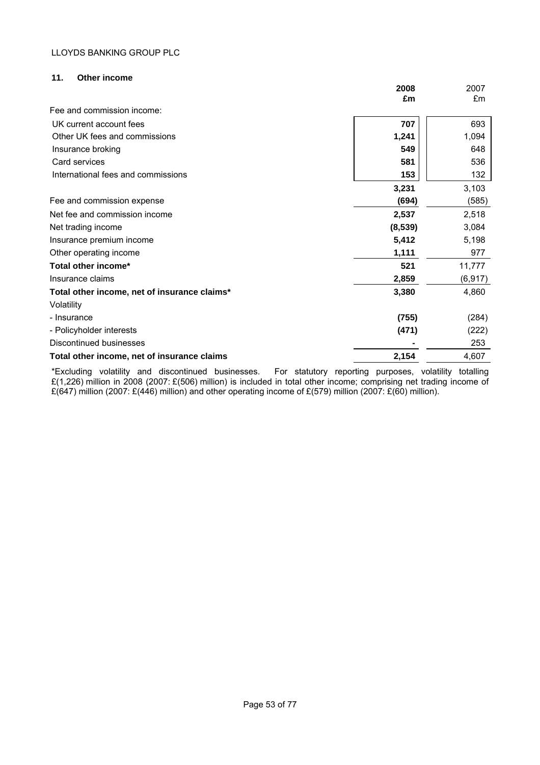## 11. Other income

| | **2008** **£m** | 2007 £m |
|---|---|---|
| Fee and commission income: | | |
| UK current account fees | **707** | 693 |
| Other UK fees and commissions | **1,241** | 1,094 |
| Insurance broking | **549** | 648 |
| Card services | **581** | 536 |
| International fees and commissions | **153** | 132 |
| | **3,231** | 3,103 |
| Fee and commission expense | **(694)** | (585) |
| Net fee and commission income | **2,537** | 2,518 |
| Net trading income | **(8,539)** | 3,084 |
| Insurance premium income | **5,412** | 5,198 |
| Other operating income | **1,111** | 977 |
| **Total other income*** | **521** | 11,777 |
| Insurance claims | **2,859** | (6,917) |
| **Total other income, net of insurance claims*** | **3,380** | 4,860 |
| Volatility | | |
| - Insurance | **(755)** | (284) |
| - Policyholder interests | **(471)** | (222) |
| Discontinued businesses | **-** | 253 |
| **Total other income, net of insurance claims** | **2,154** | 4,607 |

*Excluding volatility and discontinued businesses. For statutory reporting purposes, volatility totalling £(1,226) million in 2008 (2007: £(506) million) is included in total other income; comprising net trading income of £(647) million (2007: £(446) million) and other operating income of £(579) million (2007: £(60) million).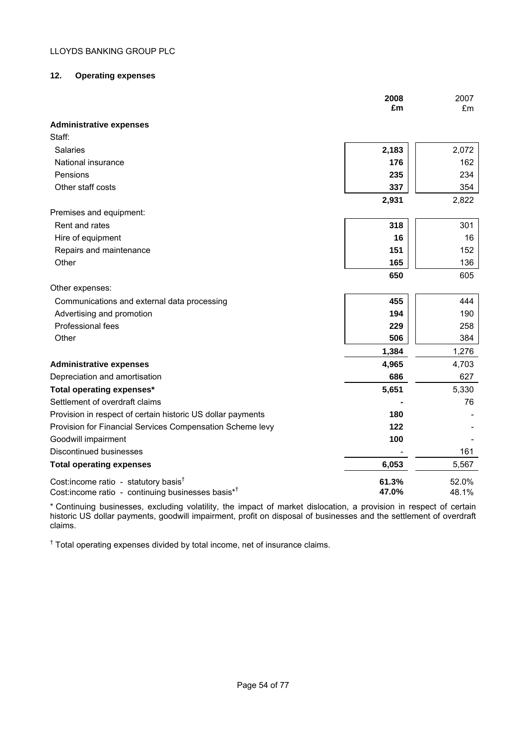## 12. Operating expenses

| | 2008 £m | 2007 £m |
|---|---|---|
| **Administrative expenses** | | |
| Staff: | | |
| Salaries | **2,183** | 2,072 |
| National insurance | **176** | 162 |
| Pensions | **235** | 234 |
| Other staff costs | **337** | 354 |
| | **2,931** | 2,822 |
| Premises and equipment: | | |
| Rent and rates | **318** | 301 |
| Hire of equipment | **16** | 16 |
| Repairs and maintenance | **151** | 152 |
| Other | **165** | 136 |
| | **650** | 605 |
| Other expenses: | | |
| Communications and external data processing | **455** | 444 |
| Advertising and promotion | **194** | 190 |
| Professional fees | **229** | 258 |
| Other | **506** | 384 |
| | **1,384** | 1,276 |
| **Administrative expenses** | **4,965** | 4,703 |
| Depreciation and amortisation | **686** | 627 |
| **Total operating expenses*** | **5,651** | 5,330 |
| Settlement of overdraft claims | **-** | 76 |
| Provision in respect of certain historic US dollar payments | **180** | - |
| Provision for Financial Services Compensation Scheme levy | **122** | - |
| Goodwill impairment | **100** | - |
| Discontinued businesses | - | 161 |
| **Total operating expenses** | **6,053** | 5,567 |
| Cost:income ratio - statutory basis† | **61.3%** | 52.0% |
| Cost:income ratio - continuing businesses basis*† | **47.0%** | 48.1% |

* Continuing businesses, excluding volatility, the impact of market dislocation, a provision in respect of certain historic US dollar payments, goodwill impairment, profit on disposal of businesses and the settlement of overdraft claims.

† Total operating expenses divided by total income, net of insurance claims.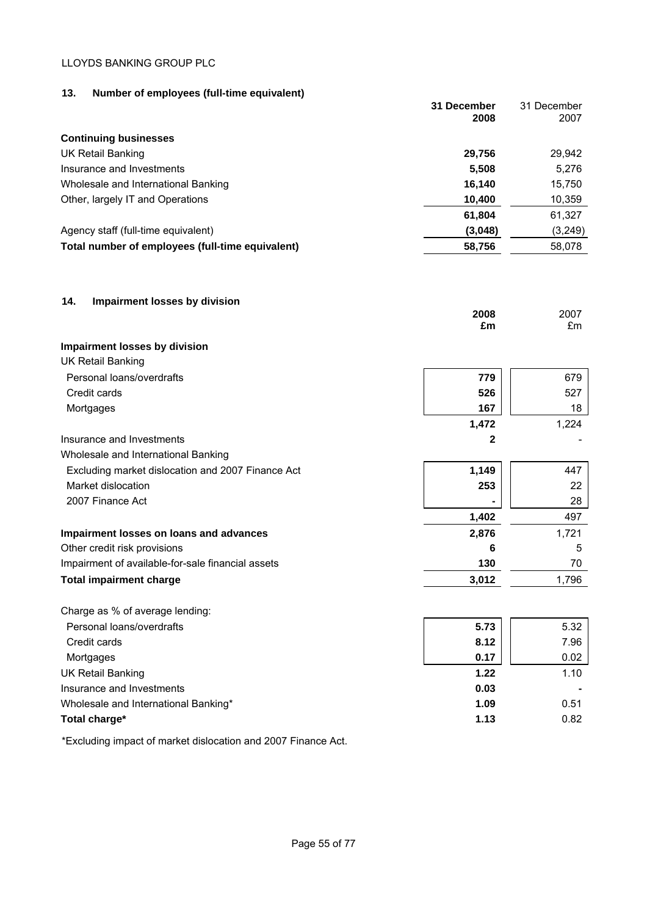## 13. Number of employees (full-time equivalent)

| | **31 December 2008** | 31 December 2007 |
|---|---|---|
| **Continuing businesses** | | |
| UK Retail Banking | **29,756** | 29,942 |
| Insurance and Investments | **5,508** | 5,276 |
| Wholesale and International Banking | **16,140** | 15,750 |
| Other, largely IT and Operations | **10,400** | 10,359 |
| | **61,804** | 61,327 |
| Agency staff (full-time equivalent) | **(3,048)** | (3,249) |
| **Total number of employees (full-time equivalent)** | **58,756** | 58,078 |

## 14. Impairment losses by division

| | **2008 £m** | 2007 £m |
|---|---|---|
| **Impairment losses by division** | | |
| UK Retail Banking | | |
| Personal loans/overdrafts | **779** | 679 |
| Credit cards | **526** | 527 |
| Mortgages | **167** | 18 |
| | **1,472** | 1,224 |
| Insurance and Investments | **2** | - |
| Wholesale and International Banking | | |
| Excluding market dislocation and 2007 Finance Act | **1,149** | 447 |
| Market dislocation | **253** | 22 |
| 2007 Finance Act | **-** | 28 |
| | **1,402** | 497 |
| **Impairment losses on loans and advances** | **2,876** | 1,721 |
| Other credit risk provisions | **6** | 5 |
| Impairment of available-for-sale financial assets | **130** | 70 |
| **Total impairment charge** | **3,012** | 1,796 |
| | | |
| Charge as % of average lending: | | |
| Personal loans/overdrafts | **5.73** | 5.32 |
| Credit cards | **8.12** | 7.96 |
| Mortgages | **0.17** | 0.02 |
| UK Retail Banking | **1.22** | 1.10 |
| Insurance and Investments | **0.03** | **-** |
| Wholesale and International Banking* | **1.09** | 0.51 |
| **Total charge*** | **1.13** | 0.82 |

*Excluding impact of market dislocation and 2007 Finance Act.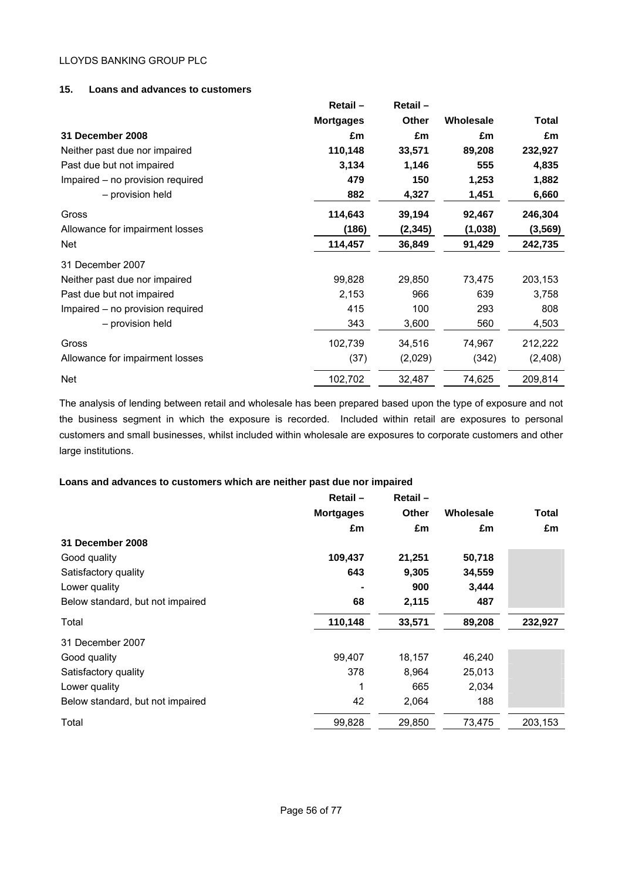LLOYDS BANKING GROUP PLC

## 15. Loans and advances to customers

| | Retail – Mortgages | Retail – Other | Wholesale | Total |
|---|---|---|---|---|
| | £m | £m | £m | £m |
| **31 December 2008** | | | | |
| Neither past due nor impaired | **110,148** | **33,571** | **89,208** | **232,927** |
| Past due but not impaired | **3,134** | **1,146** | **555** | **4,835** |
| Impaired – no provision required | **479** | **150** | **1,253** | **1,882** |
| – provision held | **882** | **4,327** | **1,451** | **6,660** |
| Gross | **114,643** | **39,194** | **92,467** | **246,304** |
| Allowance for impairment losses | **(186)** | **(2,345)** | **(1,038)** | **(3,569)** |
| Net | **114,457** | **36,849** | **91,429** | **242,735** |
| 31 December 2007 | | | | |
| Neither past due nor impaired | 99,828 | 29,850 | 73,475 | 203,153 |
| Past due but not impaired | 2,153 | 966 | 639 | 3,758 |
| Impaired – no provision required | 415 | 100 | 293 | 808 |
| – provision held | 343 | 3,600 | 560 | 4,503 |
| Gross | 102,739 | 34,516 | 74,967 | 212,222 |
| Allowance for impairment losses | (37) | (2,029) | (342) | (2,408) |
| Net | 102,702 | 32,487 | 74,625 | 209,814 |

The analysis of lending between retail and wholesale has been prepared based upon the type of exposure and not the business segment in which the exposure is recorded. Included within retail are exposures to personal customers and small businesses, whilst included within wholesale are exposures to corporate customers and other large institutions.

### Loans and advances to customers which are neither past due nor impaired

| | Retail – Mortgages | Retail – Other | Wholesale | Total |
|---|---|---|---|---|
| | £m | £m | £m | £m |
| **31 December 2008** | | | | |
| Good quality | **109,437** | **21,251** | **50,718** | |
| Satisfactory quality | **643** | **9,305** | **34,559** | |
| Lower quality | **-** | **900** | **3,444** | |
| Below standard, but not impaired | **68** | **2,115** | **487** | |
| Total | **110,148** | **33,571** | **89,208** | **232,927** |
| 31 December 2007 | | | | |
| Good quality | 99,407 | 18,157 | 46,240 | |
| Satisfactory quality | 378 | 8,964 | 25,013 | |
| Lower quality | 1 | 665 | 2,034 | |
| Below standard, but not impaired | 42 | 2,064 | 188 | |
| Total | 99,828 | 29,850 | 73,475 | 203,153 |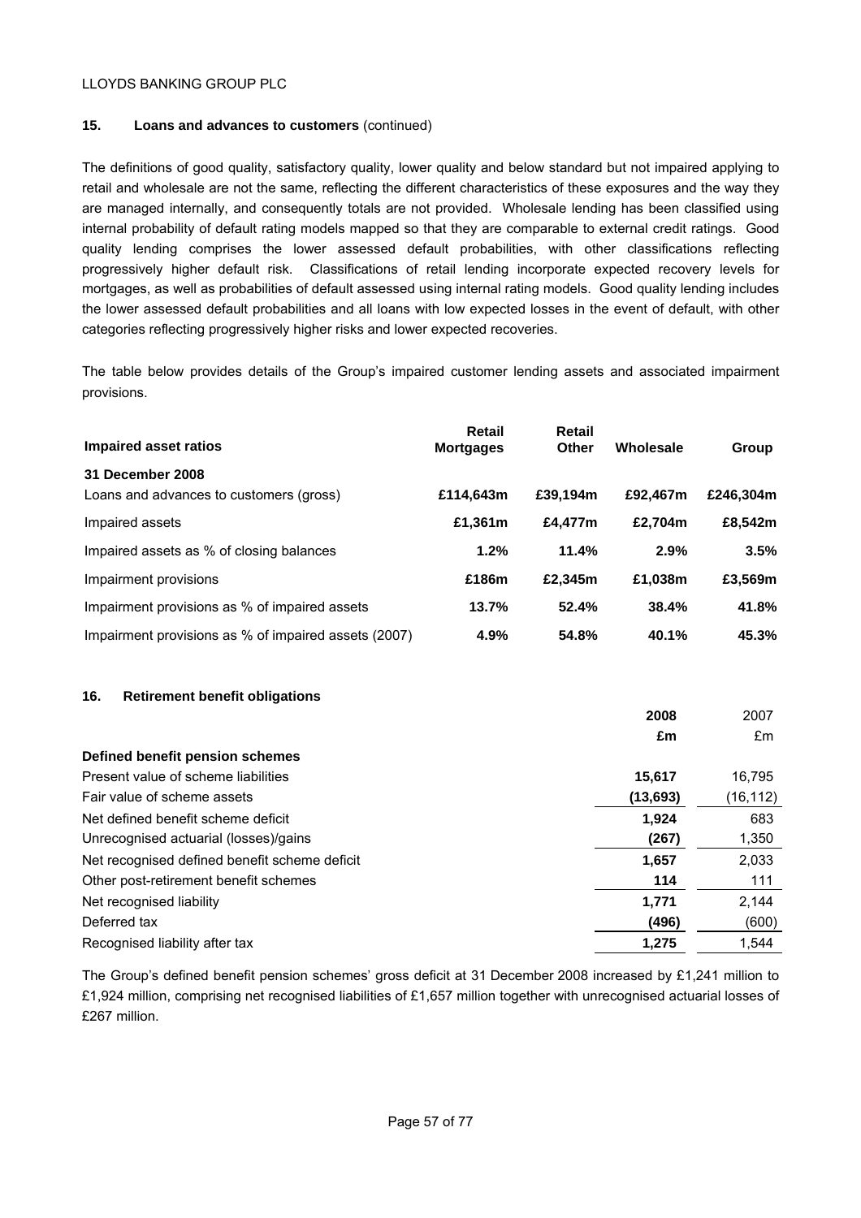## 15. Loans and advances to customers (continued)

The definitions of good quality, satisfactory quality, lower quality and below standard but not impaired applying to retail and wholesale are not the same, reflecting the different characteristics of these exposures and the way they are managed internally, and consequently totals are not provided. Wholesale lending has been classified using internal probability of default rating models mapped so that they are comparable to external credit ratings. Good quality lending comprises the lower assessed default probabilities, with other classifications reflecting progressively higher default risk. Classifications of retail lending incorporate expected recovery levels for mortgages, as well as probabilities of default assessed using internal rating models. Good quality lending includes the lower assessed default probabilities and all loans with low expected losses in the event of default, with other categories reflecting progressively higher risks and lower expected recoveries.

The table below provides details of the Group's impaired customer lending assets and associated impairment provisions.

| Impaired asset ratios | Retail Mortgages | Retail Other | Wholesale | Group |
|---|---|---|---|---|
| **31 December 2008** | | | | |
| Loans and advances to customers (gross) | **£114,643m** | **£39,194m** | **£92,467m** | **£246,304m** |
| Impaired assets | **£1,361m** | **£4,477m** | **£2,704m** | **£8,542m** |
| Impaired assets as % of closing balances | **1.2%** | **11.4%** | **2.9%** | **3.5%** |
| Impairment provisions | **£186m** | **£2,345m** | **£1,038m** | **£3,569m** |
| Impairment provisions as % of impaired assets | **13.7%** | **52.4%** | **38.4%** | **41.8%** |
| Impairment provisions as % of impaired assets (2007) | **4.9%** | **54.8%** | **40.1%** | **45.3%** |

## 16. Retirement benefit obligations

| | 2008 £m | 2007 £m |
|---|---|---|
| **Defined benefit pension schemes** | | |
| Present value of scheme liabilities | **15,617** | 16,795 |
| Fair value of scheme assets | **(13,693)** | (16,112) |
| Net defined benefit scheme deficit | **1,924** | 683 |
| Unrecognised actuarial (losses)/gains | **(267)** | 1,350 |
| Net recognised defined benefit scheme deficit | **1,657** | 2,033 |
| Other post-retirement benefit schemes | **114** | 111 |
| Net recognised liability | **1,771** | 2,144 |
| Deferred tax | **(496)** | (600) |
| Recognised liability after tax | **1,275** | 1,544 |

The Group's defined benefit pension schemes' gross deficit at 31 December 2008 increased by £1,241 million to £1,924 million, comprising net recognised liabilities of £1,657 million together with unrecognised actuarial losses of £267 million.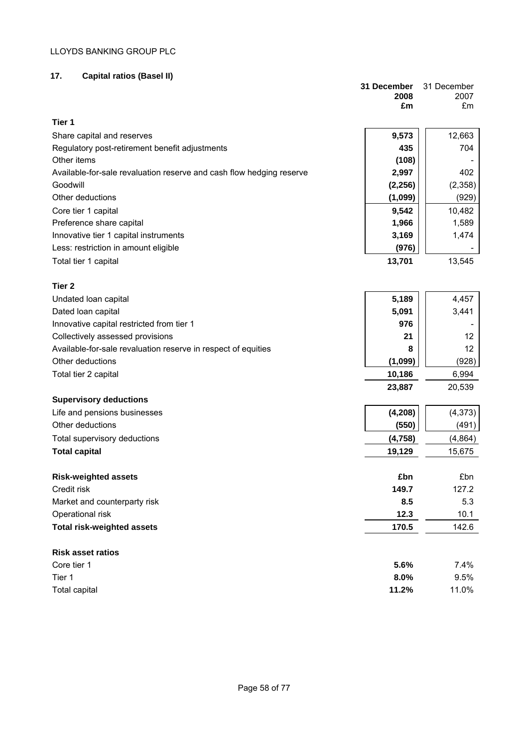## 17. Capital ratios (Basel II)

| | 31 December 2008 £m | 31 December 2007 £m |
|---|---|---|
| **Tier 1** | | |
| Share capital and reserves | **9,573** | 12,663 |
| Regulatory post-retirement benefit adjustments | **435** | 704 |
| Other items | **(108)** | - |
| Available-for-sale revaluation reserve and cash flow hedging reserve | **2,997** | 402 |
| Goodwill | **(2,256)** | (2,358) |
| Other deductions | **(1,099)** | (929) |
| Core tier 1 capital | **9,542** | 10,482 |
| Preference share capital | **1,966** | 1,589 |
| Innovative tier 1 capital instruments | **3,169** | 1,474 |
| Less: restriction in amount eligible | **(976)** | - |
| Total tier 1 capital | **13,701** | 13,545 |
| **Tier 2** | | |
| Undated loan capital | **5,189** | 4,457 |
| Dated loan capital | **5,091** | 3,441 |
| Innovative capital restricted from tier 1 | **976** | - |
| Collectively assessed provisions | **21** | 12 |
| Available-for-sale revaluation reserve in respect of equities | **8** | 12 |
| Other deductions | **(1,099)** | (928) |
| Total tier 2 capital | **10,186** | 6,994 |
| | **23,887** | 20,539 |
| **Supervisory deductions** | | |
| Life and pensions businesses | **(4,208)** | (4,373) |
| Other deductions | **(550)** | (491) |
| Total supervisory deductions | **(4,758)** | (4,864) |
| **Total capital** | **19,129** | 15,675 |
| | | |
| **Risk-weighted assets** | **£bn** | £bn |
| Credit risk | **149.7** | 127.2 |
| Market and counterparty risk | **8.5** | 5.3 |
| Operational risk | **12.3** | 10.1 |
| **Total risk-weighted assets** | **170.5** | 142.6 |
| | | |
| **Risk asset ratios** | | |
| Core tier 1 | **5.6%** | 7.4% |
| Tier 1 | **8.0%** | 9.5% |
| Total capital | **11.2%** | 11.0% |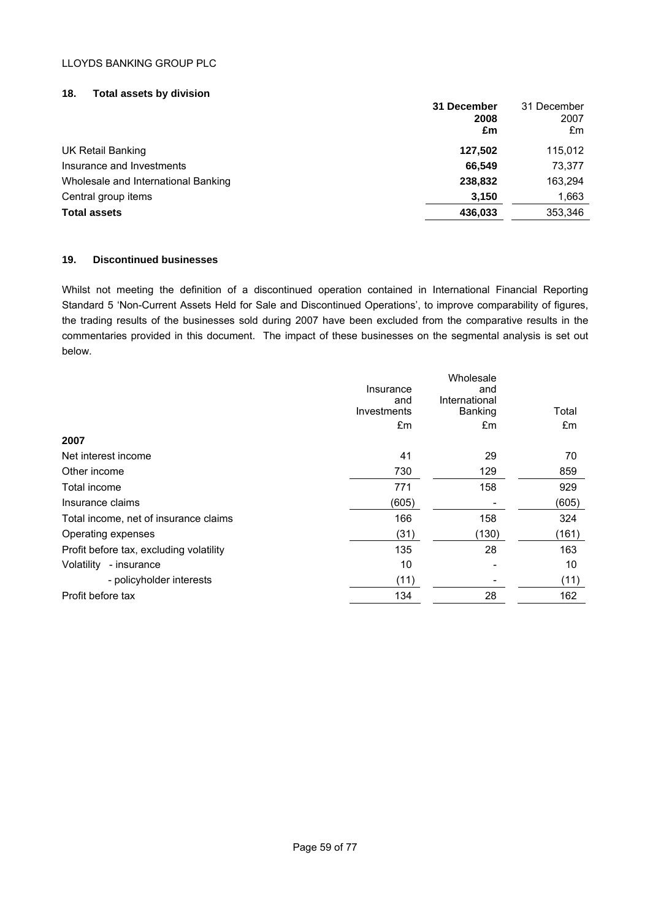## 18. Total assets by division

| | 31 December 2008 £m | 31 December 2007 £m |
|---|---|---|
| UK Retail Banking | **127,502** | 115,012 |
| Insurance and Investments | **66,549** | 73,377 |
| Wholesale and International Banking | **238,832** | 163,294 |
| Central group items | **3,150** | 1,663 |
| **Total assets** | **436,033** | 353,346 |

## 19. Discontinued businesses

Whilst not meeting the definition of a discontinued operation contained in International Financial Reporting Standard 5 'Non-Current Assets Held for Sale and Discontinued Operations', to improve comparability of figures, the trading results of the businesses sold during 2007 have been excluded from the comparative results in the commentaries provided in this document. The impact of these businesses on the segmental analysis is set out below.

| | Insurance and Investments £m | Wholesale and International Banking £m | Total £m |
|---|---|---|---|
| **2007** | | | |
| Net interest income | 41 | 29 | 70 |
| Other income | 730 | 129 | 859 |
| Total income | 771 | 158 | 929 |
| Insurance claims | (605) | - | (605) |
| Total income, net of insurance claims | 166 | 158 | 324 |
| Operating expenses | (31) | (130) | (161) |
| Profit before tax, excluding volatility | 135 | 28 | 163 |
| Volatility - insurance | 10 | - | 10 |
| - policyholder interests | (11) | - | (11) |
| Profit before tax | 134 | 28 | 162 |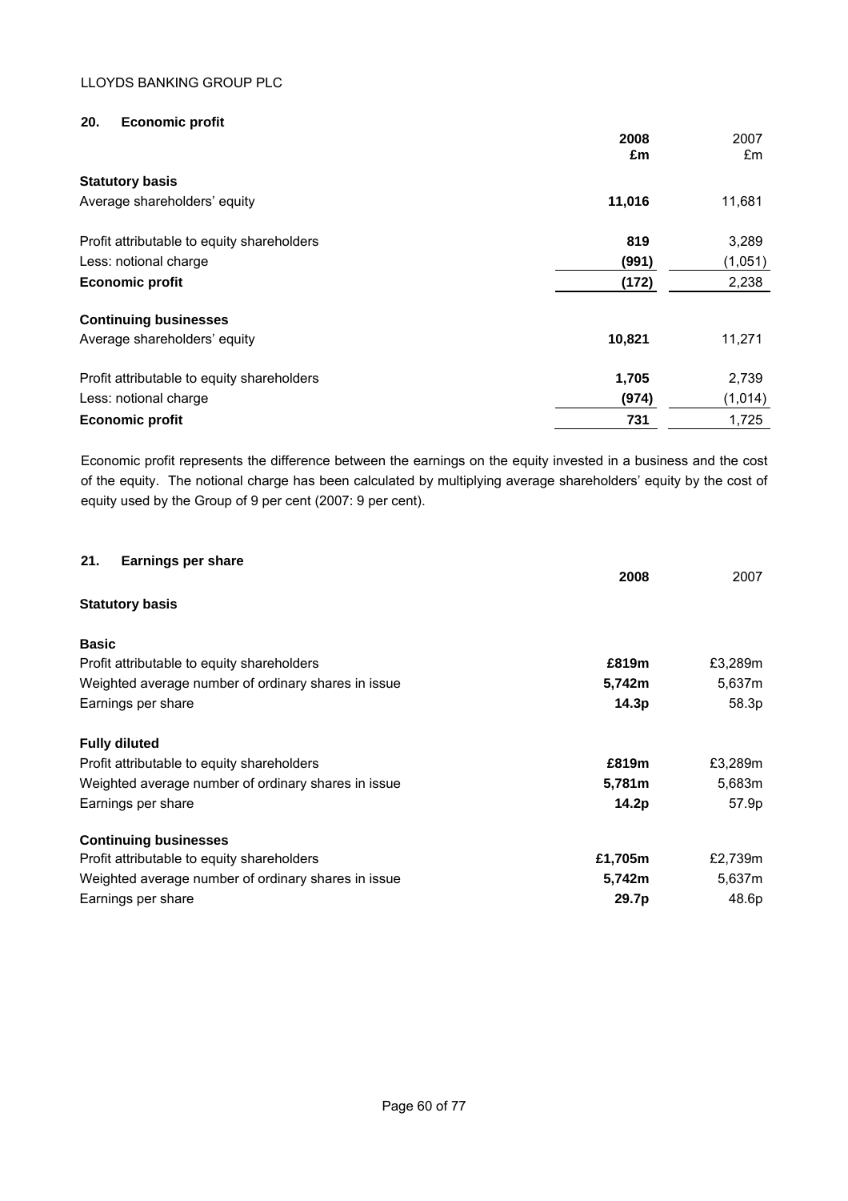## 20. Economic profit

| | 2008 £m | 2007 £m |
|---|---|---|
| **Statutory basis** | | |
| Average shareholders' equity | **11,016** | 11,681 |
| | | |
| Profit attributable to equity shareholders | **819** | 3,289 |
| Less: notional charge | **(991)** | (1,051) |
| **Economic profit** | **(172)** | 2,238 |
| | | |
| **Continuing businesses** | | |
| Average shareholders' equity | **10,821** | 11,271 |
| | | |
| Profit attributable to equity shareholders | **1,705** | 2,739 |
| Less: notional charge | **(974)** | (1,014) |
| **Economic profit** | **731** | 1,725 |

Economic profit represents the difference between the earnings on the equity invested in a business and the cost of the equity. The notional charge has been calculated by multiplying average shareholders' equity by the cost of equity used by the Group of 9 per cent (2007: 9 per cent).

## 21. Earnings per share

| | 2008 | 2007 |
|---|---|---|
| **Statutory basis** | | |
| | | |
| **Basic** | | |
| Profit attributable to equity shareholders | **£819m** | £3,289m |
| Weighted average number of ordinary shares in issue | **5,742m** | 5,637m |
| Earnings per share | **14.3p** | 58.3p |
| | | |
| **Fully diluted** | | |
| Profit attributable to equity shareholders | **£819m** | £3,289m |
| Weighted average number of ordinary shares in issue | **5,781m** | 5,683m |
| Earnings per share | **14.2p** | 57.9p |
| | | |
| **Continuing businesses** | | |
| Profit attributable to equity shareholders | **£1,705m** | £2,739m |
| Weighted average number of ordinary shares in issue | **5,742m** | 5,637m |
| Earnings per share | **29.7p** | 48.6p |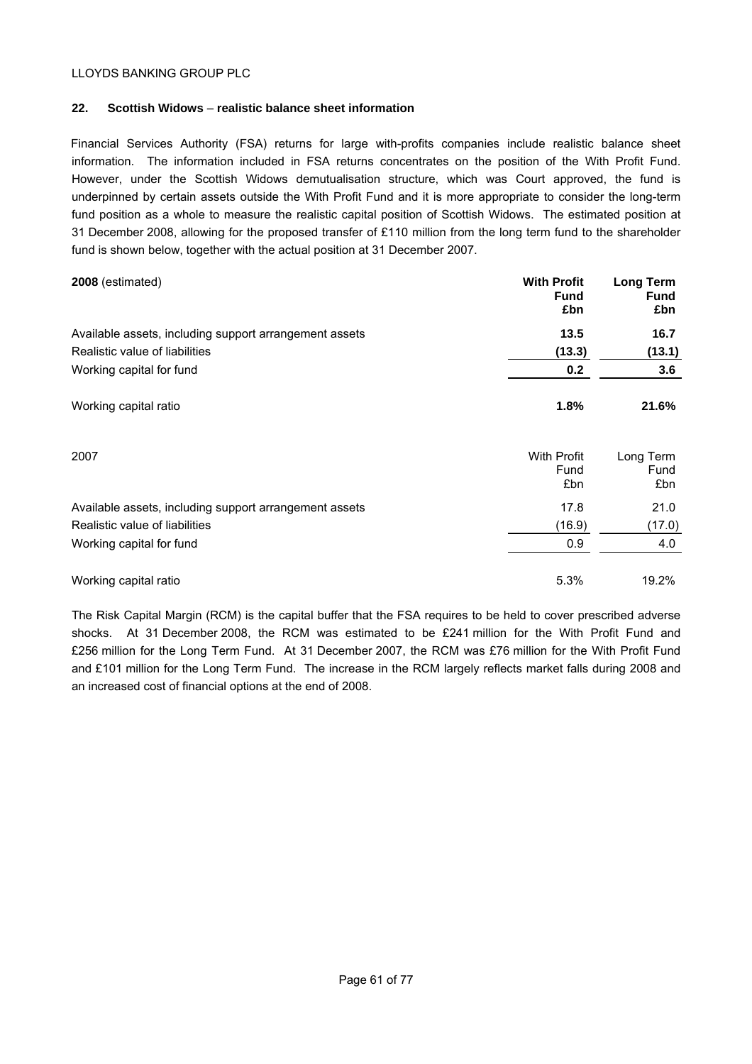## 22. Scottish Widows – realistic balance sheet information

Financial Services Authority (FSA) returns for large with-profits companies include realistic balance sheet information. The information included in FSA returns concentrates on the position of the With Profit Fund. However, under the Scottish Widows demutualisation structure, which was Court approved, the fund is underpinned by certain assets outside the With Profit Fund and it is more appropriate to consider the long-term fund position as a whole to measure the realistic capital position of Scottish Widows. The estimated position at 31 December 2008, allowing for the proposed transfer of £110 million from the long term fund to the shareholder fund is shown below, together with the actual position at 31 December 2007.

| **2008** (estimated) | **With Profit Fund £bn** | **Long Term Fund £bn** |
|---|---|---|
| Available assets, including support arrangement assets | **13.5** | **16.7** |
| Realistic value of liabilities | **(13.3)** | **(13.1)** |
| Working capital for fund | **0.2** | **3.6** |
| Working capital ratio | **1.8%** | **21.6%** |

| 2007 | With Profit Fund £bn | Long Term Fund £bn |
|---|---|---|
| Available assets, including support arrangement assets | 17.8 | 21.0 |
| Realistic value of liabilities | (16.9) | (17.0) |
| Working capital for fund | 0.9 | 4.0 |
| Working capital ratio | 5.3% | 19.2% |

The Risk Capital Margin (RCM) is the capital buffer that the FSA requires to be held to cover prescribed adverse shocks. At 31 December 2008, the RCM was estimated to be £241 million for the With Profit Fund and £256 million for the Long Term Fund. At 31 December 2007, the RCM was £76 million for the With Profit Fund and £101 million for the Long Term Fund. The increase in the RCM largely reflects market falls during 2008 and an increased cost of financial options at the end of 2008.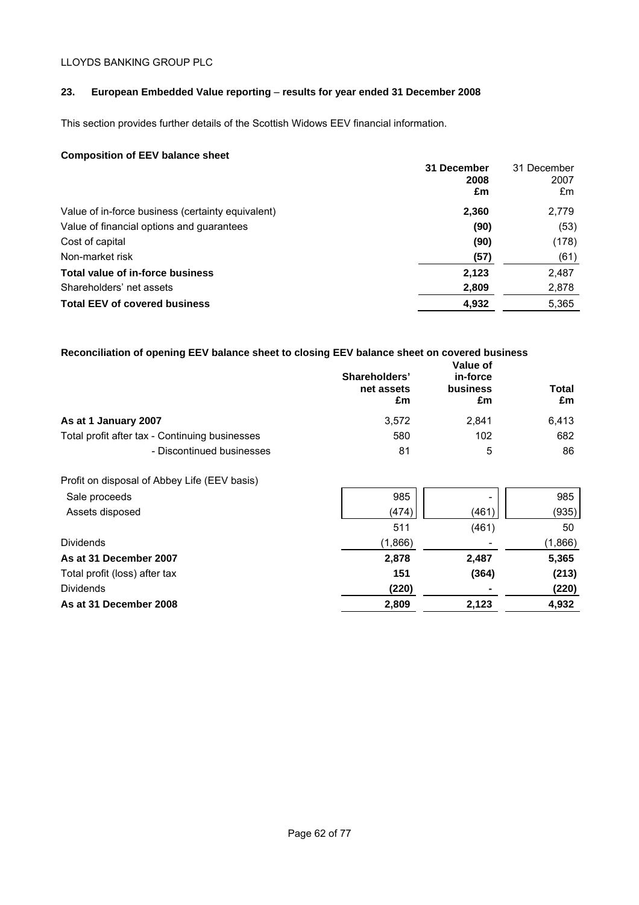LLOYDS BANKING GROUP PLC

## 23. European Embedded Value reporting – results for year ended 31 December 2008

This section provides further details of the Scottish Widows EEV financial information.

### Composition of EEV balance sheet

| | **31 December 2008 £m** | 31 December 2007 £m |
|---|---|---|
| Value of in-force business (certainty equivalent) | **2,360** | 2,779 |
| Value of financial options and guarantees | **(90)** | (53) |
| Cost of capital | **(90)** | (178) |
| Non-market risk | **(57)** | (61) |
| **Total value of in-force business** | **2,123** | 2,487 |
| Shareholders' net assets | **2,809** | 2,878 |
| **Total EEV of covered business** | **4,932** | 5,365 |

### Reconciliation of opening EEV balance sheet to closing EEV balance sheet on covered business

| | **Shareholders' net assets £m** | **Value of in-force business £m** | **Total £m** |
|---|---|---|---|
| **As at 1 January 2007** | 3,572 | 2,841 | 6,413 |
| Total profit after tax - Continuing businesses | 580 | 102 | 682 |
| - Discontinued businesses | 81 | 5 | 86 |
| Profit on disposal of Abbey Life (EEV basis) | | | |
| Sale proceeds | 985 | - | 985 |
| Assets disposed | (474) | (461) | (935) |
| | 511 | (461) | 50 |
| Dividends | (1,866) | - | (1,866) |
| **As at 31 December 2007** | **2,878** | **2,487** | **5,365** |
| Total profit (loss) after tax | **151** | **(364)** | **(213)** |
| Dividends | **(220)** | **-** | **(220)** |
| **As at 31 December 2008** | **2,809** | **2,123** | **4,932** |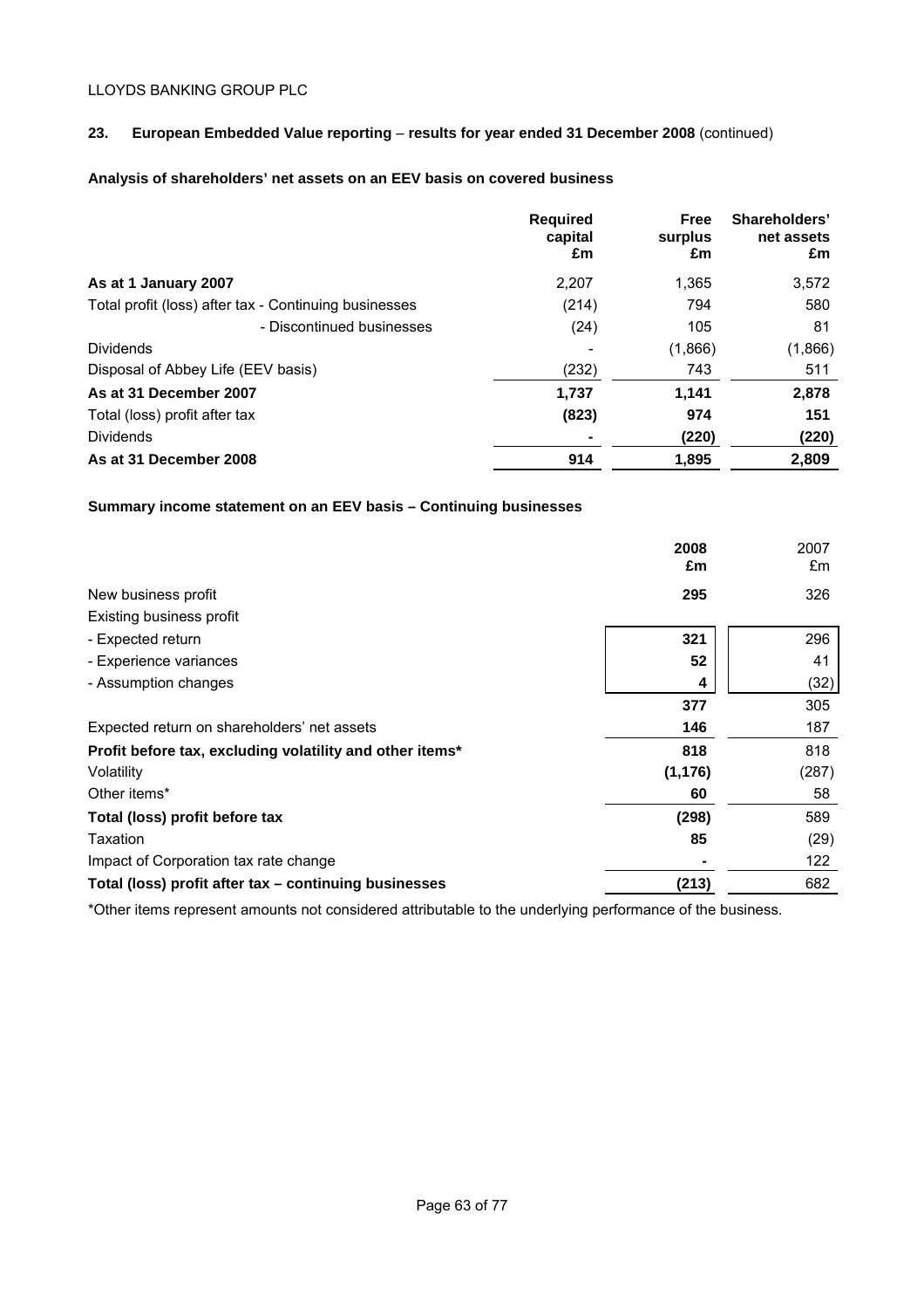LLOYDS BANKING GROUP PLC

## 23. European Embedded Value reporting – results for year ended 31 December 2008 (continued)

### Analysis of shareholders' net assets on an EEV basis on covered business

| | Required capital £m | Free surplus £m | Shareholders' net assets £m |
|---|---|---|---|
| **As at 1 January 2007** | 2,207 | 1,365 | 3,572 |
| Total profit (loss) after tax - Continuing businesses | (214) | 794 | 580 |
| - Discontinued businesses | (24) | 105 | 81 |
| Dividends | - | (1,866) | (1,866) |
| Disposal of Abbey Life (EEV basis) | (232) | 743 | 511 |
| **As at 31 December 2007** | **1,737** | **1,141** | **2,878** |
| Total (loss) profit after tax | **(823)** | **974** | **151** |
| Dividends | **-** | **(220)** | **(220)** |
| **As at 31 December 2008** | **914** | **1,895** | **2,809** |

### Summary income statement on an EEV basis – Continuing businesses

| | 2008 £m | 2007 £m |
|---|---|---|
| New business profit | **295** | 326 |
| Existing business profit | | |
| - Expected return | **321** | 296 |
| - Experience variances | **52** | 41 |
| - Assumption changes | **4** | (32) |
| | **377** | 305 |
| Expected return on shareholders' net assets | **146** | 187 |
| **Profit before tax, excluding volatility and other items*** | **818** | 818 |
| Volatility | **(1,176)** | (287) |
| Other items* | **60** | 58 |
| **Total (loss) profit before tax** | **(298)** | 589 |
| Taxation | **85** | (29) |
| Impact of Corporation tax rate change | **-** | 122 |
| **Total (loss) profit after tax – continuing businesses** | **(213)** | 682 |

*Other items represent amounts not considered attributable to the underlying performance of the business.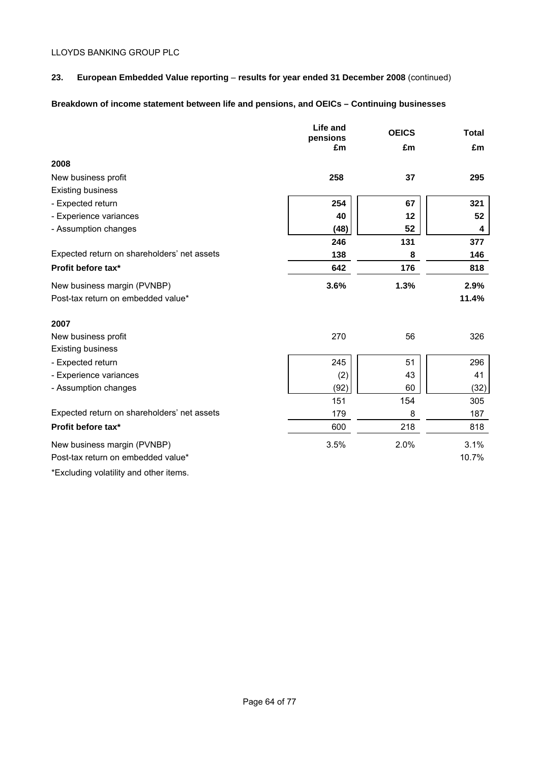## 23. European Embedded Value reporting – results for year ended 31 December 2008 (continued)

**Breakdown of income statement between life and pensions, and OEICs – Continuing businesses**

| | Life and pensions £m | OEICS £m | Total £m |
|---|---|---|---|
| **2008** | | | |
| New business profit | **258** | **37** | **295** |
| Existing business | | | |
| - Expected return | **254** | **67** | **321** |
| - Experience variances | **40** | **12** | **52** |
| - Assumption changes | **(48)** | **52** | **4** |
| | **246** | **131** | **377** |
| Expected return on shareholders' net assets | **138** | **8** | **146** |
| **Profit before tax*** | **642** | **176** | **818** |
| New business margin (PVNBP) | **3.6%** | **1.3%** | **2.9%** |
| Post-tax return on embedded value* | | | **11.4%** |
| **2007** | | | |
| New business profit | 270 | 56 | 326 |
| Existing business | | | |
| - Expected return | 245 | 51 | 296 |
| - Experience variances | (2) | 43 | 41 |
| - Assumption changes | (92) | 60 | (32) |
| | 151 | 154 | 305 |
| Expected return on shareholders' net assets | 179 | 8 | 187 |
| **Profit before tax*** | 600 | 218 | 818 |
| New business margin (PVNBP) | 3.5% | 2.0% | 3.1% |
| Post-tax return on embedded value* | | | 10.7% |

*Excluding volatility and other items.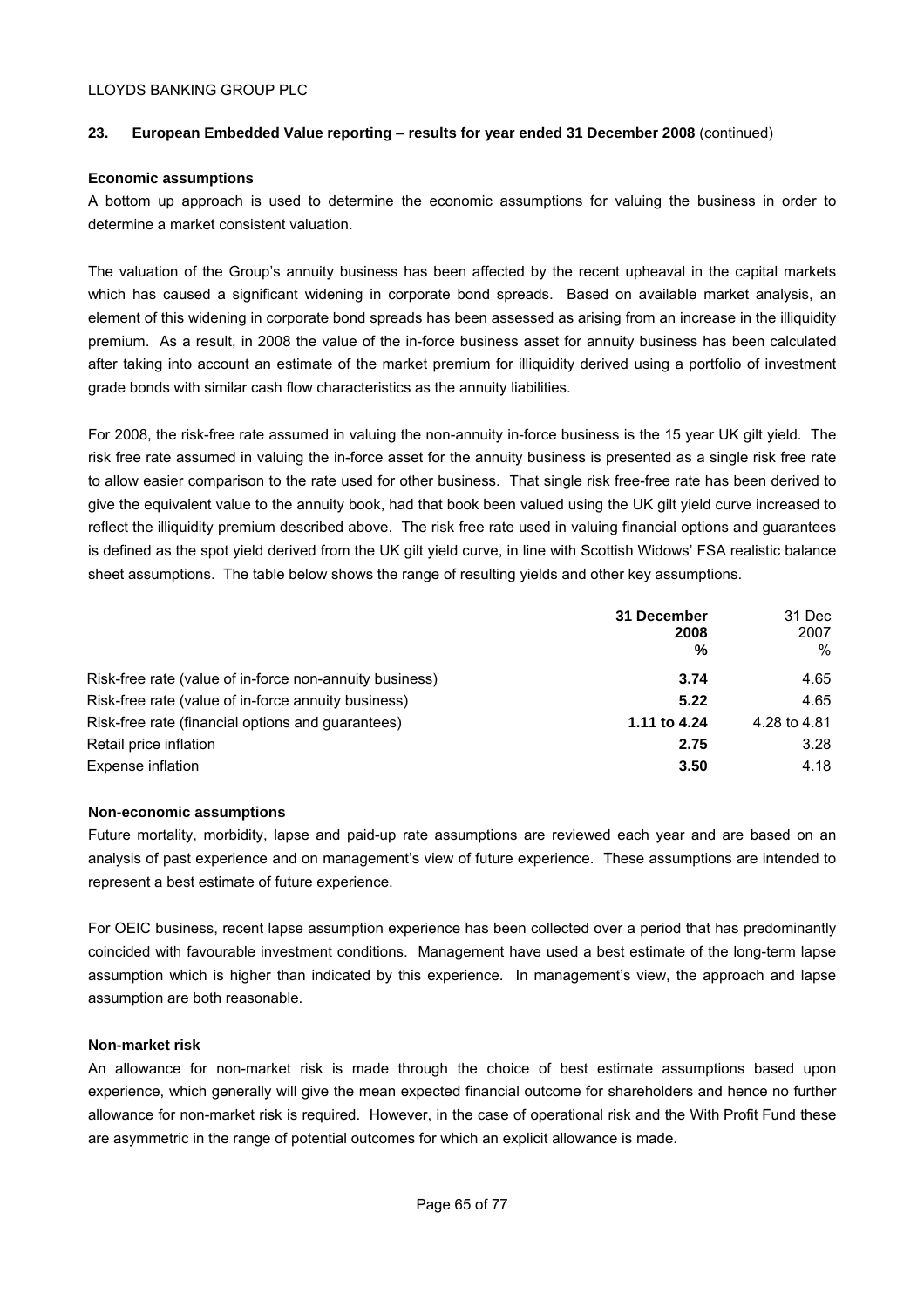## 23. European Embedded Value reporting – results for year ended 31 December 2008 (continued)

### Economic assumptions

A bottom up approach is used to determine the economic assumptions for valuing the business in order to determine a market consistent valuation.

The valuation of the Group's annuity business has been affected by the recent upheaval in the capital markets which has caused a significant widening in corporate bond spreads. Based on available market analysis, an element of this widening in corporate bond spreads has been assessed as arising from an increase in the illiquidity premium. As a result, in 2008 the value of the in-force business asset for annuity business has been calculated after taking into account an estimate of the market premium for illiquidity derived using a portfolio of investment grade bonds with similar cash flow characteristics as the annuity liabilities.

For 2008, the risk-free rate assumed in valuing the non-annuity in-force business is the 15 year UK gilt yield. The risk free rate assumed in valuing the in-force asset for the annuity business is presented as a single risk free rate to allow easier comparison to the rate used for other business. That single risk free-free rate has been derived to give the equivalent value to the annuity book, had that book been valued using the UK gilt yield curve increased to reflect the illiquidity premium described above. The risk free rate used in valuing financial options and guarantees is defined as the spot yield derived from the UK gilt yield curve, in line with Scottish Widows' FSA realistic balance sheet assumptions. The table below shows the range of resulting yields and other key assumptions.

| | **31 December 2008 %** | 31 Dec 2007 % |
|---|---|---|
| Risk-free rate (value of in-force non-annuity business) | **3.74** | 4.65 |
| Risk-free rate (value of in-force annuity business) | **5.22** | 4.65 |
| Risk-free rate (financial options and guarantees) | **1.11 to 4.24** | 4.28 to 4.81 |
| Retail price inflation | **2.75** | 3.28 |
| Expense inflation | **3.50** | 4.18 |

### Non-economic assumptions

Future mortality, morbidity, lapse and paid-up rate assumptions are reviewed each year and are based on an analysis of past experience and on management's view of future experience. These assumptions are intended to represent a best estimate of future experience.

For OEIC business, recent lapse assumption experience has been collected over a period that has predominantly coincided with favourable investment conditions. Management have used a best estimate of the long-term lapse assumption which is higher than indicated by this experience. In management's view, the approach and lapse assumption are both reasonable.

### Non-market risk

An allowance for non-market risk is made through the choice of best estimate assumptions based upon experience, which generally will give the mean expected financial outcome for shareholders and hence no further allowance for non-market risk is required. However, in the case of operational risk and the With Profit Fund these are asymmetric in the range of potential outcomes for which an explicit allowance is made.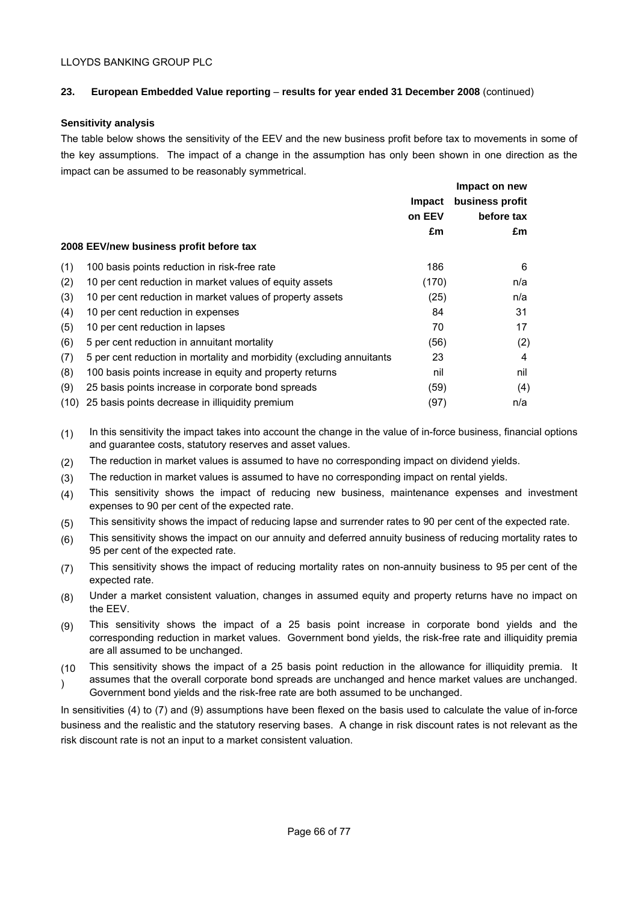LLOYDS BANKING GROUP PLC

**23. European Embedded Value reporting – results for year ended 31 December 2008** (continued)

**Sensitivity analysis**

The table below shows the sensitivity of the EEV and the new business profit before tax to movements in some of the key assumptions. The impact of a change in the assumption has only been shown in one direction as the impact can be assumed to be reasonably symmetrical.

| | | Impact on EEV £m | Impact on new business profit before tax £m |
|---|---|---|---|
| | **2008 EEV/new business profit before tax** | | |
| (1) | 100 basis points reduction in risk-free rate | 186 | 6 |
| (2) | 10 per cent reduction in market values of equity assets | (170) | n/a |
| (3) | 10 per cent reduction in market values of property assets | (25) | n/a |
| (4) | 10 per cent reduction in expenses | 84 | 31 |
| (5) | 10 per cent reduction in lapses | 70 | 17 |
| (6) | 5 per cent reduction in annuitant mortality | (56) | (2) |
| (7) | 5 per cent reduction in mortality and morbidity (excluding annuitants | 23 | 4 |
| (8) | 100 basis points increase in equity and property returns | nil | nil |
| (9) | 25 basis points increase in corporate bond spreads | (59) | (4) |
| (10) | 25 basis points decrease in illiquidity premium | (97) | n/a |

(1) In this sensitivity the impact takes into account the change in the value of in-force business, financial options and guarantee costs, statutory reserves and asset values.

(2) The reduction in market values is assumed to have no corresponding impact on dividend yields.

(3) The reduction in market values is assumed to have no corresponding impact on rental yields.

(4) This sensitivity shows the impact of reducing new business, maintenance expenses and investment expenses to 90 per cent of the expected rate.

(5) This sensitivity shows the impact of reducing lapse and surrender rates to 90 per cent of the expected rate.

(6) This sensitivity shows the impact on our annuity and deferred annuity business of reducing mortality rates to 95 per cent of the expected rate.

(7) This sensitivity shows the impact of reducing mortality rates on non-annuity business to 95 per cent of the expected rate.

(8) Under a market consistent valuation, changes in assumed equity and property returns have no impact on the EEV.

(9) This sensitivity shows the impact of a 25 basis point increase in corporate bond yields and the corresponding reduction in market values. Government bond yields, the risk-free rate and illiquidity premia are all assumed to be unchanged.

(10) This sensitivity shows the impact of a 25 basis point reduction in the allowance for illiquidity premia. It assumes that the overall corporate bond spreads are unchanged and hence market values are unchanged. Government bond yields and the risk-free rate are both assumed to be unchanged.

In sensitivities (4) to (7) and (9) assumptions have been flexed on the basis used to calculate the value of in-force business and the realistic and the statutory reserving bases. A change in risk discount rates is not relevant as the risk discount rate is not an input to a market consistent valuation.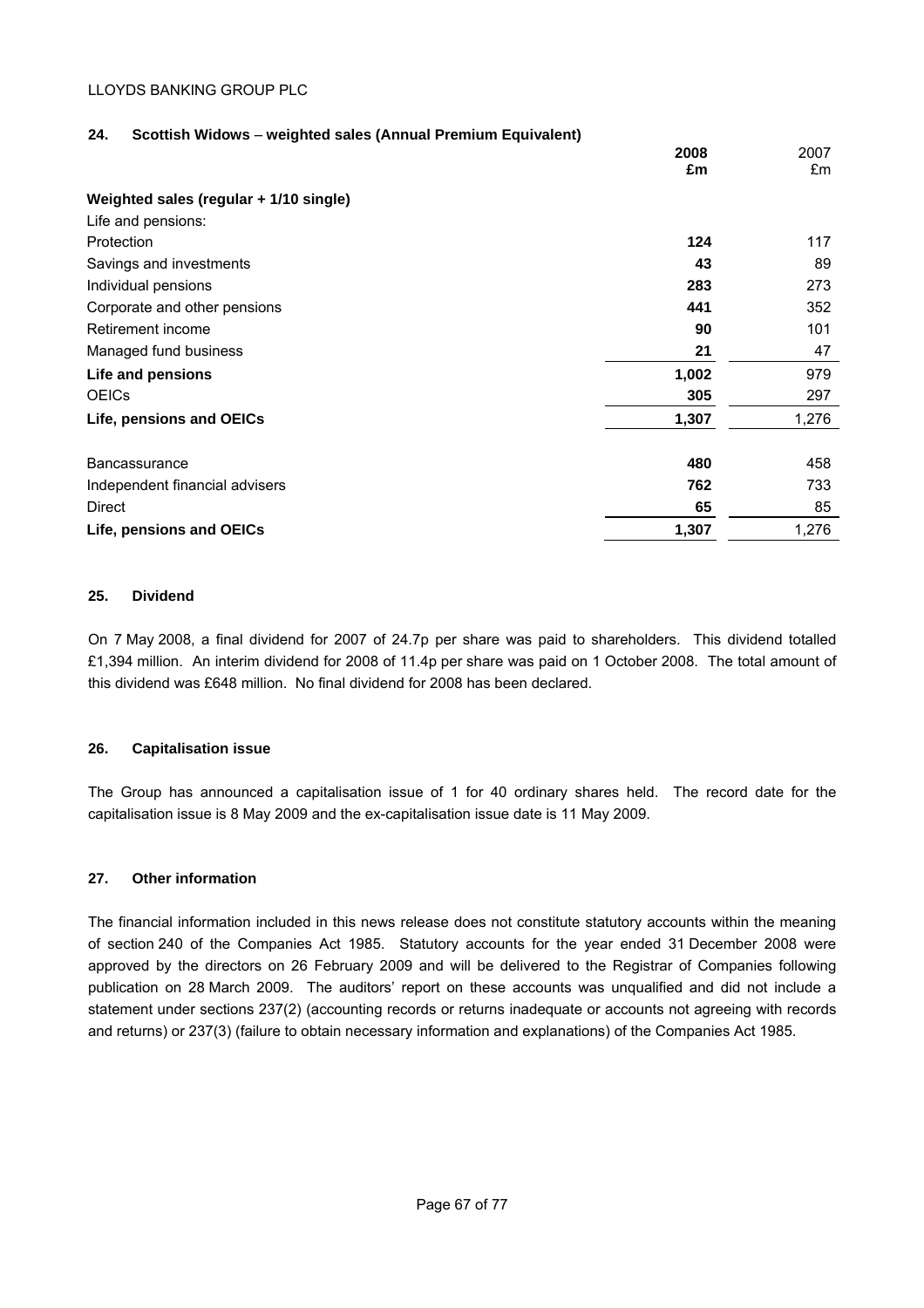## 24. Scottish Widows – weighted sales (Annual Premium Equivalent)

| | 2008 £m | 2007 £m |
|---|---|---|
| **Weighted sales (regular + 1/10 single)** | | |
| Life and pensions: | | |
| Protection | **124** | 117 |
| Savings and investments | **43** | 89 |
| Individual pensions | **283** | 273 |
| Corporate and other pensions | **441** | 352 |
| Retirement income | **90** | 101 |
| Managed fund business | **21** | 47 |
| **Life and pensions** | **1,002** | 979 |
| OEICs | **305** | 297 |
| **Life, pensions and OEICs** | **1,307** | 1,276 |
| | | |
| Bancassurance | **480** | 458 |
| Independent financial advisers | **762** | 733 |
| Direct | **65** | 85 |
| **Life, pensions and OEICs** | **1,307** | 1,276 |

## 25. Dividend

On 7 May 2008, a final dividend for 2007 of 24.7p per share was paid to shareholders. This dividend totalled £1,394 million. An interim dividend for 2008 of 11.4p per share was paid on 1 October 2008. The total amount of this dividend was £648 million. No final dividend for 2008 has been declared.

## 26. Capitalisation issue

The Group has announced a capitalisation issue of 1 for 40 ordinary shares held. The record date for the capitalisation issue is 8 May 2009 and the ex-capitalisation issue date is 11 May 2009.

## 27. Other information

The financial information included in this news release does not constitute statutory accounts within the meaning of section 240 of the Companies Act 1985. Statutory accounts for the year ended 31 December 2008 were approved by the directors on 26 February 2009 and will be delivered to the Registrar of Companies following publication on 28 March 2009. The auditors' report on these accounts was unqualified and did not include a statement under sections 237(2) (accounting records or returns inadequate or accounts not agreeing with records and returns) or 237(3) (failure to obtain necessary information and explanations) of the Companies Act 1985.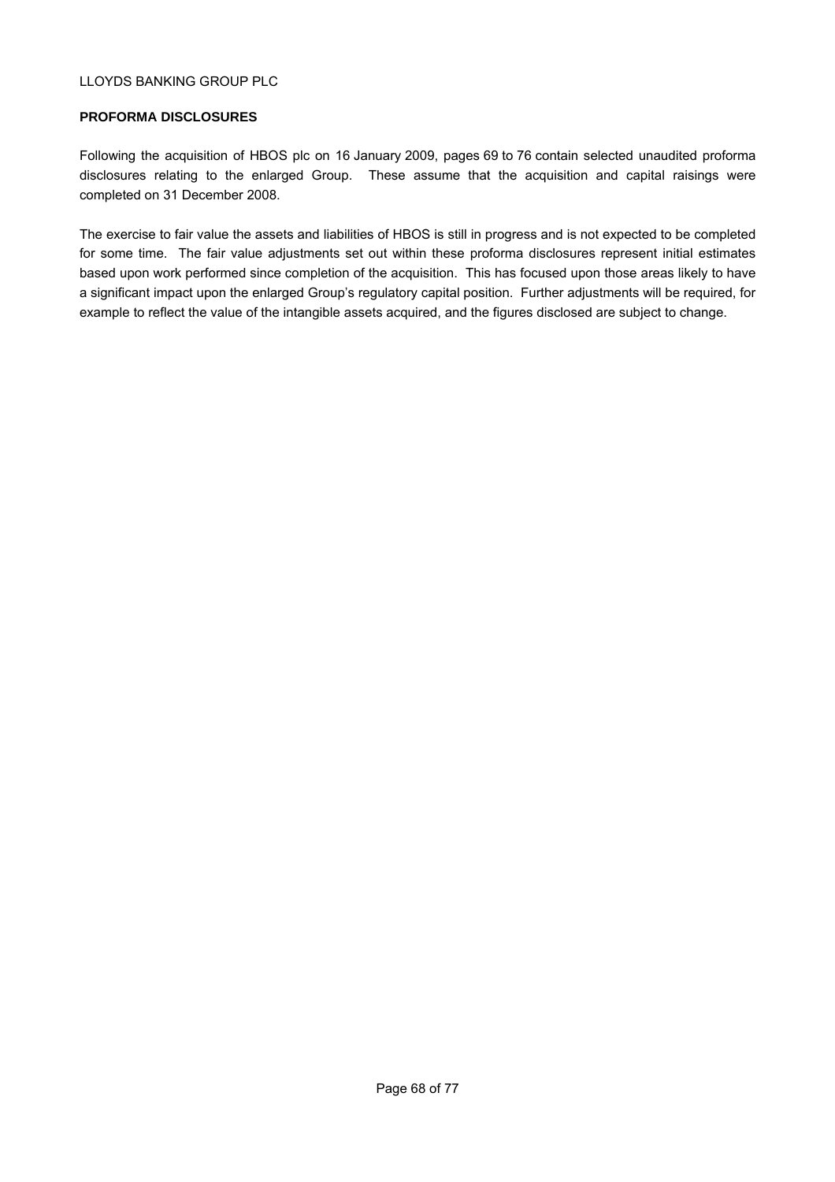LLOYDS BANKING GROUP PLC

## PROFORMA DISCLOSURES

Following the acquisition of HBOS plc on 16 January 2009, pages 69 to 76 contain selected unaudited proforma disclosures relating to the enlarged Group. These assume that the acquisition and capital raisings were completed on 31 December 2008.

The exercise to fair value the assets and liabilities of HBOS is still in progress and is not expected to be completed for some time. The fair value adjustments set out within these proforma disclosures represent initial estimates based upon work performed since completion of the acquisition. This has focused upon those areas likely to have a significant impact upon the enlarged Group's regulatory capital position. Further adjustments will be required, for example to reflect the value of the intangible assets acquired, and the figures disclosed are subject to change.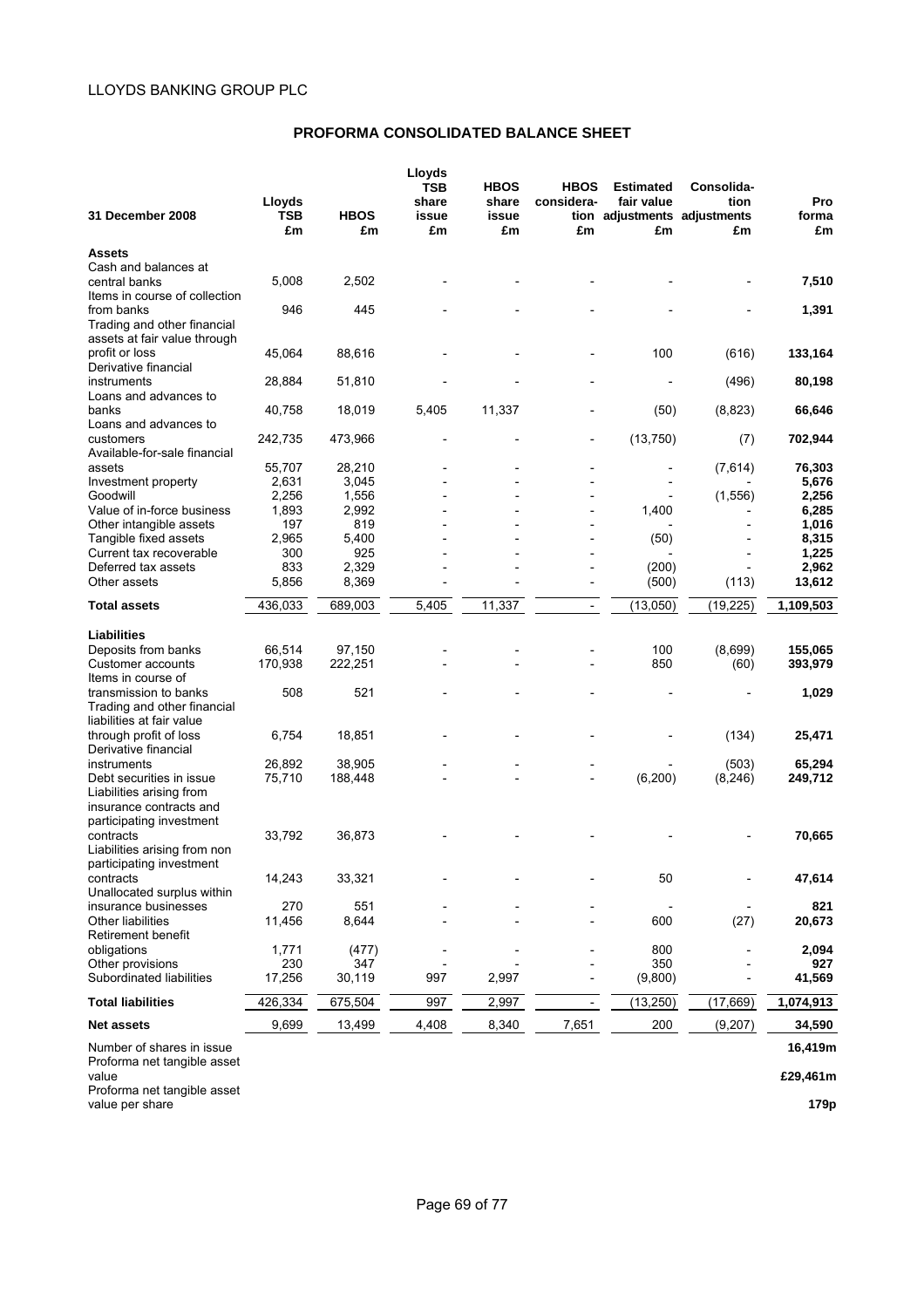LLOYDS BANKING GROUP PLC

## PROFORMA CONSOLIDATED BALANCE SHEET

| 31 December 2008 | Lloyds TSB £m | HBOS £m | Lloyds TSB share issue £m | HBOS share issue £m | HBOS considera-tion £m | Estimated fair value adjustments £m | Consolida-tion adjustments £m | Pro forma £m |
|---|---|---|---|---|---|---|---|---|
| **Assets** | | | | | | | | |
| Cash and balances at central banks | 5,008 | 2,502 | - | - | - | - | - | **7,510** |
| Items in course of collection from banks | 946 | 445 | - | - | - | - | - | **1,391** |
| Trading and other financial assets at fair value through profit or loss | 45,064 | 88,616 | - | - | - | 100 | (616) | **133,164** |
| Derivative financial instruments | 28,884 | 51,810 | - | - | - | - | (496) | **80,198** |
| Loans and advances to banks | 40,758 | 18,019 | 5,405 | 11,337 | - | (50) | (8,823) | **66,646** |
| Loans and advances to customers | 242,735 | 473,966 | - | - | - | (13,750) | (7) | **702,944** |
| Available-for-sale financial assets | 55,707 | 28,210 | - | - | - | - | (7,614) | **76,303** |
| Investment property | 2,631 | 3,045 | - | - | - | - | - | **5,676** |
| Goodwill | 2,256 | 1,556 | - | - | - | - | (1,556) | **2,256** |
| Value of in-force business | 1,893 | 2,992 | - | - | - | 1,400 | - | **6,285** |
| Other intangible assets | 197 | 819 | - | - | - | - | - | **1,016** |
| Tangible fixed assets | 2,965 | 5,400 | - | - | - | (50) | - | **8,315** |
| Current tax recoverable | 300 | 925 | - | - | - | - | - | **1,225** |
| Deferred tax assets | 833 | 2,329 | - | - | - | (200) | - | **2,962** |
| Other assets | 5,856 | 8,369 | - | - | - | (500) | (113) | **13,612** |
| **Total assets** | 436,033 | 689,003 | 5,405 | 11,337 | - | (13,050) | (19,225) | **1,109,503** |
| **Liabilities** | | | | | | | | |
| Deposits from banks | 66,514 | 97,150 | - | - | - | 100 | (8,699) | **155,065** |
| Customer accounts | 170,938 | 222,251 | - | - | - | 850 | (60) | **393,979** |
| Items in course of transmission to banks | 508 | 521 | - | - | - | - | - | **1,029** |
| Trading and other financial liabilities at fair value through profit of loss | 6,754 | 18,851 | - | - | - | - | (134) | **25,471** |
| Derivative financial instruments | 26,892 | 38,905 | - | - | - | - | (503) | **65,294** |
| Debt securities in issue | 75,710 | 188,448 | - | - | - | (6,200) | (8,246) | **249,712** |
| Liabilities arising from insurance contracts and participating investment contracts | 33,792 | 36,873 | - | - | - | - | - | **70,665** |
| Liabilities arising from non participating investment contracts | 14,243 | 33,321 | - | - | - | 50 | - | **47,614** |
| Unallocated surplus within insurance businesses | 270 | 551 | - | - | - | - | - | **821** |
| Other liabilities | 11,456 | 8,644 | - | - | - | 600 | (27) | **20,673** |
| Retirement benefit obligations | 1,771 | (477) | - | - | - | 800 | - | **2,094** |
| Other provisions | 230 | 347 | - | - | - | 350 | - | **927** |
| Subordinated liabilities | 17,256 | 30,119 | 997 | 2,997 | - | (9,800) | - | **41,569** |
| **Total liabilities** | 426,334 | 675,504 | 997 | 2,997 | - | (13,250) | (17,669) | **1,074,913** |
| **Net assets** | 9,699 | 13,499 | 4,408 | 8,340 | 7,651 | 200 | (9,207) | **34,590** |
| Number of shares in issue | | | | | | | | **16,419m** |
| Proforma net tangible asset value | | | | | | | | **£29,461m** |
| Proforma net tangible asset value per share | | | | | | | | **179p** |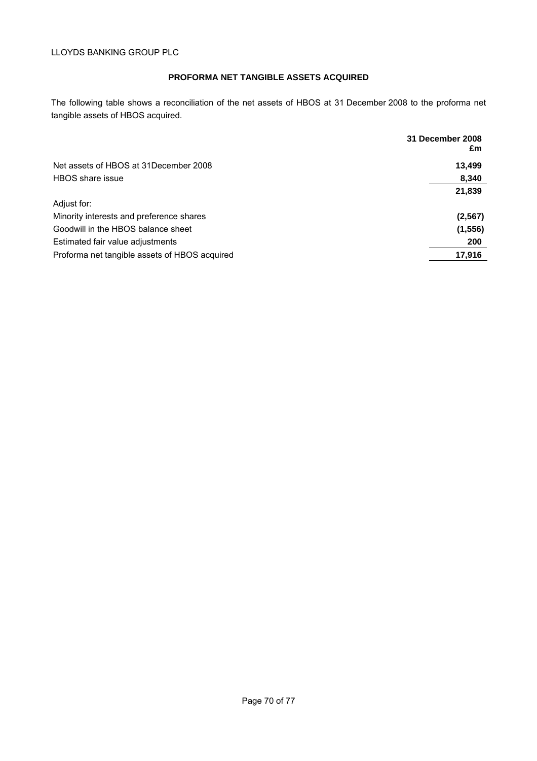LLOYDS BANKING GROUP PLC

## PROFORMA NET TANGIBLE ASSETS ACQUIRED

The following table shows a reconciliation of the net assets of HBOS at 31 December 2008 to the proforma net tangible assets of HBOS acquired.

| | 31 December 2008 £m |
|---|---|
| Net assets of HBOS at 31December 2008 | **13,499** |
| HBOS share issue | **8,340** |
| | **21,839** |
| Adjust for: | |
| Minority interests and preference shares | **(2,567)** |
| Goodwill in the HBOS balance sheet | **(1,556)** |
| Estimated fair value adjustments | **200** |
| Proforma net tangible assets of HBOS acquired | **17,916** |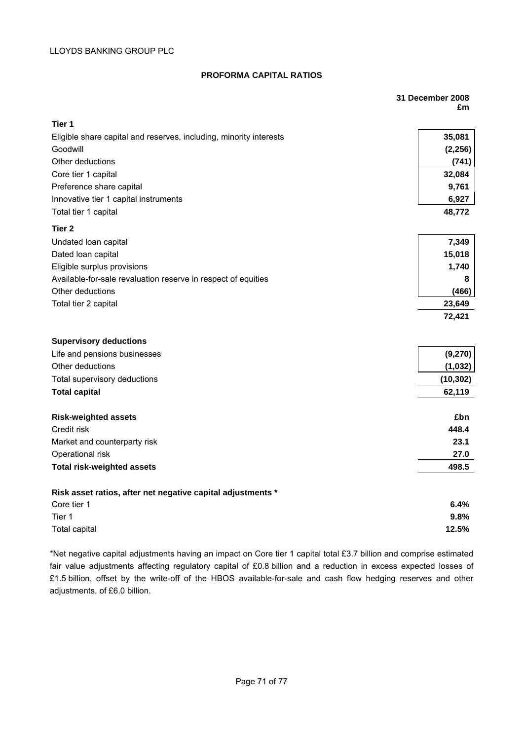LLOYDS BANKING GROUP PLC

## PROFORMA CAPITAL RATIOS

| | 31 December 2008 £m |
|---|---|
| **Tier 1** | |
| Eligible share capital and reserves, including, minority interests | 35,081 |
| Goodwill | (2,256) |
| Other deductions | (741) |
| Core tier 1 capital | 32,084 |
| Preference share capital | 9,761 |
| Innovative tier 1 capital instruments | 6,927 |
| Total tier 1 capital | 48,772 |
| **Tier 2** | |
| Undated loan capital | 7,349 |
| Dated loan capital | 15,018 |
| Eligible surplus provisions | 1,740 |
| Available-for-sale revaluation reserve in respect of equities | 8 |
| Other deductions | (466) |
| Total tier 2 capital | 23,649 |
| | 72,421 |
| **Supervisory deductions** | |
| Life and pensions businesses | (9,270) |
| Other deductions | (1,032) |
| Total supervisory deductions | (10,302) |
| **Total capital** | 62,119 |
| **Risk-weighted assets** | **£bn** |
| Credit risk | 448.4 |
| Market and counterparty risk | 23.1 |
| Operational risk | 27.0 |
| **Total risk-weighted assets** | 498.5 |
| **Risk asset ratios, after net negative capital adjustments \*** | |
| Core tier 1 | 6.4% |
| Tier 1 | 9.8% |
| Total capital | 12.5% |

*Net negative capital adjustments having an impact on Core tier 1 capital total £3.7 billion and comprise estimated fair value adjustments affecting regulatory capital of £0.8 billion and a reduction in excess expected losses of £1.5 billion, offset by the write-off of the HBOS available-for-sale and cash flow hedging reserves and other adjustments, of £6.0 billion.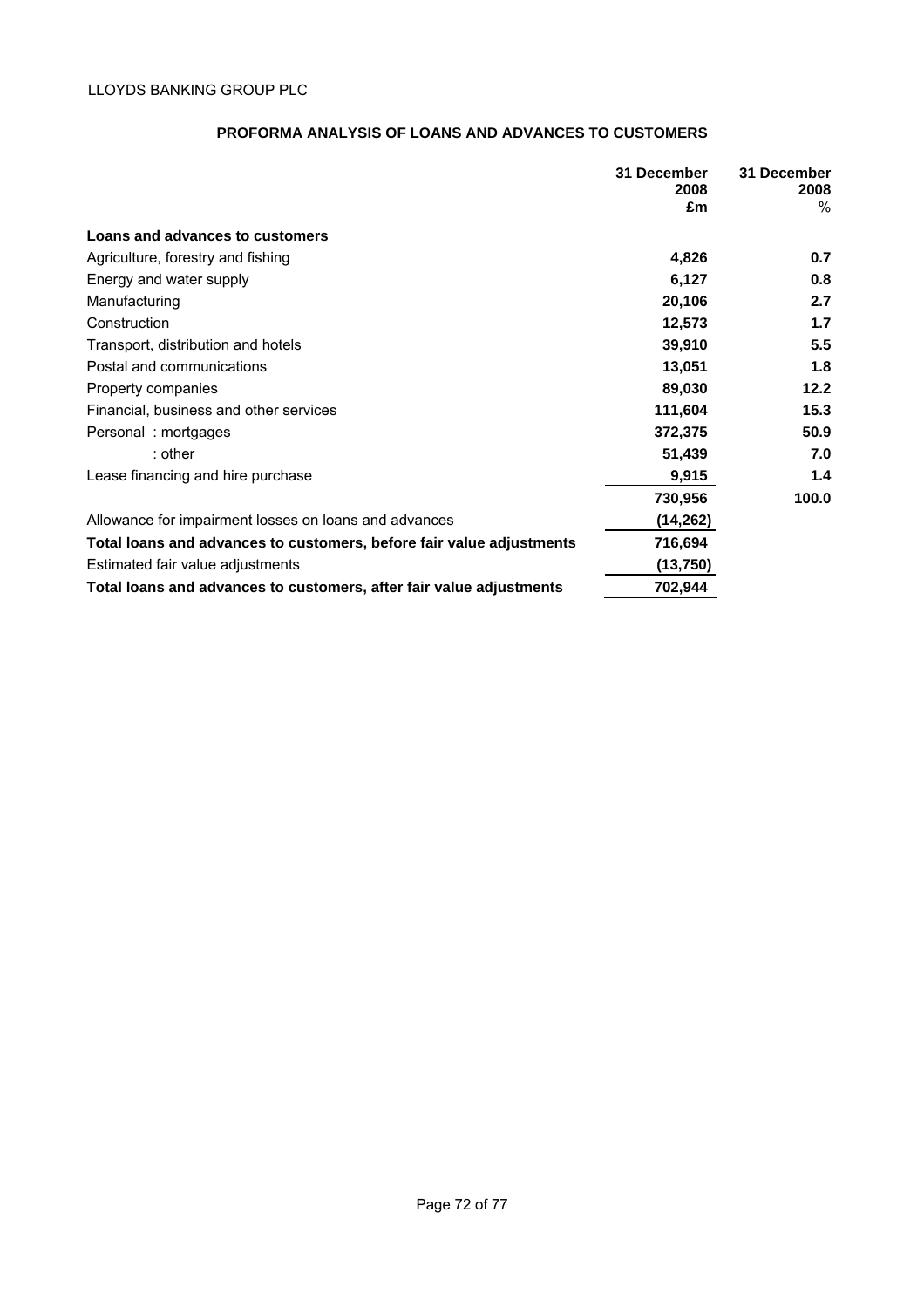LLOYDS BANKING GROUP PLC

## PROFORMA ANALYSIS OF LOANS AND ADVANCES TO CUSTOMERS

| | 31 December 2008 £m | 31 December 2008 % |
|---|---|---|
| **Loans and advances to customers** | | |
| Agriculture, forestry and fishing | **4,826** | **0.7** |
| Energy and water supply | **6,127** | **0.8** |
| Manufacturing | **20,106** | **2.7** |
| Construction | **12,573** | **1.7** |
| Transport, distribution and hotels | **39,910** | **5.5** |
| Postal and communications | **13,051** | **1.8** |
| Property companies | **89,030** | **12.2** |
| Financial, business and other services | **111,604** | **15.3** |
| Personal : mortgages | **372,375** | **50.9** |
| : other | **51,439** | **7.0** |
| Lease financing and hire purchase | **9,915** | **1.4** |
| | **730,956** | **100.0** |
| Allowance for impairment losses on loans and advances | **(14,262)** | |
| **Total loans and advances to customers, before fair value adjustments** | **716,694** | |
| Estimated fair value adjustments | **(13,750)** | |
| **Total loans and advances to customers, after fair value adjustments** | **702,944** | |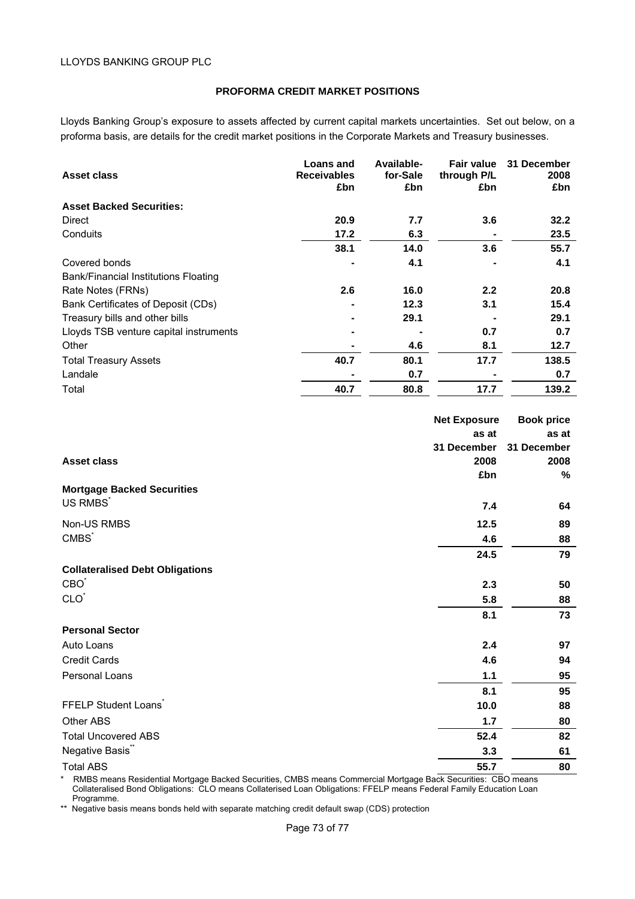LLOYDS BANKING GROUP PLC

## PROFORMA CREDIT MARKET POSITIONS

Lloyds Banking Group's exposure to assets affected by current capital markets uncertainties. Set out below, on a proforma basis, are details for the credit market positions in the Corporate Markets and Treasury businesses.

| Asset class | Loans and Receivables £bn | Available-for-Sale £bn | Fair value through P/L £bn | 31 December 2008 £bn |
|---|---|---|---|---|
| **Asset Backed Securities:** | | | | |
| Direct | **20.9** | **7.7** | **3.6** | **32.2** |
| Conduits | **17.2** | **6.3** | **-** | **23.5** |
| | **38.1** | **14.0** | **3.6** | **55.7** |
| Covered bonds | **-** | **4.1** | **-** | **4.1** |
| Bank/Financial Institutions Floating Rate Notes (FRNs) | **2.6** | **16.0** | **2.2** | **20.8** |
| Bank Certificates of Deposit (CDs) | **-** | **12.3** | **3.1** | **15.4** |
| Treasury bills and other bills | **-** | **29.1** | **-** | **29.1** |
| Lloyds TSB venture capital instruments | **-** | **-** | **0.7** | **0.7** |
| Other | **-** | **4.6** | **8.1** | **12.7** |
| Total Treasury Assets | **40.7** | **80.1** | **17.7** | **138.5** |
| Landale | **-** | **0.7** | **-** | **0.7** |
| Total | **40.7** | **80.8** | **17.7** | **139.2** |

| Asset class | Net Exposure as at 31 December 2008 £bn | Book price as at 31 December 2008 % |
|---|---|---|
| **Mortgage Backed Securities** | | |
| US RMBS* | **7.4** | **64** |
| Non-US RMBS | **12.5** | **89** |
| CMBS* | **4.6** | **88** |
| | **24.5** | **79** |
| **Collateralised Debt Obligations** | | |
| CBO* | **2.3** | **50** |
| CLO* | **5.8** | **88** |
| | **8.1** | **73** |
| **Personal Sector** | | |
| Auto Loans | **2.4** | **97** |
| Credit Cards | **4.6** | **94** |
| Personal Loans | **1.1** | **95** |
| | **8.1** | **95** |
| FFELP Student Loans* | **10.0** | **88** |
| Other ABS | **1.7** | **80** |
| Total Uncovered ABS | **52.4** | **82** |
| Negative Basis** | **3.3** | **61** |
| Total ABS | **55.7** | **80** |

\* RMBS means Residential Mortgage Backed Securities, CMBS means Commercial Mortgage Back Securities: CBO means Collateralised Bond Obligations: CLO means Collaterised Loan Obligations: FFELP means Federal Family Education Loan Programme.

** Negative basis means bonds held with separate matching credit default swap (CDS) protection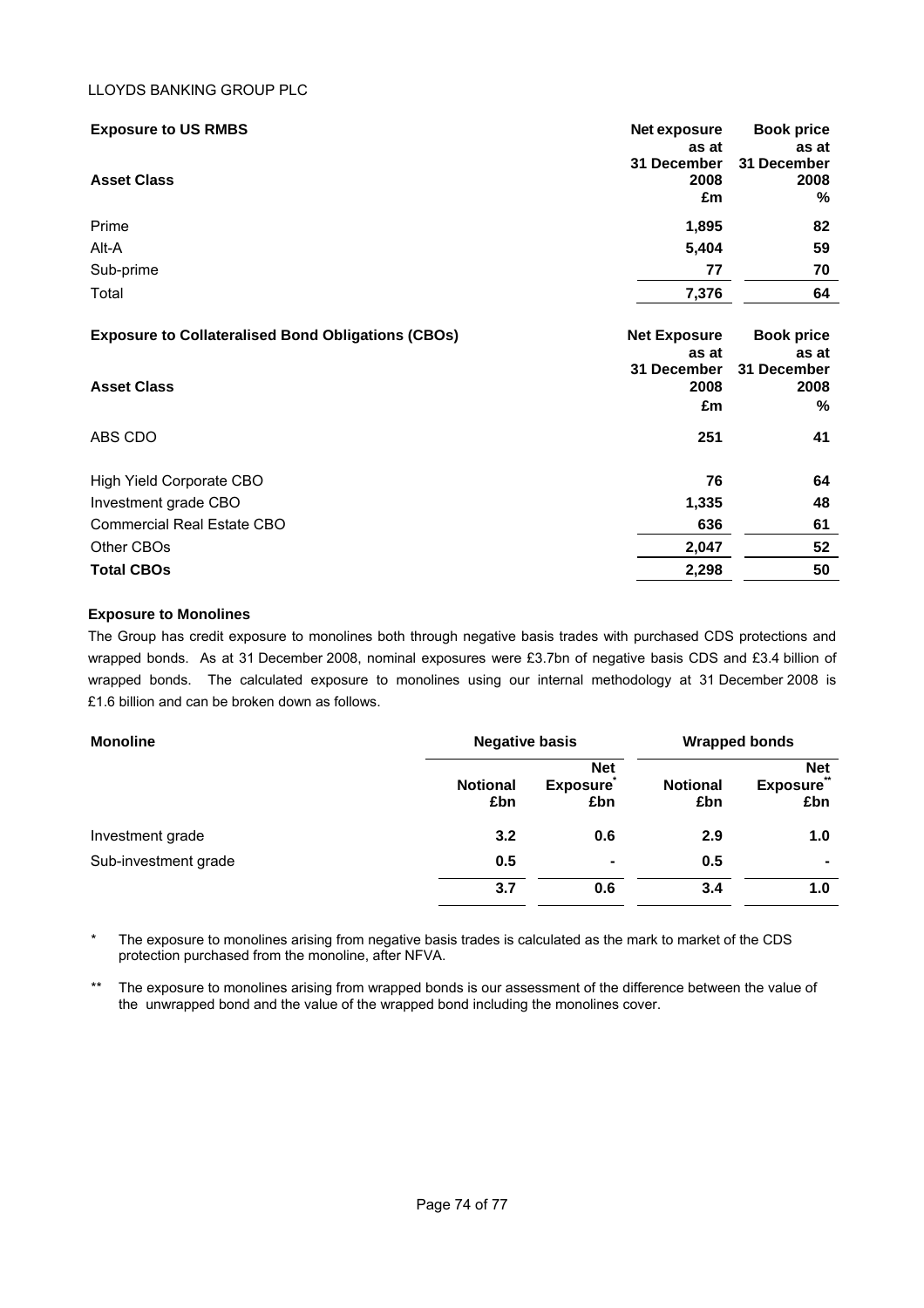| Exposure to US RMBS | Net exposure as at 31 December 2008 | Book price as at 31 December 2008 |
|---|---|---|
| **Asset Class** | **£m** | **%** |
| Prime | **1,895** | **82** |
| Alt-A | **5,404** | **59** |
| Sub-prime | **77** | **70** |
| Total | **7,376** | **64** |

| Exposure to Collateralised Bond Obligations (CBOs) | Net Exposure as at 31 December 2008 | Book price as at 31 December 2008 |
|---|---|---|
| **Asset Class** | **£m** | **%** |
| ABS CDO | **251** | **41** |
| High Yield Corporate CBO | **76** | **64** |
| Investment grade CBO | **1,335** | **48** |
| Commercial Real Estate CBO | **636** | **61** |
| Other CBOs | **2,047** | **52** |
| **Total CBOs** | **2,298** | **50** |

**Exposure to Monolines**

The Group has credit exposure to monolines both through negative basis trades with purchased CDS protections and wrapped bonds. As at 31 December 2008, nominal exposures were £3.7bn of negative basis CDS and £3.4 billion of wrapped bonds. The calculated exposure to monolines using our internal methodology at 31 December 2008 is £1.6 billion and can be broken down as follows.

| Monoline | Negative basis | | Wrapped bonds | |
|---|---|---|---|---|
| | **Notional £bn** | **Net Exposure* £bn** | **Notional £bn** | **Net Exposure** £bn** |
| Investment grade | **3.2** | **0.6** | **2.9** | **1.0** |
| Sub-investment grade | **0.5** | **-** | **0.5** | **-** |
| | **3.7** | **0.6** | **3.4** | **1.0** |

\* The exposure to monolines arising from negative basis trades is calculated as the mark to market of the CDS protection purchased from the monoline, after NFVA.

** The exposure to monolines arising from wrapped bonds is our assessment of the difference between the value of the unwrapped bond and the value of the wrapped bond including the monolines cover.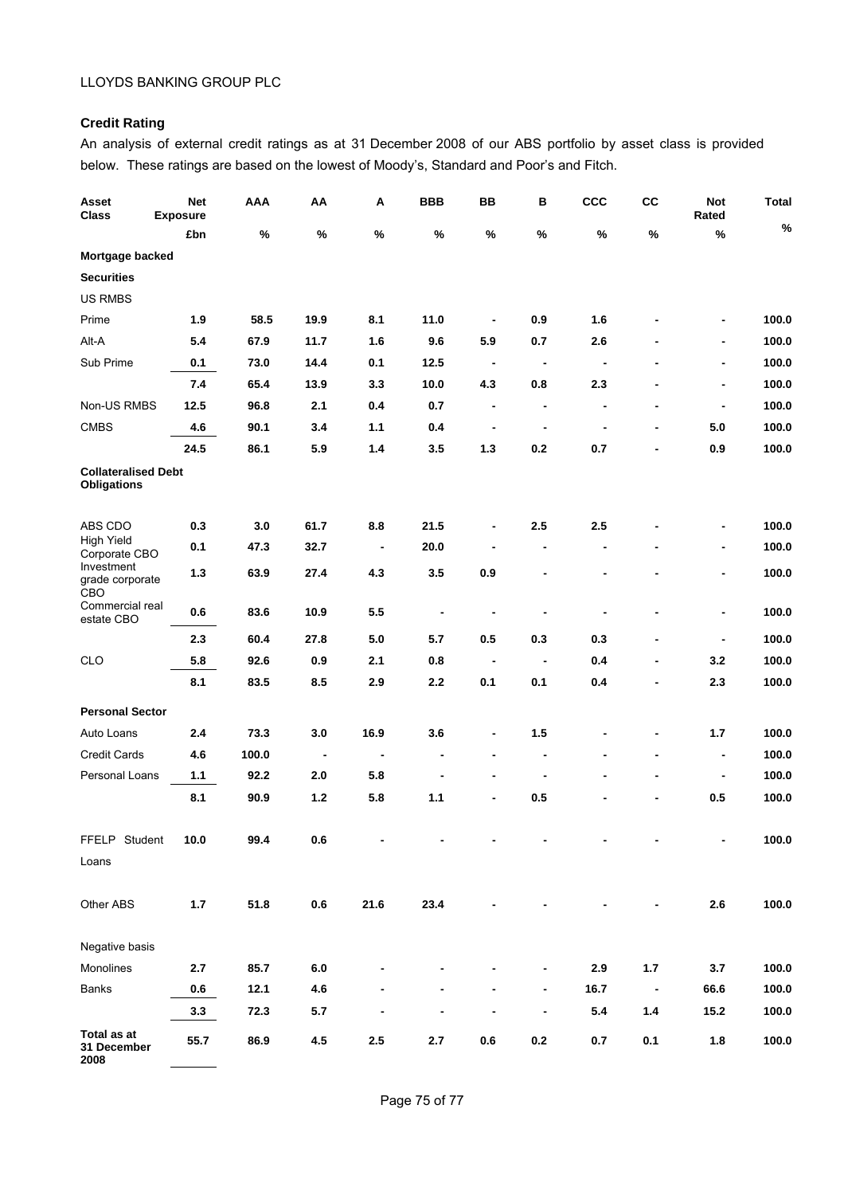LLOYDS BANKING GROUP PLC

## Credit Rating

An analysis of external credit ratings as at 31 December 2008 of our ABS portfolio by asset class is provided below. These ratings are based on the lowest of Moody's, Standard and Poor's and Fitch.

| Asset Class | Net Exposure | AAA | AA | A | BBB | BB | B | CCC | CC | Not Rated | Total |
|---|---|---|---|---|---|---|---|---|---|---|---|
| | £bn | % | % | % | % | % | % | % | % | % | % |
| **Mortgage backed** | | | | | | | | | | | |
| **Securities** | | | | | | | | | | | |
| US RMBS | | | | | | | | | | | |
| Prime | **1.9** | **58.5** | **19.9** | **8.1** | **11.0** | **-** | **0.9** | **1.6** | **-** | **-** | **100.0** |
| Alt-A | **5.4** | **67.9** | **11.7** | **1.6** | **9.6** | **5.9** | **0.7** | **2.6** | **-** | **-** | **100.0** |
| Sub Prime | **0.1** | **73.0** | **14.4** | **0.1** | **12.5** | **-** | **-** | **-** | **-** | **-** | **100.0** |
| | **7.4** | **65.4** | **13.9** | **3.3** | **10.0** | **4.3** | **0.8** | **2.3** | **-** | **-** | **100.0** |
| Non-US RMBS | **12.5** | **96.8** | **2.1** | **0.4** | **0.7** | **-** | **-** | **-** | **-** | **-** | **100.0** |
| CMBS | **4.6** | **90.1** | **3.4** | **1.1** | **0.4** | **-** | **-** | **-** | **-** | **5.0** | **100.0** |
| | **24.5** | **86.1** | **5.9** | **1.4** | **3.5** | **1.3** | **0.2** | **0.7** | **-** | **0.9** | **100.0** |
| **Collateralised Debt Obligations** | | | | | | | | | | | |
| ABS CDO | **0.3** | **3.0** | **61.7** | **8.8** | **21.5** | **-** | **2.5** | **2.5** | **-** | **-** | **100.0** |
| High Yield Corporate CBO | **0.1** | **47.3** | **32.7** | **-** | **20.0** | **-** | **-** | **-** | **-** | **-** | **100.0** |
| Investment grade corporate CBO | **1.3** | **63.9** | **27.4** | **4.3** | **3.5** | **0.9** | **-** | **-** | **-** | **-** | **100.0** |
| Commercial real estate CBO | **0.6** | **83.6** | **10.9** | **5.5** | **-** | **-** | **-** | **-** | **-** | **-** | **100.0** |
| | **2.3** | **60.4** | **27.8** | **5.0** | **5.7** | **0.5** | **0.3** | **0.3** | **-** | **-** | **100.0** |
| CLO | **5.8** | **92.6** | **0.9** | **2.1** | **0.8** | **-** | **-** | **0.4** | **-** | **3.2** | **100.0** |
| | **8.1** | **83.5** | **8.5** | **2.9** | **2.2** | **0.1** | **0.1** | **0.4** | **-** | **2.3** | **100.0** |
| **Personal Sector** | | | | | | | | | | | |
| Auto Loans | **2.4** | **73.3** | **3.0** | **16.9** | **3.6** | **-** | **1.5** | **-** | **-** | **1.7** | **100.0** |
| Credit Cards | **4.6** | **100.0** | **-** | **-** | **-** | **-** | **-** | **-** | **-** | **-** | **100.0** |
| Personal Loans | **1.1** | **92.2** | **2.0** | **5.8** | **-** | **-** | **-** | **-** | **-** | **-** | **100.0** |
| | **8.1** | **90.9** | **1.2** | **5.8** | **1.1** | **-** | **0.5** | **-** | **-** | **0.5** | **100.0** |
| FFELP Student Loans | **10.0** | **99.4** | **0.6** | **-** | **-** | **-** | **-** | **-** | **-** | **-** | **100.0** |
| Other ABS | **1.7** | **51.8** | **0.6** | **21.6** | **23.4** | **-** | **-** | **-** | **-** | **2.6** | **100.0** |
| Negative basis | | | | | | | | | | | |
| Monolines | **2.7** | **85.7** | **6.0** | **-** | **-** | **-** | **-** | **2.9** | **1.7** | **3.7** | **100.0** |
| Banks | **0.6** | **12.1** | **4.6** | **-** | **-** | **-** | **-** | **16.7** | **-** | **66.6** | **100.0** |
| | **3.3** | **72.3** | **5.7** | **-** | **-** | **-** | **-** | **5.4** | **1.4** | **15.2** | **100.0** |
| **Total as at 31 December 2008** | **55.7** | **86.9** | **4.5** | **2.5** | **2.7** | **0.6** | **0.2** | **0.7** | **0.1** | **1.8** | **100.0** |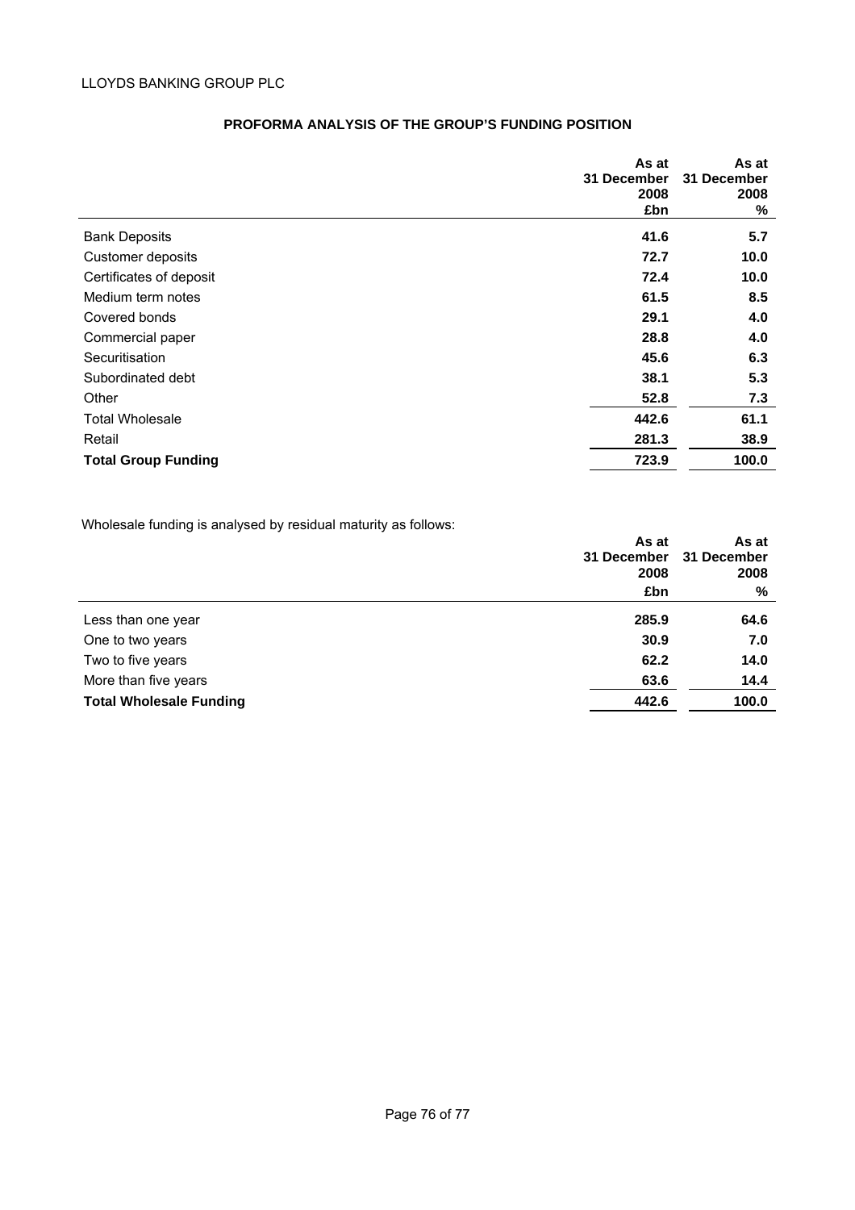## PROFORMA ANALYSIS OF THE GROUP'S FUNDING POSITION

| | As at 31 December 2008 £bn | As at 31 December 2008 % |
|---|---|---|
| Bank Deposits | **41.6** | **5.7** |
| Customer deposits | **72.7** | **10.0** |
| Certificates of deposit | **72.4** | **10.0** |
| Medium term notes | **61.5** | **8.5** |
| Covered bonds | **29.1** | **4.0** |
| Commercial paper | **28.8** | **4.0** |
| Securitisation | **45.6** | **6.3** |
| Subordinated debt | **38.1** | **5.3** |
| Other | **52.8** | **7.3** |
| Total Wholesale | **442.6** | **61.1** |
| Retail | **281.3** | **38.9** |
| **Total Group Funding** | **723.9** | **100.0** |

Wholesale funding is analysed by residual maturity as follows:

| | As at 31 December 2008 £bn | As at 31 December 2008 % |
|---|---|---|
| Less than one year | **285.9** | **64.6** |
| One to two years | **30.9** | **7.0** |
| Two to five years | **62.2** | **14.0** |
| More than five years | **63.6** | **14.4** |
| **Total Wholesale Funding** | **442.6** | **100.0** |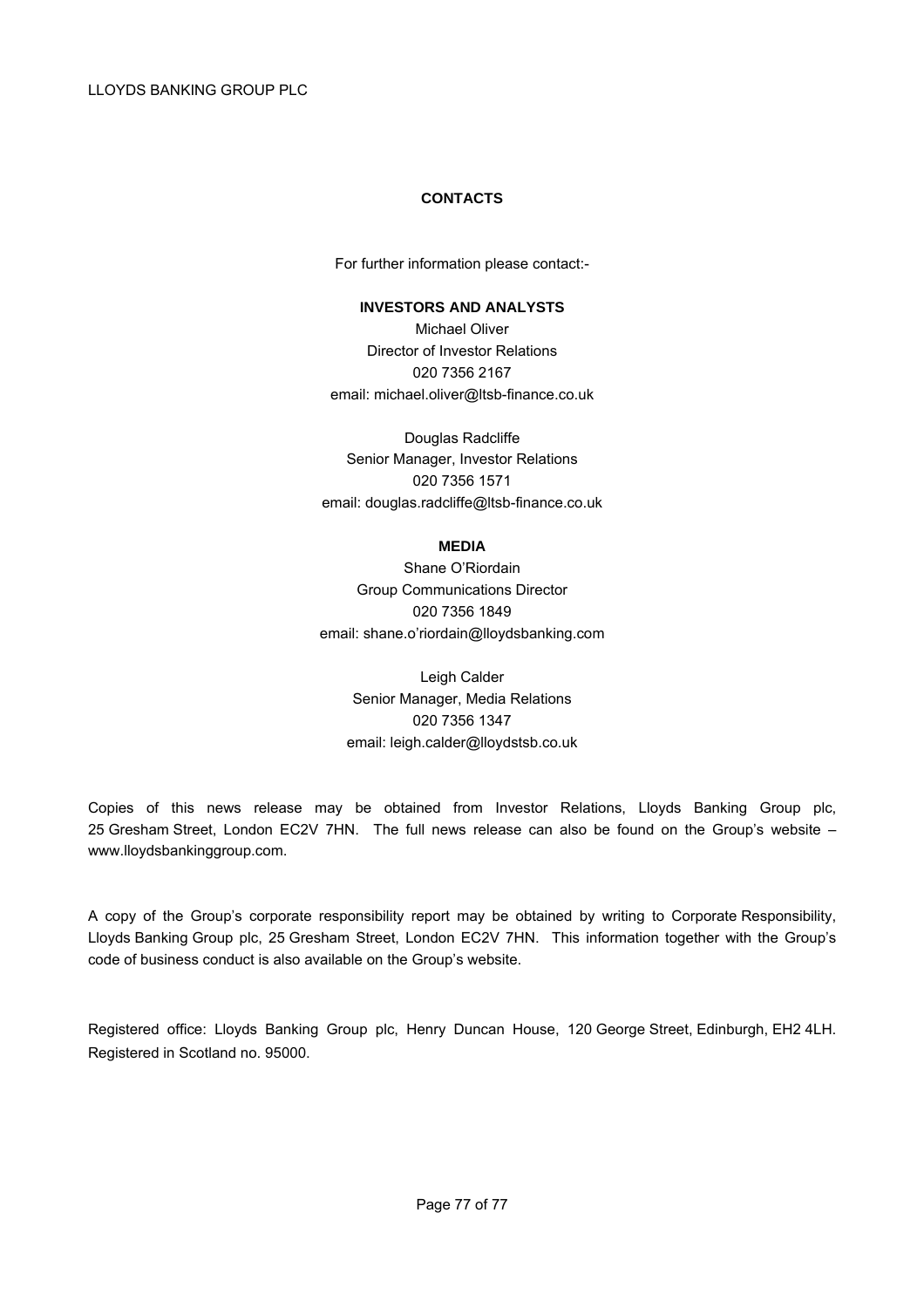## CONTACTS

For further information please contact:-

**INVESTORS AND ANALYSTS**

Michael Oliver
Director of Investor Relations
020 7356 2167
email: michael.oliver@ltsb-finance.co.uk

Douglas Radcliffe
Senior Manager, Investor Relations
020 7356 1571
email: douglas.radcliffe@ltsb-finance.co.uk

**MEDIA**

Shane O'Riordain
Group Communications Director
020 7356 1849
email: shane.o'riordain@lloydsbanking.com

Leigh Calder
Senior Manager, Media Relations
020 7356 1347
email: leigh.calder@lloydstsb.co.uk

Copies of this news release may be obtained from Investor Relations, Lloyds Banking Group plc, 25 Gresham Street, London EC2V 7HN. The full news release can also be found on the Group's website – www.lloydsbankinggroup.com.

A copy of the Group's corporate responsibility report may be obtained by writing to Corporate Responsibility, Lloyds Banking Group plc, 25 Gresham Street, London EC2V 7HN. This information together with the Group's code of business conduct is also available on the Group's website.

Registered office: Lloyds Banking Group plc, Henry Duncan House, 120 George Street, Edinburgh, EH2 4LH. Registered in Scotland no. 95000.